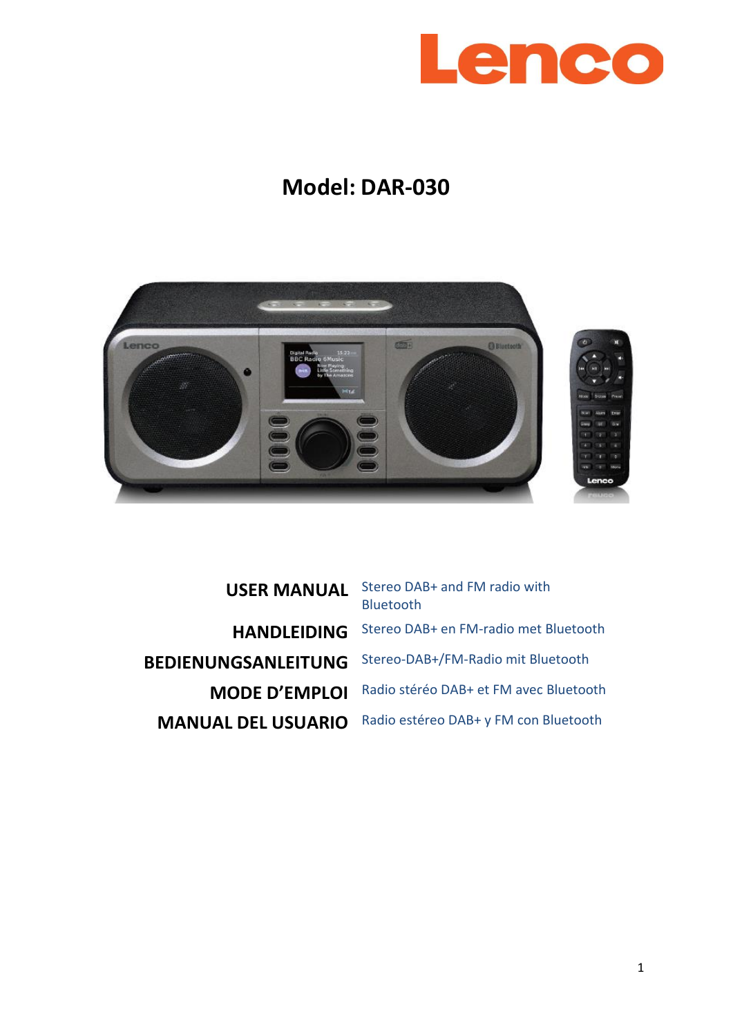# Lenco

## Model: DAR-030

| | |
|---|---|
| **USER MANUAL** | Stereo DAB+ and FM radio with Bluetooth |
| **HANDLEIDING** | Stereo DAB+ en FM-radio met Bluetooth |
| **BEDIENUNGSANLEITUNG** | Stereo-DAB+/FM-Radio mit Bluetooth |
| **MODE D'EMPLOI** | Radio stéréo DAB+ et FM avec Bluetooth |
| **MANUAL DEL USUARIO** | Radio estéreo DAB+ y FM con Bluetooth |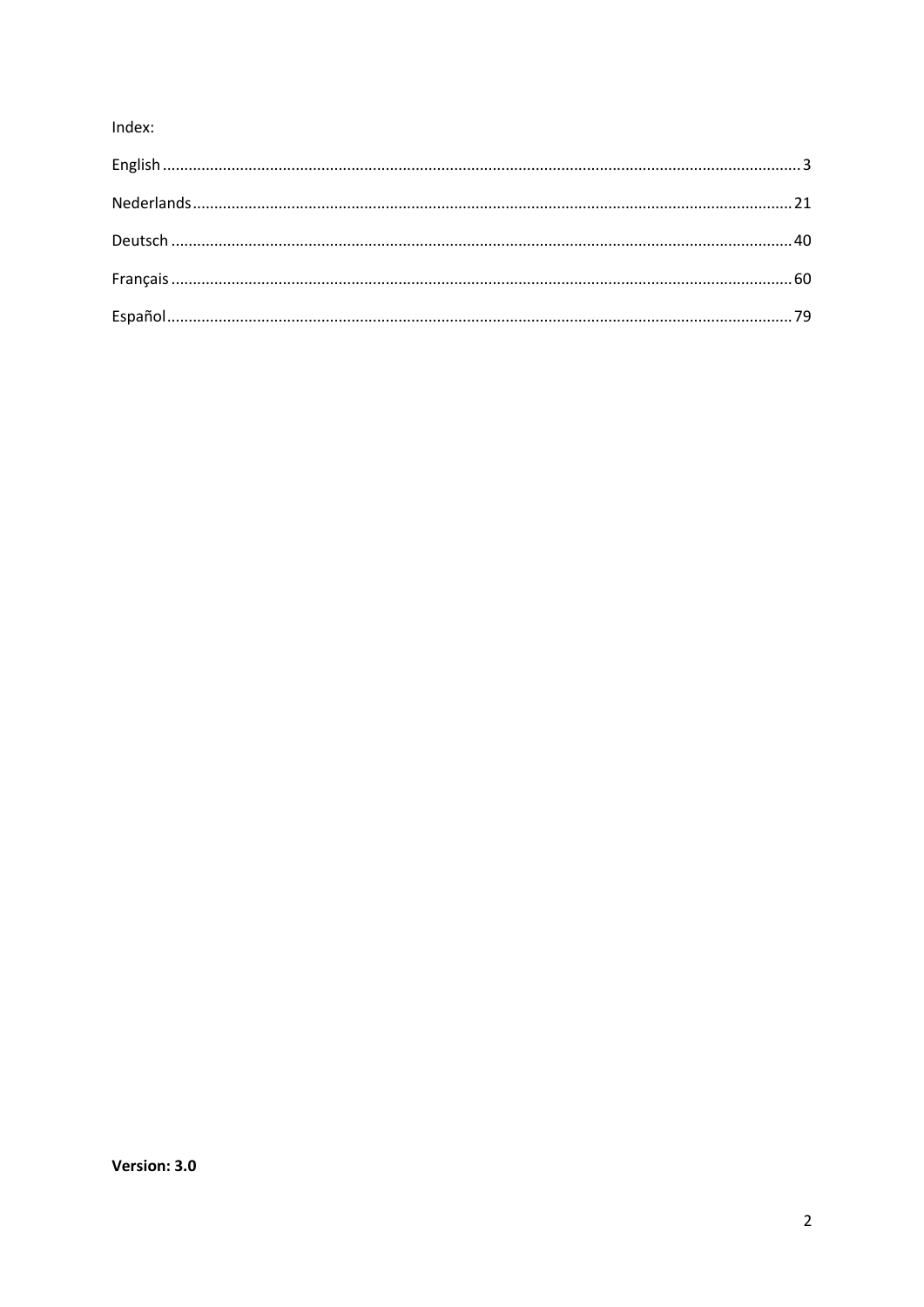Index:

English ..................................................................................................................................... 3

Nederlands ............................................................................................................................. 21

Deutsch .................................................................................................................................. 40

Français .................................................................................................................................. 60

Español ................................................................................................................................... 79

**Version: 3.0**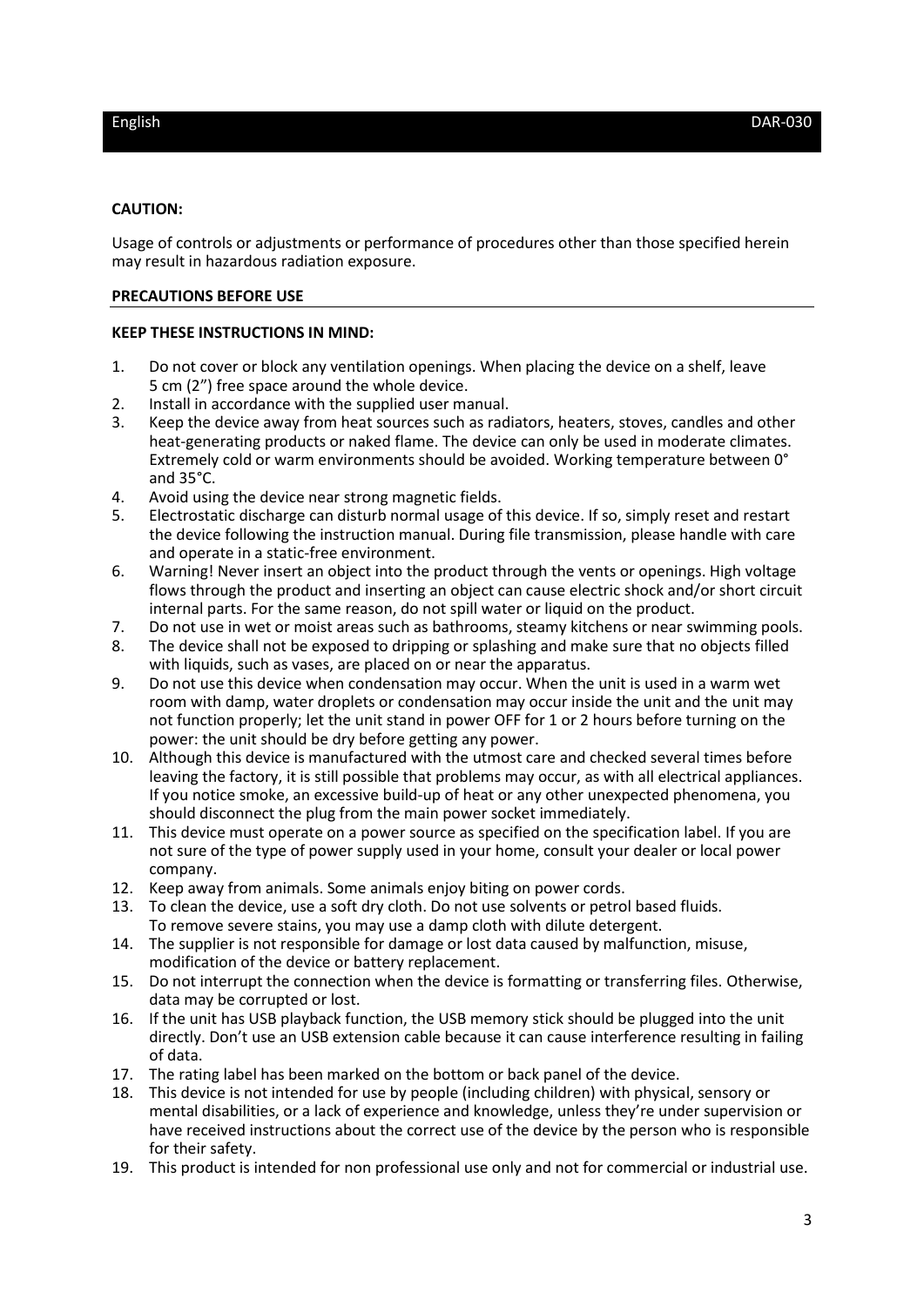**CAUTION:**

Usage of controls or adjustments or performance of procedures other than those specified herein may result in hazardous radiation exposure.

**PRECAUTIONS BEFORE USE**

**KEEP THESE INSTRUCTIONS IN MIND:**

1. Do not cover or block any ventilation openings. When placing the device on a shelf, leave 5 cm (2”) free space around the whole device.
2. Install in accordance with the supplied user manual.
3. Keep the device away from heat sources such as radiators, heaters, stoves, candles and other heat-generating products or naked flame. The device can only be used in moderate climates. Extremely cold or warm environments should be avoided. Working temperature between 0° and 35°C.
4. Avoid using the device near strong magnetic fields.
5. Electrostatic discharge can disturb normal usage of this device. If so, simply reset and restart the device following the instruction manual. During file transmission, please handle with care and operate in a static-free environment.
6. Warning! Never insert an object into the product through the vents or openings. High voltage flows through the product and inserting an object can cause electric shock and/or short circuit internal parts. For the same reason, do not spill water or liquid on the product.
7. Do not use in wet or moist areas such as bathrooms, steamy kitchens or near swimming pools.
8. The device shall not be exposed to dripping or splashing and make sure that no objects filled with liquids, such as vases, are placed on or near the apparatus.
9. Do not use this device when condensation may occur. When the unit is used in a warm wet room with damp, water droplets or condensation may occur inside the unit and the unit may not function properly; let the unit stand in power OFF for 1 or 2 hours before turning on the power: the unit should be dry before getting any power.
10. Although this device is manufactured with the utmost care and checked several times before leaving the factory, it is still possible that problems may occur, as with all electrical appliances. If you notice smoke, an excessive build-up of heat or any other unexpected phenomena, you should disconnect the plug from the main power socket immediately.
11. This device must operate on a power source as specified on the specification label. If you are not sure of the type of power supply used in your home, consult your dealer or local power company.
12. Keep away from animals. Some animals enjoy biting on power cords.
13. To clean the device, use a soft dry cloth. Do not use solvents or petrol based fluids. To remove severe stains, you may use a damp cloth with dilute detergent.
14. The supplier is not responsible for damage or lost data caused by malfunction, misuse, modification of the device or battery replacement.
15. Do not interrupt the connection when the device is formatting or transferring files. Otherwise, data may be corrupted or lost.
16. If the unit has USB playback function, the USB memory stick should be plugged into the unit directly. Don’t use an USB extension cable because it can cause interference resulting in failing of data.
17. The rating label has been marked on the bottom or back panel of the device.
18. This device is not intended for use by people (including children) with physical, sensory or mental disabilities, or a lack of experience and knowledge, unless they’re under supervision or have received instructions about the correct use of the device by the person who is responsible for their safety.
19. This product is intended for non professional use only and not for commercial or industrial use.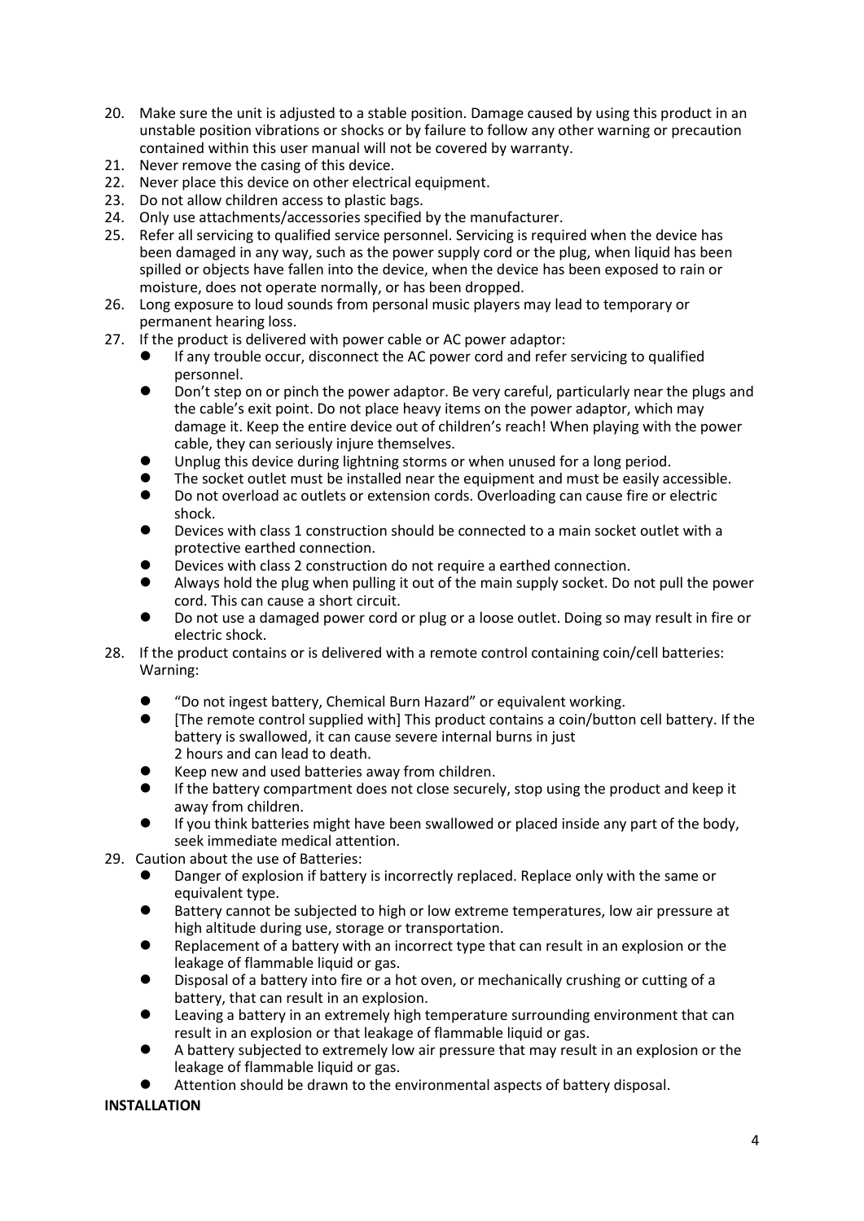20. Make sure the unit is adjusted to a stable position. Damage caused by using this product in an unstable position vibrations or shocks or by failure to follow any other warning or precaution contained within this user manual will not be covered by warranty.
21. Never remove the casing of this device.
22. Never place this device on other electrical equipment.
23. Do not allow children access to plastic bags.
24. Only use attachments/accessories specified by the manufacturer.
25. Refer all servicing to qualified service personnel. Servicing is required when the device has been damaged in any way, such as the power supply cord or the plug, when liquid has been spilled or objects have fallen into the device, when the device has been exposed to rain or moisture, does not operate normally, or has been dropped.
26. Long exposure to loud sounds from personal music players may lead to temporary or permanent hearing loss.
27. If the product is delivered with power cable or AC power adaptor:
    - If any trouble occur, disconnect the AC power cord and refer servicing to qualified personnel.
    - Don't step on or pinch the power adaptor. Be very careful, particularly near the plugs and the cable's exit point. Do not place heavy items on the power adaptor, which may damage it. Keep the entire device out of children's reach! When playing with the power cable, they can seriously injure themselves.
    - Unplug this device during lightning storms or when unused for a long period.
    - The socket outlet must be installed near the equipment and must be easily accessible.
    - Do not overload ac outlets or extension cords. Overloading can cause fire or electric shock.
    - Devices with class 1 construction should be connected to a main socket outlet with a protective earthed connection.
    - Devices with class 2 construction do not require a earthed connection.
    - Always hold the plug when pulling it out of the main supply socket. Do not pull the power cord. This can cause a short circuit.
    - Do not use a damaged power cord or plug or a loose outlet. Doing so may result in fire or electric shock.
28. If the product contains or is delivered with a remote control containing coin/cell batteries: Warning:
    - "Do not ingest battery, Chemical Burn Hazard" or equivalent working.
    - [The remote control supplied with] This product contains a coin/button cell battery. If the battery is swallowed, it can cause severe internal burns in just 2 hours and can lead to death.
    - Keep new and used batteries away from children.
    - If the battery compartment does not close securely, stop using the product and keep it away from children.
    - If you think batteries might have been swallowed or placed inside any part of the body, seek immediate medical attention.
29. Caution about the use of Batteries:
    - Danger of explosion if battery is incorrectly replaced. Replace only with the same or equivalent type.
    - Battery cannot be subjected to high or low extreme temperatures, low air pressure at high altitude during use, storage or transportation.
    - Replacement of a battery with an incorrect type that can result in an explosion or the leakage of flammable liquid or gas.
    - Disposal of a battery into fire or a hot oven, or mechanically crushing or cutting of a battery, that can result in an explosion.
    - Leaving a battery in an extremely high temperature surrounding environment that can result in an explosion or that leakage of flammable liquid or gas.
    - A battery subjected to extremely low air pressure that may result in an explosion or the leakage of flammable liquid or gas.
    - Attention should be drawn to the environmental aspects of battery disposal.

**INSTALLATION**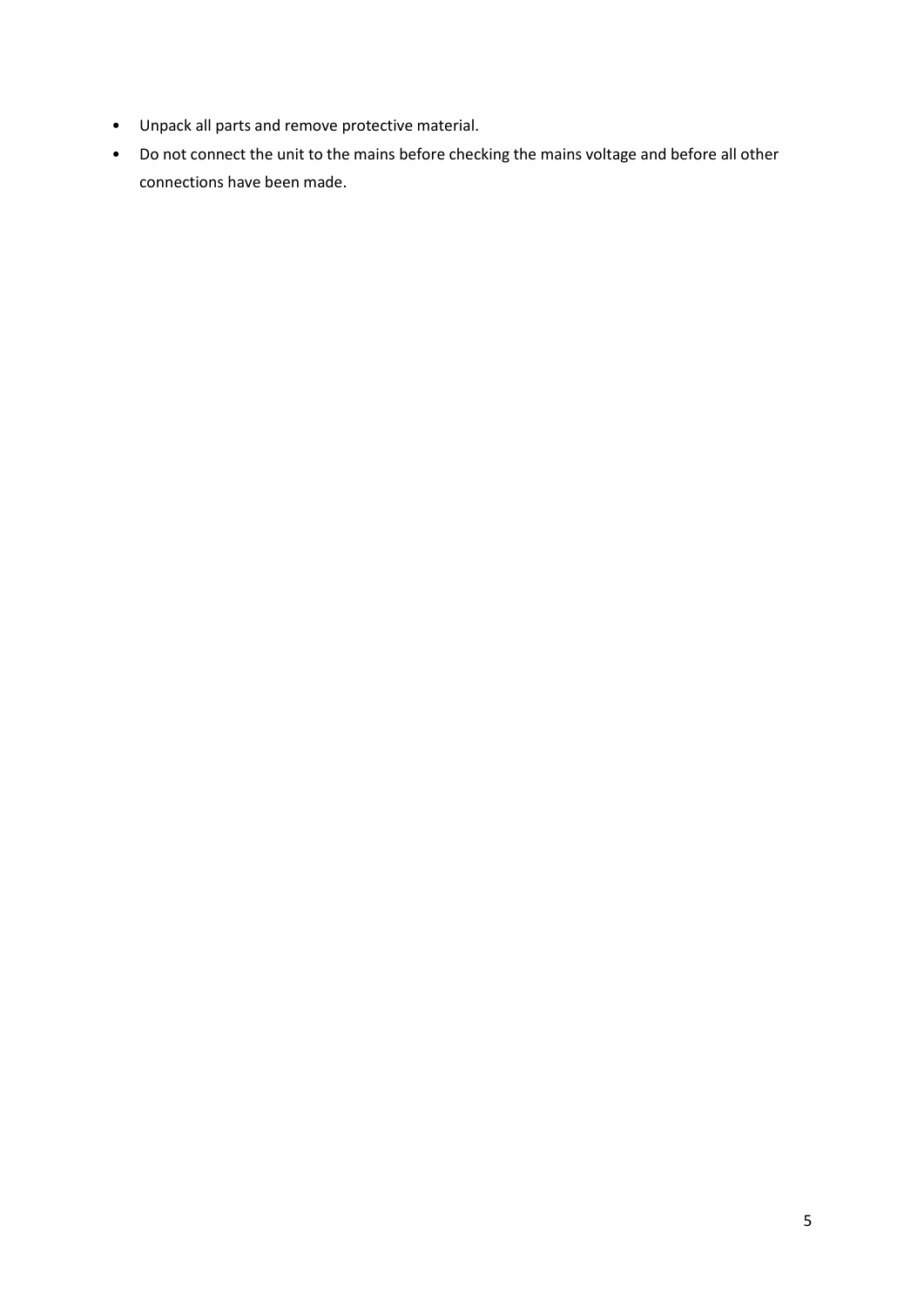- Unpack all parts and remove protective material.
- Do not connect the unit to the mains before checking the mains voltage and before all other connections have been made.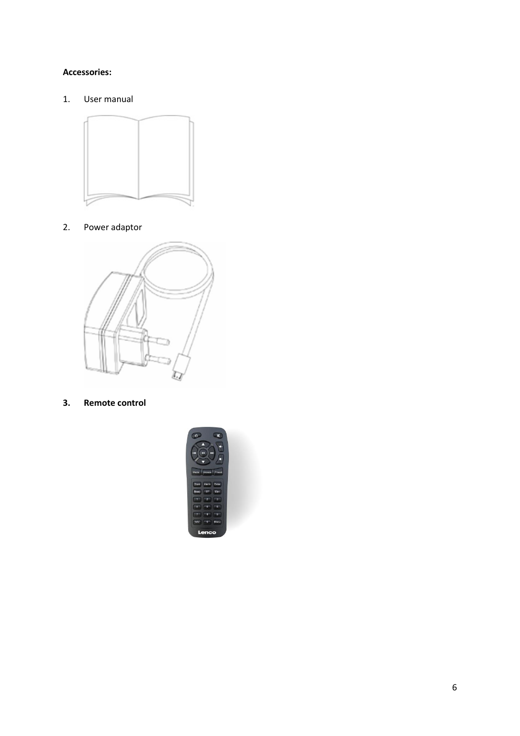**Accessories:**

1. User manual

2. Power adaptor

3. **Remote control**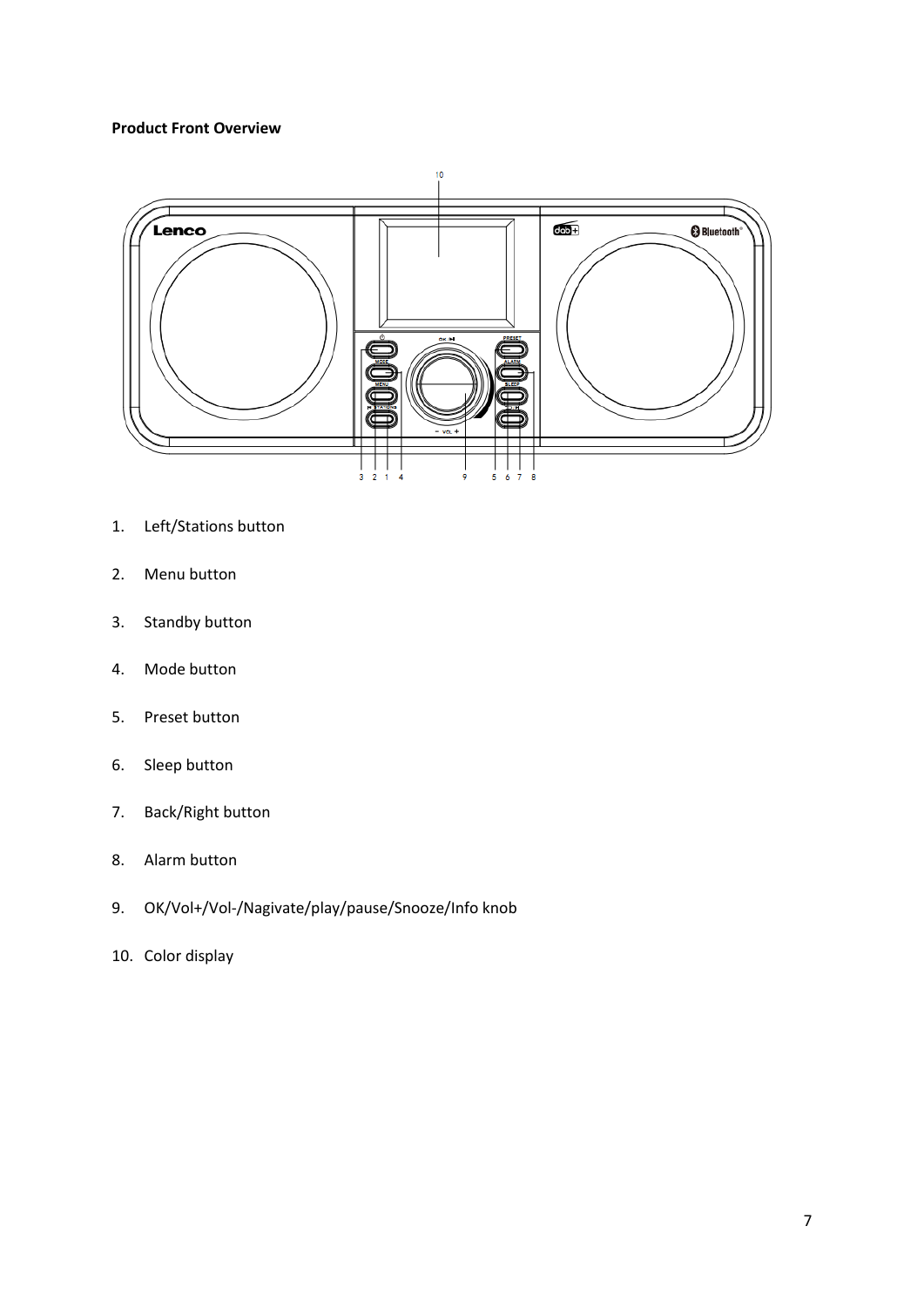**Product Front Overview**

1. Left/Stations button
2. Menu button
3. Standby button
4. Mode button
5. Preset button
6. Sleep button
7. Back/Right button
8. Alarm button
9. OK/Vol+/Vol-/Nagivate/play/pause/Snooze/Info knob
10. Color display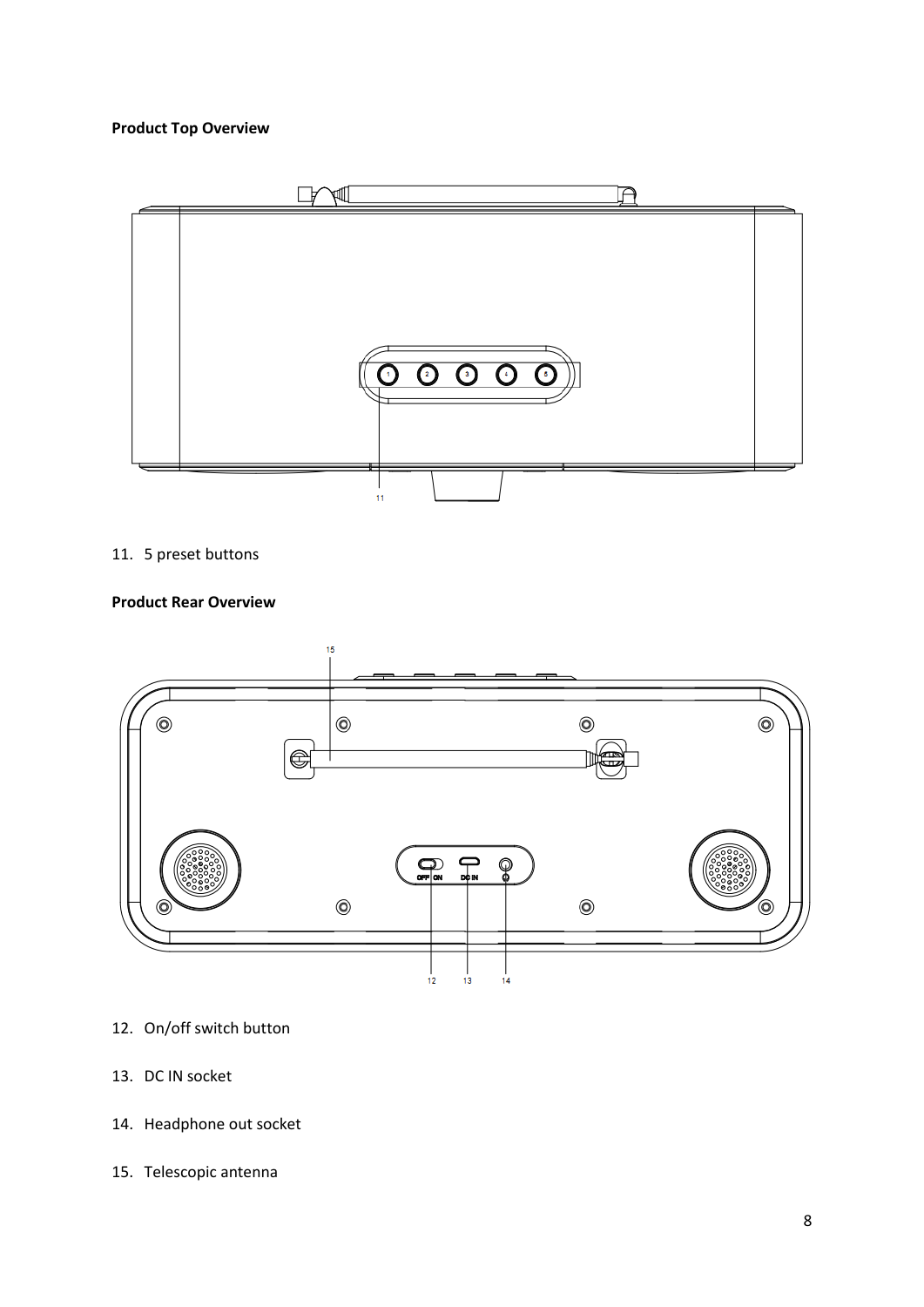**Product Top Overview**

11. 5 preset buttons

**Product Rear Overview**

12. On/off switch button
13. DC IN socket
14. Headphone out socket
15. Telescopic antenna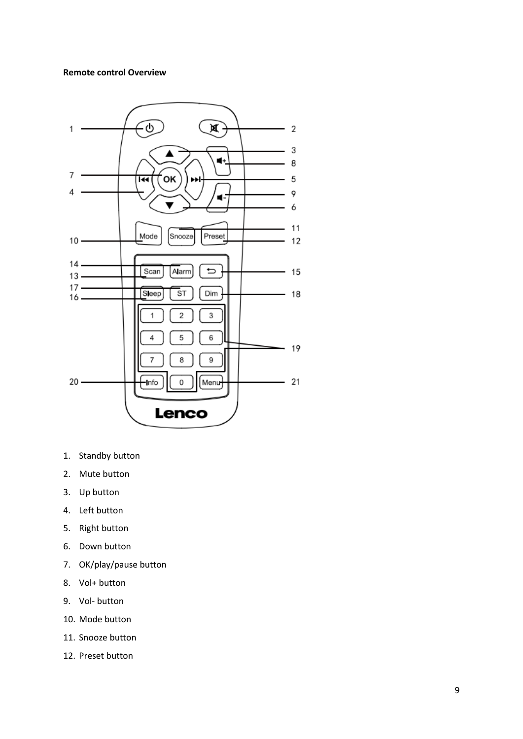**Remote control Overview**

1. Standby button
2. Mute button
3. Up button
4. Left button
5. Right button
6. Down button
7. OK/play/pause button
8. Vol+ button
9. Vol- button
10. Mode button
11. Snooze button
12. Preset button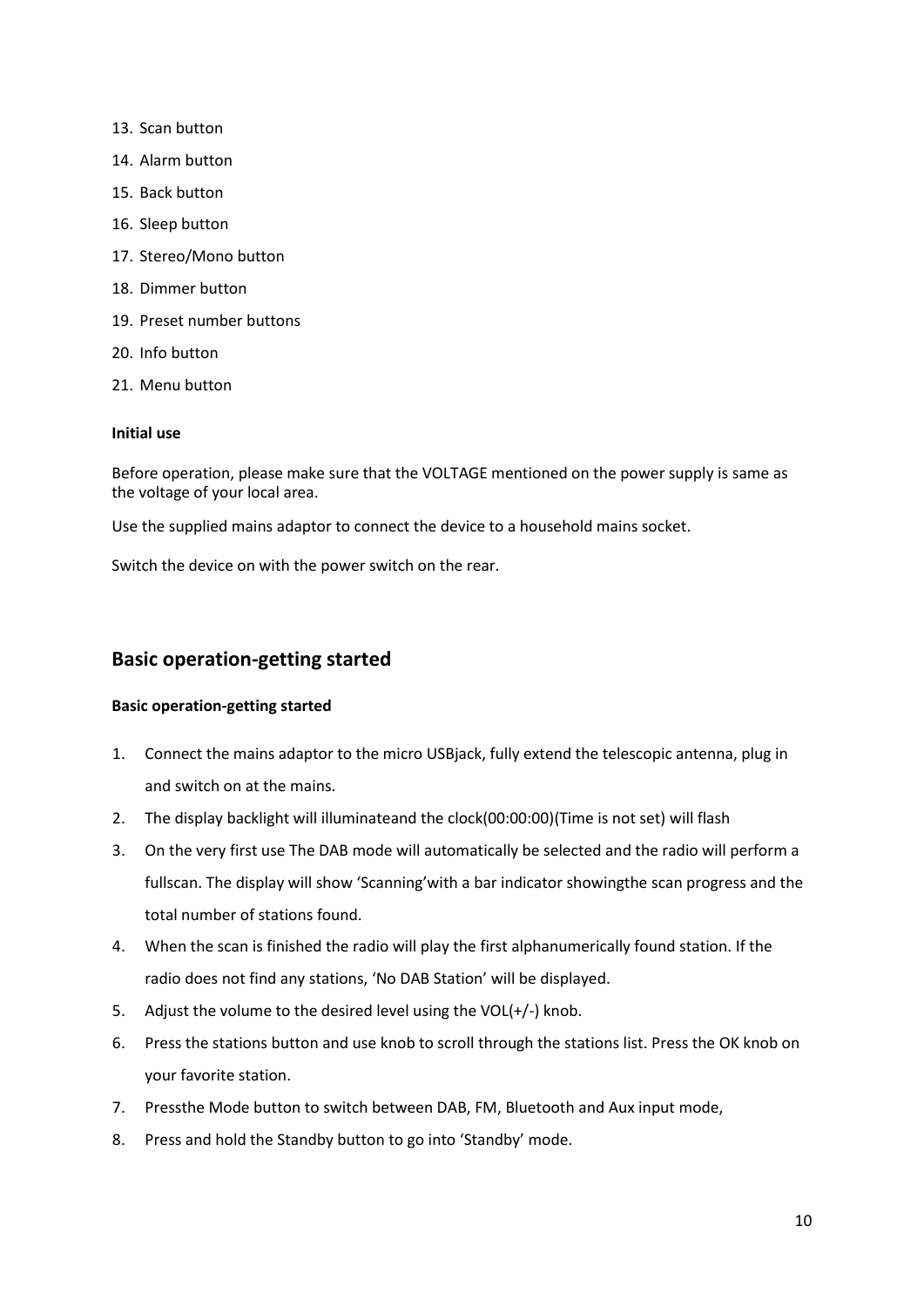13. Scan button
14. Alarm button
15. Back button
16. Sleep button
17. Stereo/Mono button
18. Dimmer button
19. Preset number buttons
20. Info button
21. Menu button

**Initial use**

Before operation, please make sure that the VOLTAGE mentioned on the power supply is same as the voltage of your local area.

Use the supplied mains adaptor to connect the device to a household mains socket.

Switch the device on with the power switch on the rear.

## Basic operation-getting started

**Basic operation-getting started**

1. Connect the mains adaptor to the micro USBjack, fully extend the telescopic antenna, plug in and switch on at the mains.
2. The display backlight will illuminateand the clock(00:00:00)(Time is not set) will flash
3. On the very first use The DAB mode will automatically be selected and the radio will perform a fullscan. The display will show 'Scanning'with a bar indicator showingthe scan progress and the total number of stations found.
4. When the scan is finished the radio will play the first alphanumerically found station. If the radio does not find any stations, 'No DAB Station' will be displayed.
5. Adjust the volume to the desired level using the VOL(+/-) knob.
6. Press the stations button and use knob to scroll through the stations list. Press the OK knob on your favorite station.
7. Pressthe Mode button to switch between DAB, FM, Bluetooth and Aux input mode,
8. Press and hold the Standby button to go into 'Standby' mode.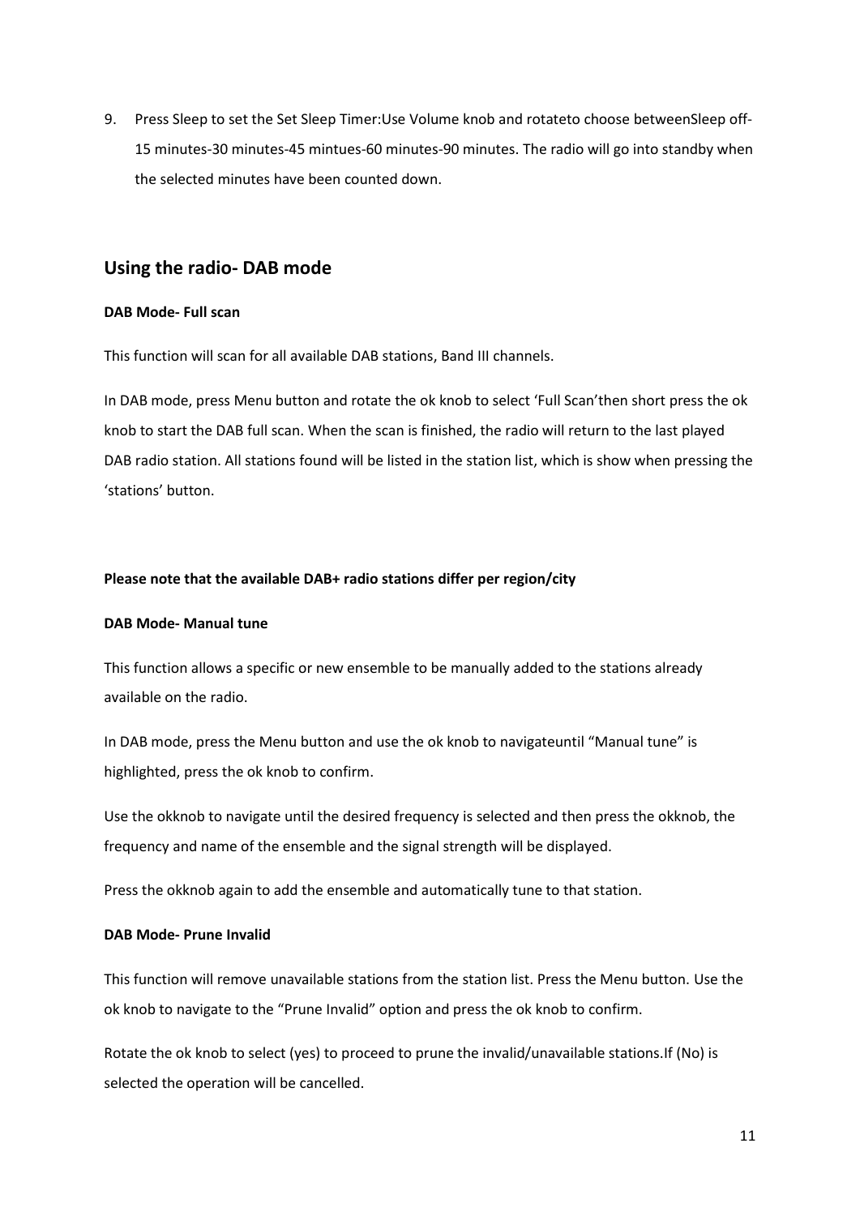9. Press Sleep to set the Set Sleep Timer:Use Volume knob and rotateto choose betweenSleep off-15 minutes-30 minutes-45 mintues-60 minutes-90 minutes. The radio will go into standby when the selected minutes have been counted down.

## Using the radio- DAB mode

**DAB Mode- Full scan**

This function will scan for all available DAB stations, Band III channels.

In DAB mode, press Menu button and rotate the ok knob to select 'Full Scan'then short press the ok knob to start the DAB full scan. When the scan is finished, the radio will return to the last played DAB radio station. All stations found will be listed in the station list, which is show when pressing the 'stations' button.

**Please note that the available DAB+ radio stations differ per region/city**

**DAB Mode- Manual tune**

This function allows a specific or new ensemble to be manually added to the stations already available on the radio.

In DAB mode, press the Menu button and use the ok knob to navigateuntil "Manual tune" is highlighted, press the ok knob to confirm.

Use the okknob to navigate until the desired frequency is selected and then press the okknob, the frequency and name of the ensemble and the signal strength will be displayed.

Press the okknob again to add the ensemble and automatically tune to that station.

**DAB Mode- Prune Invalid**

This function will remove unavailable stations from the station list. Press the Menu button. Use the ok knob to navigate to the "Prune Invalid" option and press the ok knob to confirm.

Rotate the ok knob to select (yes) to proceed to prune the invalid/unavailable stations.If (No) is selected the operation will be cancelled.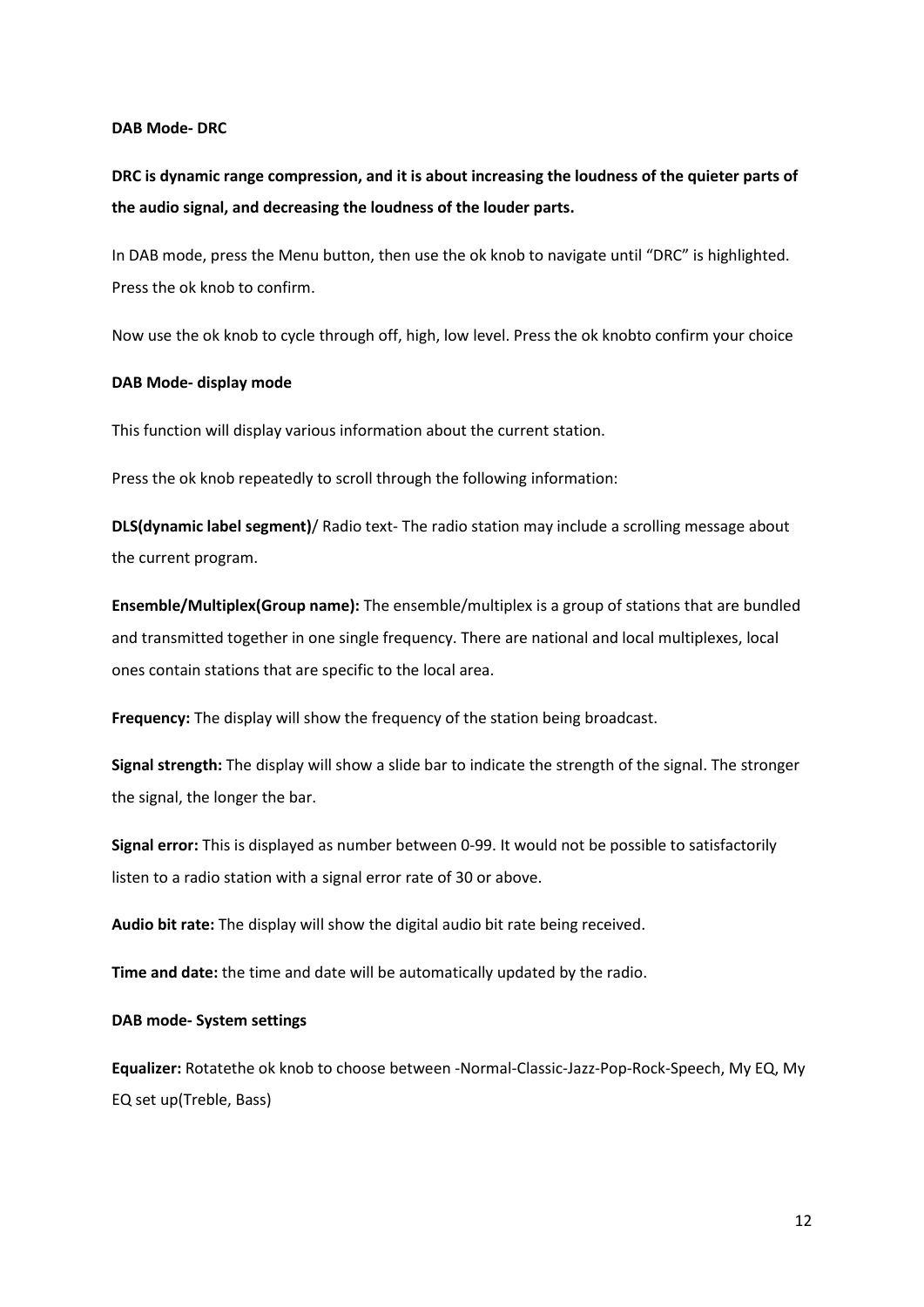**DAB Mode- DRC**

**DRC is dynamic range compression, and it is about increasing the loudness of the quieter parts of the audio signal, and decreasing the loudness of the louder parts.**

In DAB mode, press the Menu button, then use the ok knob to navigate until "DRC" is highlighted. Press the ok knob to confirm.

Now use the ok knob to cycle through off, high, low level. Press the ok knobto confirm your choice

**DAB Mode- display mode**

This function will display various information about the current station.

Press the ok knob repeatedly to scroll through the following information:

**DLS(dynamic label segment)**/ Radio text- The radio station may include a scrolling message about the current program.

**Ensemble/Multiplex(Group name):** The ensemble/multiplex is a group of stations that are bundled and transmitted together in one single frequency. There are national and local multiplexes, local ones contain stations that are specific to the local area.

**Frequency:** The display will show the frequency of the station being broadcast.

**Signal strength:** The display will show a slide bar to indicate the strength of the signal. The stronger the signal, the longer the bar.

**Signal error:** This is displayed as number between 0-99. It would not be possible to satisfactorily listen to a radio station with a signal error rate of 30 or above.

**Audio bit rate:** The display will show the digital audio bit rate being received.

**Time and date:** the time and date will be automatically updated by the radio.

**DAB mode- System settings**

**Equalizer:** Rotatethe ok knob to choose between -Normal-Classic-Jazz-Pop-Rock-Speech, My EQ, My EQ set up(Treble, Bass)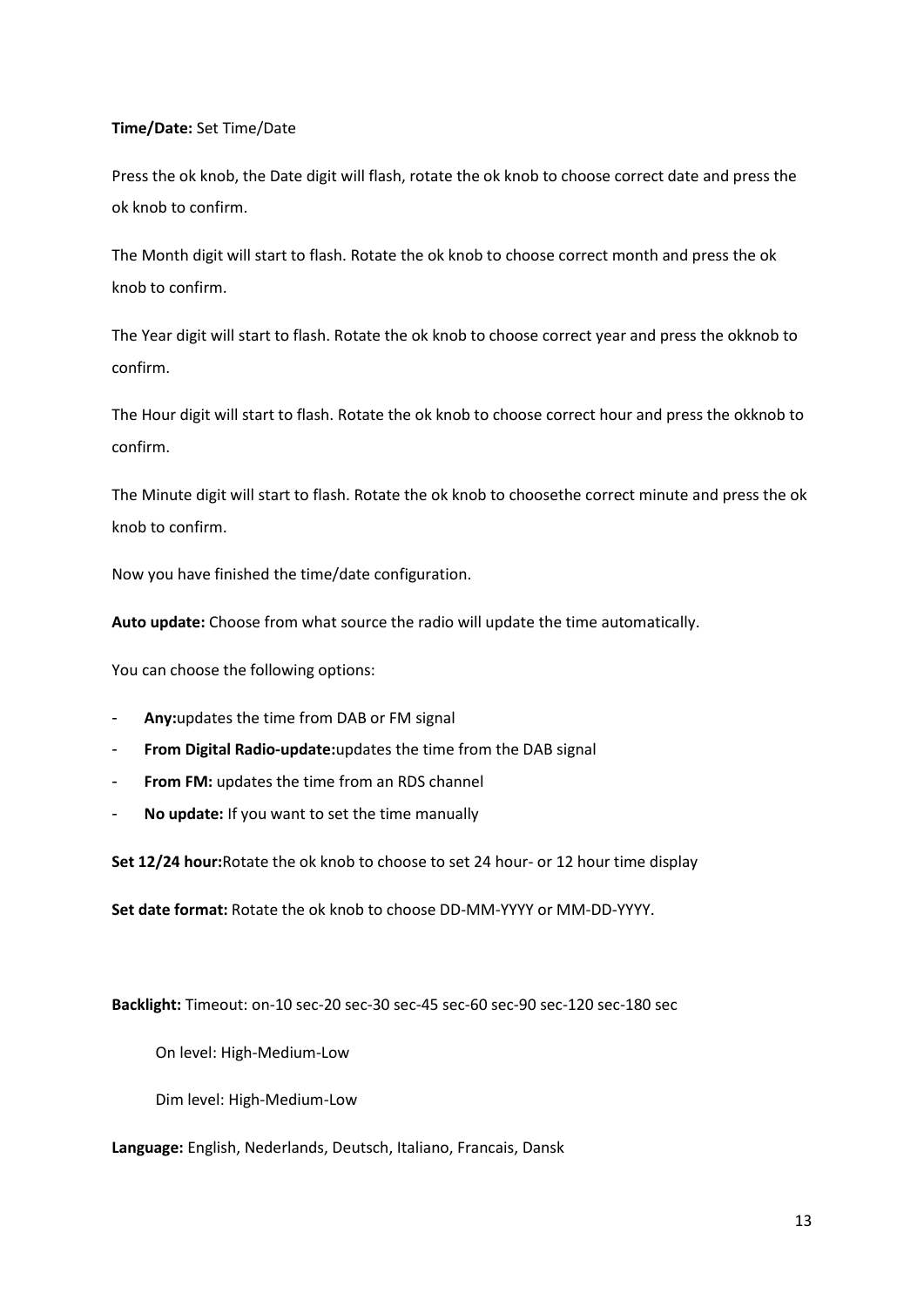**Time/Date:** Set Time/Date

Press the ok knob, the Date digit will flash, rotate the ok knob to choose correct date and press the ok knob to confirm.

The Month digit will start to flash. Rotate the ok knob to choose correct month and press the ok knob to confirm.

The Year digit will start to flash. Rotate the ok knob to choose correct year and press the okknob to confirm.

The Hour digit will start to flash. Rotate the ok knob to choose correct hour and press the okknob to confirm.

The Minute digit will start to flash. Rotate the ok knob to choosethe correct minute and press the ok knob to confirm.

Now you have finished the time/date configuration.

**Auto update:** Choose from what source the radio will update the time automatically.

You can choose the following options:

- **Any:**updates the time from DAB or FM signal
- **From Digital Radio-update:**updates the time from the DAB signal
- **From FM:** updates the time from an RDS channel
- **No update:** If you want to set the time manually

**Set 12/24 hour:**Rotate the ok knob to choose to set 24 hour- or 12 hour time display

**Set date format:** Rotate the ok knob to choose DD-MM-YYYY or MM-DD-YYYY.

**Backlight:** Timeout: on-10 sec-20 sec-30 sec-45 sec-60 sec-90 sec-120 sec-180 sec

On level: High-Medium-Low

Dim level: High-Medium-Low

**Language:** English, Nederlands, Deutsch, Italiano, Francais, Dansk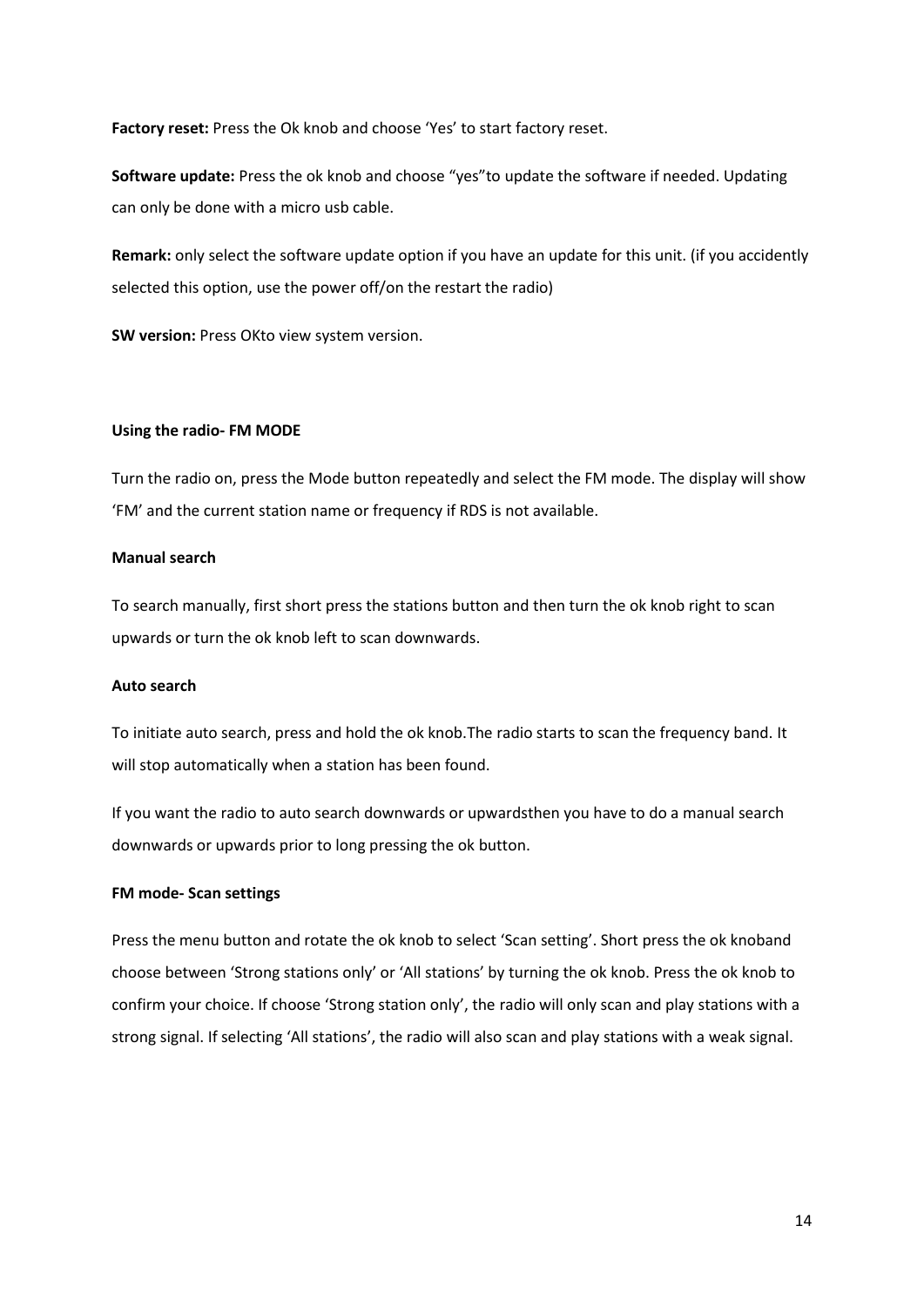**Factory reset:** Press the Ok knob and choose 'Yes' to start factory reset.

**Software update:** Press the ok knob and choose "yes"to update the software if needed. Updating can only be done with a micro usb cable.

**Remark:** only select the software update option if you have an update for this unit. (if you accidently selected this option, use the power off/on the restart the radio)

**SW version:** Press OKto view system version.

**Using the radio- FM MODE**

Turn the radio on, press the Mode button repeatedly and select the FM mode. The display will show 'FM' and the current station name or frequency if RDS is not available.

**Manual search**

To search manually, first short press the stations button and then turn the ok knob right to scan upwards or turn the ok knob left to scan downwards.

**Auto search**

To initiate auto search, press and hold the ok knob.The radio starts to scan the frequency band. It will stop automatically when a station has been found.

If you want the radio to auto search downwards or upwardsthen you have to do a manual search downwards or upwards prior to long pressing the ok button.

**FM mode- Scan settings**

Press the menu button and rotate the ok knob to select 'Scan setting'. Short press the ok knoband choose between 'Strong stations only' or 'All stations' by turning the ok knob. Press the ok knob to confirm your choice. If choose 'Strong station only', the radio will only scan and play stations with a strong signal. If selecting 'All stations', the radio will also scan and play stations with a weak signal.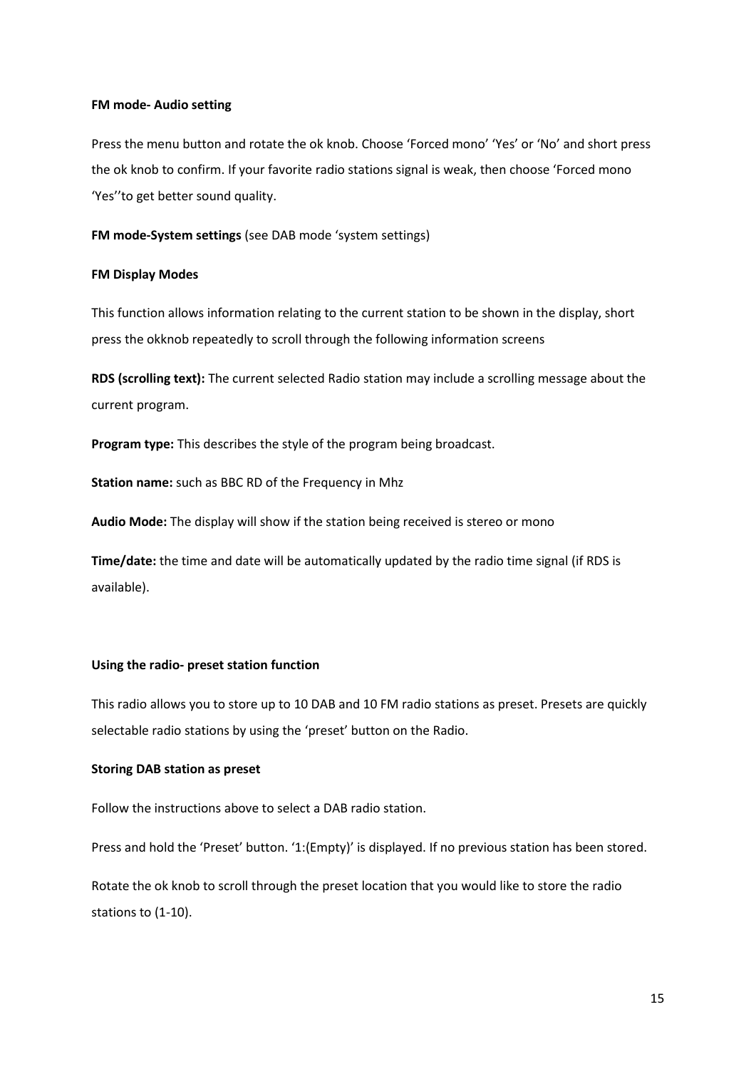**FM mode- Audio setting**

Press the menu button and rotate the ok knob. Choose 'Forced mono' 'Yes' or 'No' and short press the ok knob to confirm. If your favorite radio stations signal is weak, then choose 'Forced mono 'Yes''to get better sound quality.

**FM mode-System settings** (see DAB mode 'system settings)

**FM Display Modes**

This function allows information relating to the current station to be shown in the display, short press the okknob repeatedly to scroll through the following information screens

**RDS (scrolling text):** The current selected Radio station may include a scrolling message about the current program.

**Program type:** This describes the style of the program being broadcast.

**Station name:** such as BBC RD of the Frequency in Mhz

**Audio Mode:** The display will show if the station being received is stereo or mono

**Time/date:** the time and date will be automatically updated by the radio time signal (if RDS is available).

**Using the radio- preset station function**

This radio allows you to store up to 10 DAB and 10 FM radio stations as preset. Presets are quickly selectable radio stations by using the 'preset' button on the Radio.

**Storing DAB station as preset**

Follow the instructions above to select a DAB radio station.

Press and hold the 'Preset' button. '1:(Empty)' is displayed. If no previous station has been stored.

Rotate the ok knob to scroll through the preset location that you would like to store the radio stations to (1-10).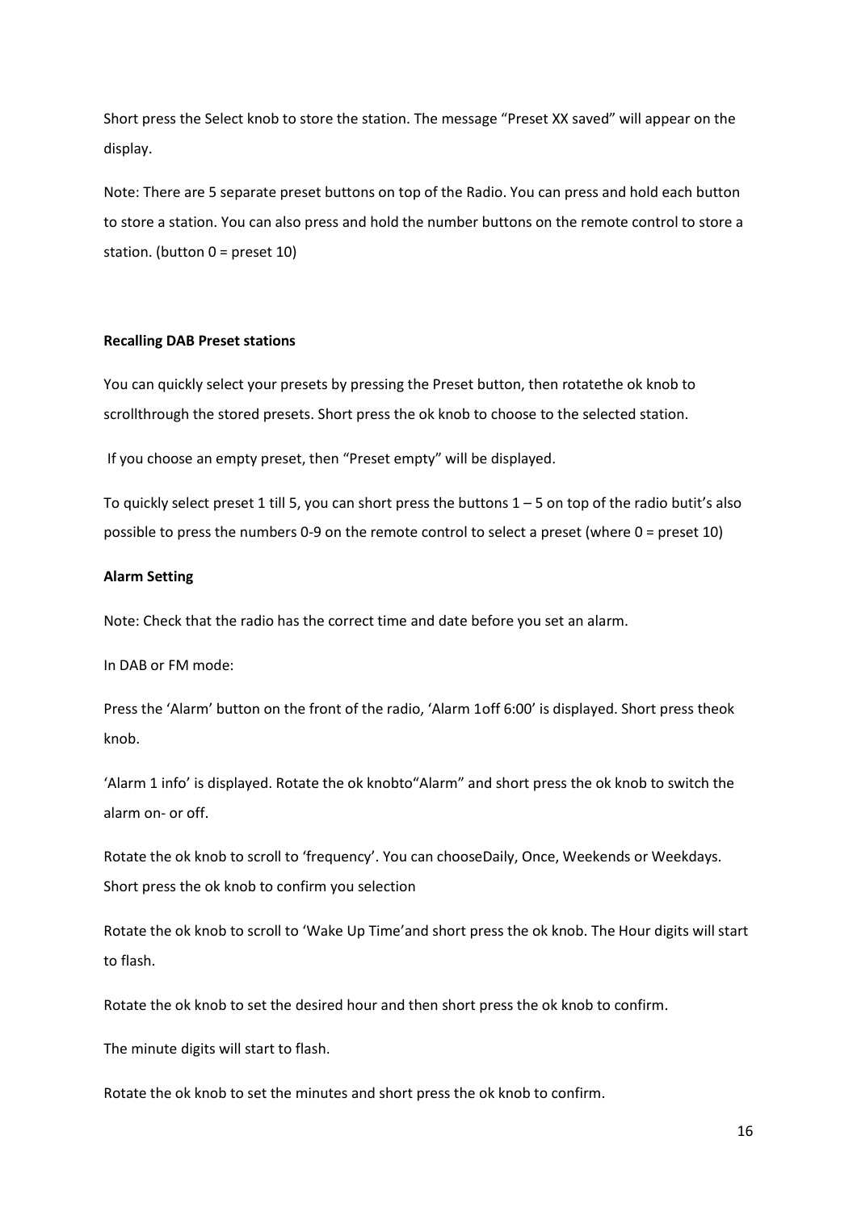Short press the Select knob to store the station. The message “Preset XX saved” will appear on the display.

Note: There are 5 separate preset buttons on top of the Radio. You can press and hold each button to store a station. You can also press and hold the number buttons on the remote control to store a station. (button 0 = preset 10)

**Recalling DAB Preset stations**

You can quickly select your presets by pressing the Preset button, then rotatethe ok knob to scrollthrough the stored presets. Short press the ok knob to choose to the selected station.

If you choose an empty preset, then “Preset empty” will be displayed.

To quickly select preset 1 till 5, you can short press the buttons 1 – 5 on top of the radio butit’s also possible to press the numbers 0-9 on the remote control to select a preset (where 0 = preset 10)

**Alarm Setting**

Note: Check that the radio has the correct time and date before you set an alarm.

In DAB or FM mode:

Press the ‘Alarm’ button on the front of the radio, ‘Alarm 1off 6:00’ is displayed. Short press theok knob.

‘Alarm 1 info’ is displayed. Rotate the ok knobto“Alarm” and short press the ok knob to switch the alarm on- or off.

Rotate the ok knob to scroll to ‘frequency’. You can chooseDaily, Once, Weekends or Weekdays. Short press the ok knob to confirm you selection

Rotate the ok knob to scroll to ‘Wake Up Time’and short press the ok knob. The Hour digits will start to flash.

Rotate the ok knob to set the desired hour and then short press the ok knob to confirm.

The minute digits will start to flash.

Rotate the ok knob to set the minutes and short press the ok knob to confirm.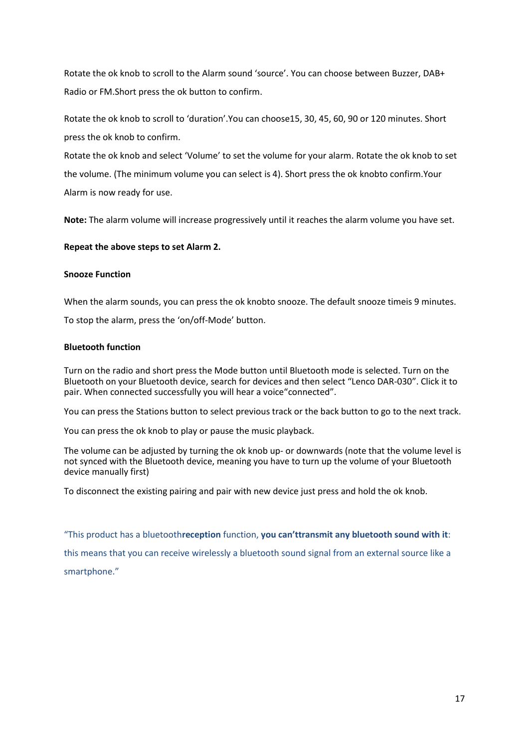Rotate the ok knob to scroll to the Alarm sound 'source'. You can choose between Buzzer, DAB+ Radio or FM.Short press the ok button to confirm.

Rotate the ok knob to scroll to 'duration'.You can choose15, 30, 45, 60, 90 or 120 minutes. Short press the ok knob to confirm.

Rotate the ok knob and select 'Volume' to set the volume for your alarm. Rotate the ok knob to set the volume. (The minimum volume you can select is 4). Short press the ok knobto confirm.Your Alarm is now ready for use.

**Note:** The alarm volume will increase progressively until it reaches the alarm volume you have set.

**Repeat the above steps to set Alarm 2.**

**Snooze Function**

When the alarm sounds, you can press the ok knobto snooze. The default snooze timeis 9 minutes.

To stop the alarm, press the 'on/off-Mode' button.

**Bluetooth function**

Turn on the radio and short press the Mode button until Bluetooth mode is selected. Turn on the Bluetooth on your Bluetooth device, search for devices and then select "Lenco DAR-030". Click it to pair. When connected successfully you will hear a voice"connected".

You can press the Stations button to select previous track or the back button to go to the next track.

You can press the ok knob to play or pause the music playback.

The volume can be adjusted by turning the ok knob up- or downwards (note that the volume level is not synced with the Bluetooth device, meaning you have to turn up the volume of your Bluetooth device manually first)

To disconnect the existing pairing and pair with new device just press and hold the ok knob.

"This product has a bluetooth**reception** function, **you can'ttransmit any bluetooth sound with it**: this means that you can receive wirelessly a bluetooth sound signal from an external source like a smartphone."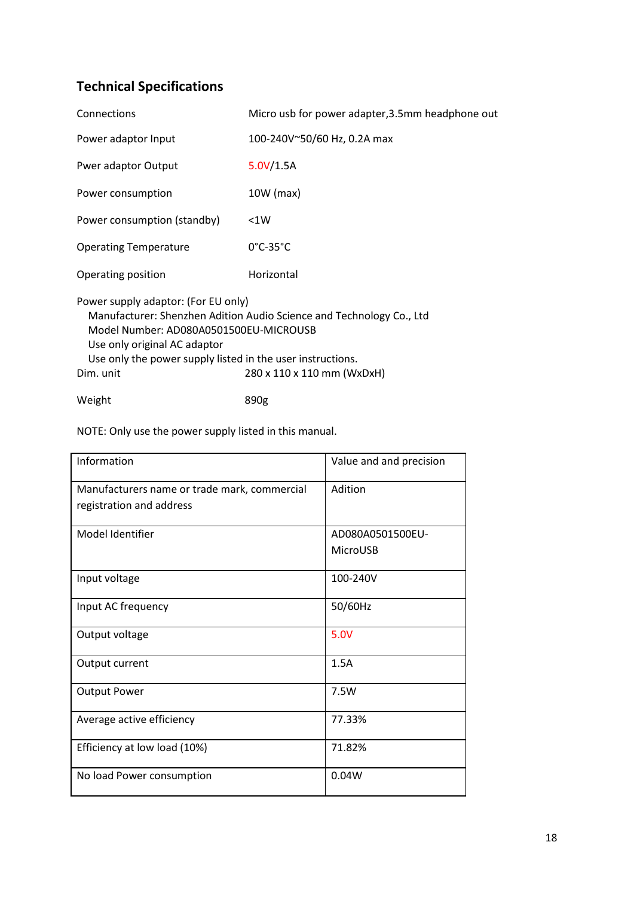## Technical Specifications

| | |
|---|---|
| Connections | Micro usb for power adapter,3.5mm headphone out |
| Power adaptor Input | 100-240V~50/60 Hz, 0.2A max |
| Pwer adaptor Output | 5.0V/1.5A |
| Power consumption | 10W (max) |
| Power consumption (standby) | <1W |
| Operating Temperature | 0°C-35°C |
| Operating position | Horizontal |

Power supply adaptor: (For EU only)
Manufacturer: Shenzhen Adition Audio Science and Technology Co., Ltd
Model Number: AD080A0501500EU-MICROUSB
Use only original AC adaptor
Use only the power supply listed in the user instructions.

| | |
|---|---|
| Dim. unit | 280 x 110 x 110 mm (WxDxH) |
| Weight | 890g |

NOTE: Only use the power supply listed in this manual.

| Information | Value and and precision |
|---|---|
| Manufacturers name or trade mark, commercial registration and address | Adition |
| Model Identifier | AD080A0501500EU-MicroUSB |
| Input voltage | 100-240V |
| Input AC frequency | 50/60Hz |
| Output voltage | 5.0V |
| Output current | 1.5A |
| Output Power | 7.5W |
| Average active efficiency | 77.33% |
| Efficiency at low load (10%) | 71.82% |
| No load Power consumption | 0.04W |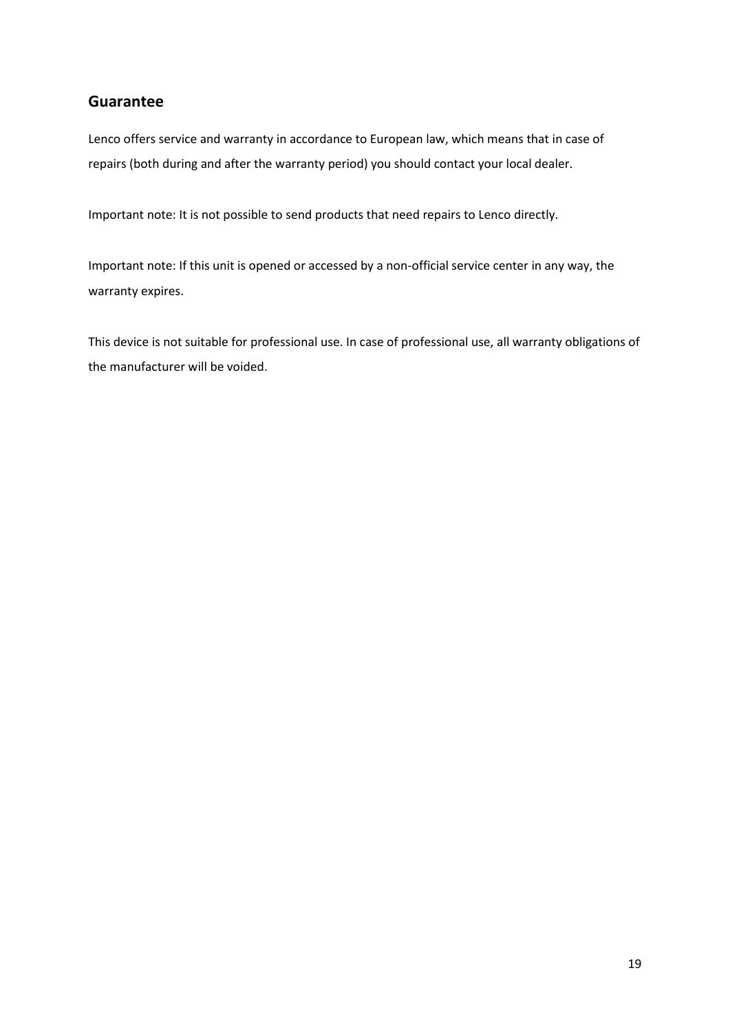## Guarantee

Lenco offers service and warranty in accordance to European law, which means that in case of repairs (both during and after the warranty period) you should contact your local dealer.

Important note: It is not possible to send products that need repairs to Lenco directly.

Important note: If this unit is opened or accessed by a non-official service center in any way, the warranty expires.

This device is not suitable for professional use. In case of professional use, all warranty obligations of the manufacturer will be voided.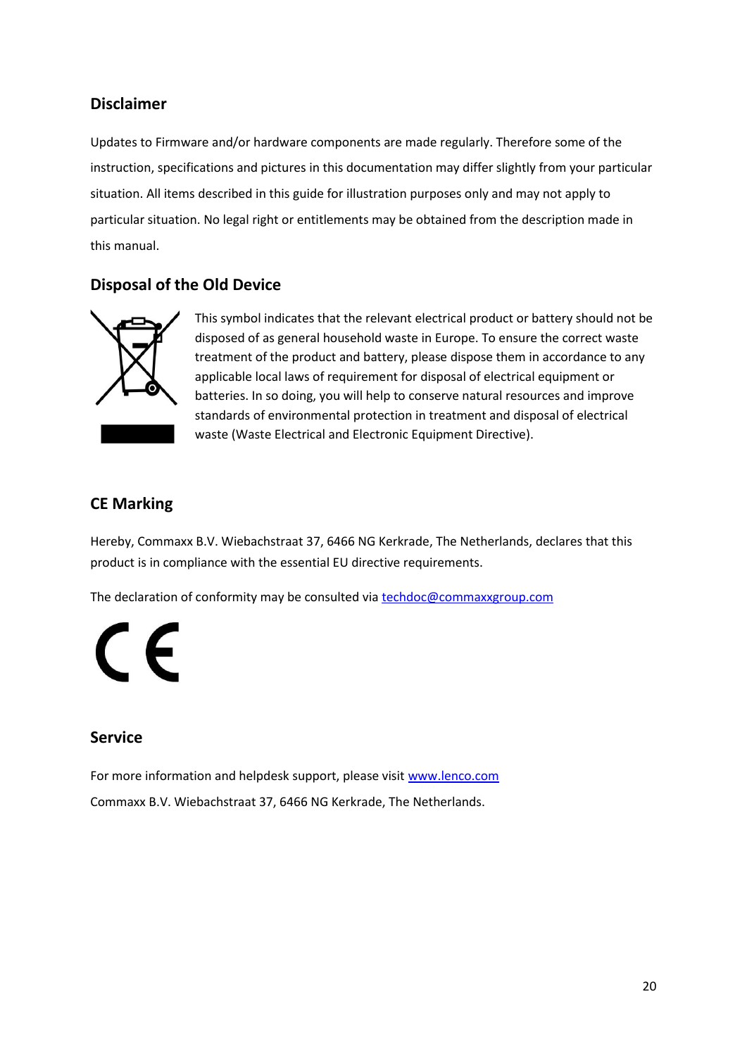## Disclaimer

Updates to Firmware and/or hardware components are made regularly. Therefore some of the instruction, specifications and pictures in this documentation may differ slightly from your particular situation. All items described in this guide for illustration purposes only and may not apply to particular situation. No legal right or entitlements may be obtained from the description made in this manual.

## Disposal of the Old Device

This symbol indicates that the relevant electrical product or battery should not be disposed of as general household waste in Europe. To ensure the correct waste treatment of the product and battery, please dispose them in accordance to any applicable local laws of requirement for disposal of electrical equipment or batteries. In so doing, you will help to conserve natural resources and improve standards of environmental protection in treatment and disposal of electrical waste (Waste Electrical and Electronic Equipment Directive).

## CE Marking

Hereby, Commaxx B.V. Wiebachstraat 37, 6466 NG Kerkrade, The Netherlands, declares that this product is in compliance with the essential EU directive requirements.

The declaration of conformity may be consulted via techdoc@commaxxgroup.com

## Service

For more information and helpdesk support, please visit www.lenco.com

Commaxx B.V. Wiebachstraat 37, 6466 NG Kerkrade, The Netherlands.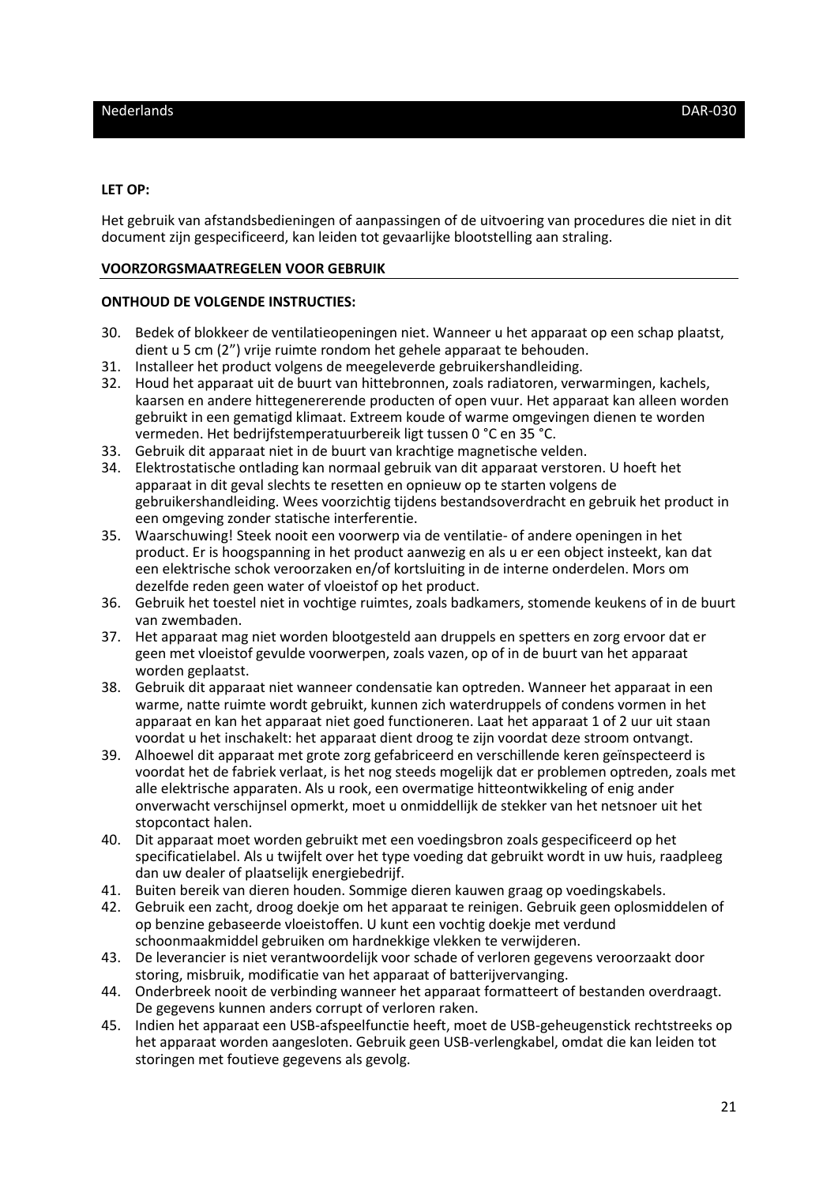**LET OP:**

Het gebruik van afstandsbedieningen of aanpassingen of de uitvoering van procedures die niet in dit document zijn gespecificeerd, kan leiden tot gevaarlijke blootstelling aan straling.

**VOORZORGSMAATREGELEN VOOR GEBRUIK**

**ONTHOUD DE VOLGENDE INSTRUCTIES:**

30. Bedek of blokkeer de ventilatieopeningen niet. Wanneer u het apparaat op een schap plaatst, dient u 5 cm (2") vrije ruimte rondom het gehele apparaat te behouden.
31. Installeer het product volgens de meegeleverde gebruikershandleiding.
32. Houd het apparaat uit de buurt van hittebronnen, zoals radiatoren, verwarmingen, kachels, kaarsen en andere hittegenererende producten of open vuur. Het apparaat kan alleen worden gebruikt in een gematigd klimaat. Extreem koude of warme omgevingen dienen te worden vermeden. Het bedrijfstemperatuurbereik ligt tussen 0 °C en 35 °C.
33. Gebruik dit apparaat niet in de buurt van krachtige magnetische velden.
34. Elektrostatische ontlading kan normaal gebruik van dit apparaat verstoren. U hoeft het apparaat in dit geval slechts te resetten en opnieuw op te starten volgens de gebruikershandleiding. Wees voorzichtig tijdens bestandsoverdracht en gebruik het product in een omgeving zonder statische interferentie.
35. Waarschuwing! Steek nooit een voorwerp via de ventilatie- of andere openingen in het product. Er is hoogspanning in het product aanwezig en als u er een object insteekt, kan dat een elektrische schok veroorzaken en/of kortsluiting in de interne onderdelen. Mors om dezelfde reden geen water of vloeistof op het product.
36. Gebruik het toestel niet in vochtige ruimtes, zoals badkamers, stomende keukens of in de buurt van zwembaden.
37. Het apparaat mag niet worden blootgesteld aan druppels en spetters en zorg ervoor dat er geen met vloeistof gevulde voorwerpen, zoals vazen, op of in de buurt van het apparaat worden geplaatst.
38. Gebruik dit apparaat niet wanneer condensatie kan optreden. Wanneer het apparaat in een warme, natte ruimte wordt gebruikt, kunnen zich waterdruppels of condens vormen in het apparaat en kan het apparaat niet goed functioneren. Laat het apparaat 1 of 2 uur uit staan voordat u het inschakelt: het apparaat dient droog te zijn voordat deze stroom ontvangt.
39. Alhoewel dit apparaat met grote zorg gefabriceerd en verschillende keren geïnspecteerd is voordat het de fabriek verlaat, is het nog steeds mogelijk dat er problemen optreden, zoals met alle elektrische apparaten. Als u rook, een overmatige hitteontwikkeling of enig ander onverwacht verschijnsel opmerkt, moet u onmiddellijk de stekker van het netsnoer uit het stopcontact halen.
40. Dit apparaat moet worden gebruikt met een voedingsbron zoals gespecificeerd op het specificatielabel. Als u twijfelt over het type voeding dat gebruikt wordt in uw huis, raadpleeg dan uw dealer of plaatselijk energiebedrijf.
41. Buiten bereik van dieren houden. Sommige dieren kauwen graag op voedingskabels.
42. Gebruik een zacht, droog doekje om het apparaat te reinigen. Gebruik geen oplosmiddelen of op benzine gebaseerde vloeistoffen. U kunt een vochtig doekje met verdund schoonmaakmiddel gebruiken om hardnekkige vlekken te verwijderen.
43. De leverancier is niet verantwoordelijk voor schade of verloren gegevens veroorzaakt door storing, misbruik, modificatie van het apparaat of batterijvervanging.
44. Onderbreek nooit de verbinding wanneer het apparaat formatteert of bestanden overdraagt. De gegevens kunnen anders corrupt of verloren raken.
45. Indien het apparaat een USB-afspeelfunctie heeft, moet de USB-geheugenstick rechtstreeks op het apparaat worden aangesloten. Gebruik geen USB-verlengkabel, omdat die kan leiden tot storingen met foutieve gegevens als gevolg.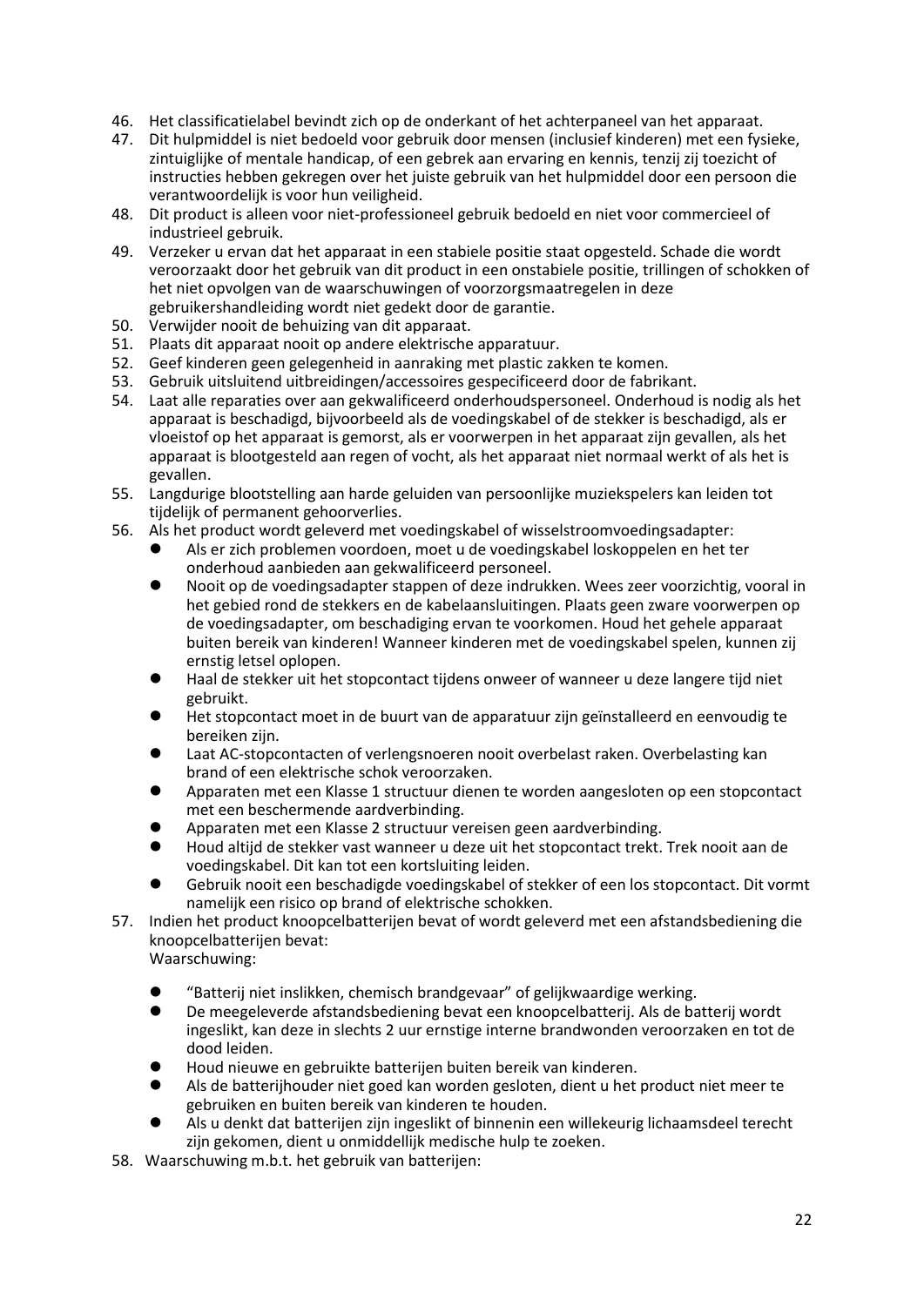46. Het classificatielabel bevindt zich op de onderkant of het achterpaneel van het apparaat.
47. Dit hulpmiddel is niet bedoeld voor gebruik door mensen (inclusief kinderen) met een fysieke, zintuiglijke of mentale handicap, of een gebrek aan ervaring en kennis, tenzij zij toezicht of instructies hebben gekregen over het juiste gebruik van het hulpmiddel door een persoon die verantwoordelijk is voor hun veiligheid.
48. Dit product is alleen voor niet-professioneel gebruik bedoeld en niet voor commercieel of industrieel gebruik.
49. Verzeker u ervan dat het apparaat in een stabiele positie staat opgesteld. Schade die wordt veroorzaakt door het gebruik van dit product in een onstabiele positie, trillingen of schokken of het niet opvolgen van de waarschuwingen of voorzorgsmaatregelen in deze gebruikershandleiding wordt niet gedekt door de garantie.
50. Verwijder nooit de behuizing van dit apparaat.
51. Plaats dit apparaat nooit op andere elektrische apparatuur.
52. Geef kinderen geen gelegenheid in aanraking met plastic zakken te komen.
53. Gebruik uitsluitend uitbreidingen/accessoires gespecificeerd door de fabrikant.
54. Laat alle reparaties over aan gekwalificeerd onderhoudspersoneel. Onderhoud is nodig als het apparaat is beschadigd, bijvoorbeeld als de voedingskabel of de stekker is beschadigd, als er vloeistof op het apparaat is gemorst, als er voorwerpen in het apparaat zijn gevallen, als het apparaat is blootgesteld aan regen of vocht, als het apparaat niet normaal werkt of als het is gevallen.
55. Langdurige blootstelling aan harde geluiden van persoonlijke muziekspelers kan leiden tot tijdelijk of permanent gehoorverlies.
56. Als het product wordt geleverd met voedingskabel of wisselstroomvoedingsadapter:
    - Als er zich problemen voordoen, moet u de voedingskabel loskoppelen en het ter onderhoud aanbieden aan gekwalificeerd personeel.
    - Nooit op de voedingsadapter stappen of deze indrukken. Wees zeer voorzichtig, vooral in het gebied rond de stekkers en de kabelaansluitingen. Plaats geen zware voorwerpen op de voedingsadapter, om beschadiging ervan te voorkomen. Houd het gehele apparaat buiten bereik van kinderen! Wanneer kinderen met de voedingskabel spelen, kunnen zij ernstig letsel oplopen.
    - Haal de stekker uit het stopcontact tijdens onweer of wanneer u deze langere tijd niet gebruikt.
    - Het stopcontact moet in de buurt van de apparatuur zijn geïnstalleerd en eenvoudig te bereiken zijn.
    - Laat AC-stopcontacten of verlengsnoeren nooit overbelast raken. Overbelasting kan brand of een elektrische schok veroorzaken.
    - Apparaten met een Klasse 1 structuur dienen te worden aangesloten op een stopcontact met een beschermende aardverbinding.
    - Apparaten met een Klasse 2 structuur vereisen geen aardverbinding.
    - Houd altijd de stekker vast wanneer u deze uit het stopcontact trekt. Trek nooit aan de voedingskabel. Dit kan tot een kortsluiting leiden.
    - Gebruik nooit een beschadigde voedingskabel of stekker of een los stopcontact. Dit vormt namelijk een risico op brand of elektrische schokken.
57. Indien het product knoopcelbatterijen bevat of wordt geleverd met een afstandsbediening die knoopcelbatterijen bevat:
    Waarschuwing:
    - "Batterij niet inslikken, chemisch brandgevaar" of gelijkwaardige werking.
    - De meegeleverde afstandsbediening bevat een knoopcelbatterij. Als de batterij wordt ingeslikt, kan deze in slechts 2 uur ernstige interne brandwonden veroorzaken en tot de dood leiden.
    - Houd nieuwe en gebruikte batterijen buiten bereik van kinderen.
    - Als de batterijhouder niet goed kan worden gesloten, dient u het product niet meer te gebruiken en buiten bereik van kinderen te houden.
    - Als u denkt dat batterijen zijn ingeslikt of binnenin een willekeurig lichaamsdeel terecht zijn gekomen, dient u onmiddellijk medische hulp te zoeken.
58. Waarschuwing m.b.t. het gebruik van batterijen: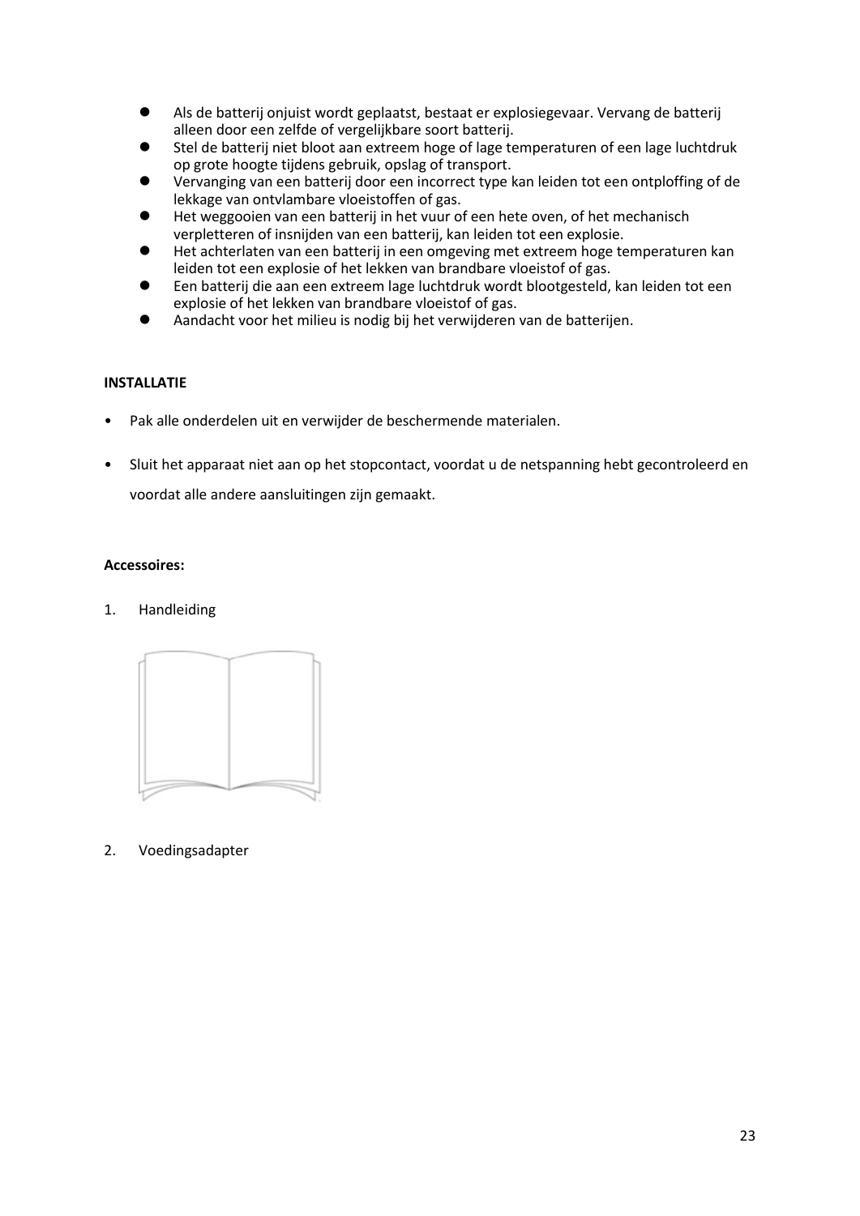- Als de batterij onjuist wordt geplaatst, bestaat er explosiegevaar. Vervang de batterij alleen door een zelfde of vergelijkbare soort batterij.
- Stel de batterij niet bloot aan extreem hoge of lage temperaturen of een lage luchtdruk op grote hoogte tijdens gebruik, opslag of transport.
- Vervanging van een batterij door een incorrect type kan leiden tot een ontploffing of de lekkage van ontvlambare vloeistoffen of gas.
- Het weggooien van een batterij in het vuur of een hete oven, of het mechanisch verpletteren of insnijden van een batterij, kan leiden tot een explosie.
- Het achterlaten van een batterij in een omgeving met extreem hoge temperaturen kan leiden tot een explosie of het lekken van brandbare vloeistof of gas.
- Een batterij die aan een extreem lage luchtdruk wordt blootgesteld, kan leiden tot een explosie of het lekken van brandbare vloeistof of gas.
- Aandacht voor het milieu is nodig bij het verwijderen van de batterijen.

**INSTALLATIE**

- Pak alle onderdelen uit en verwijder de beschermende materialen.
- Sluit het apparaat niet aan op het stopcontact, voordat u de netspanning hebt gecontroleerd en voordat alle andere aansluitingen zijn gemaakt.

**Accessoires:**

1. Handleiding

2. Voedingsadapter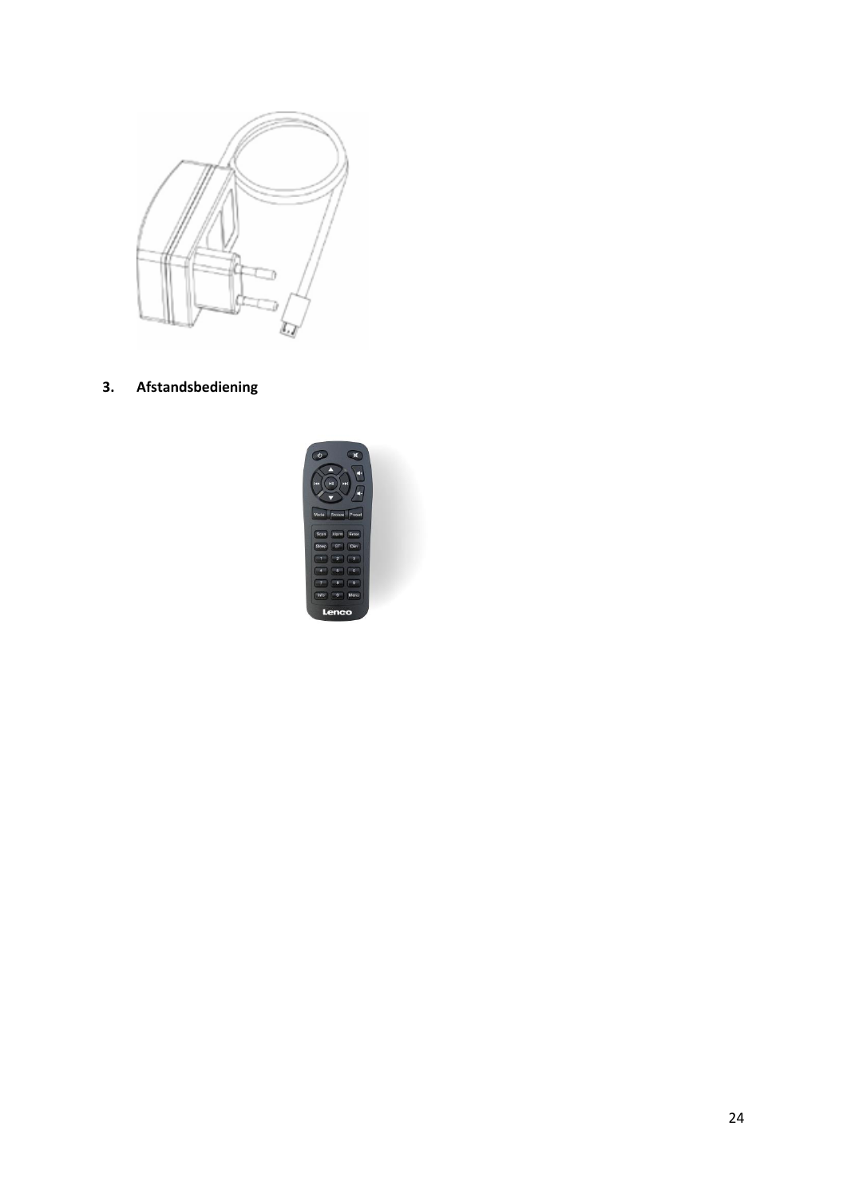## 3. Afstandsbediening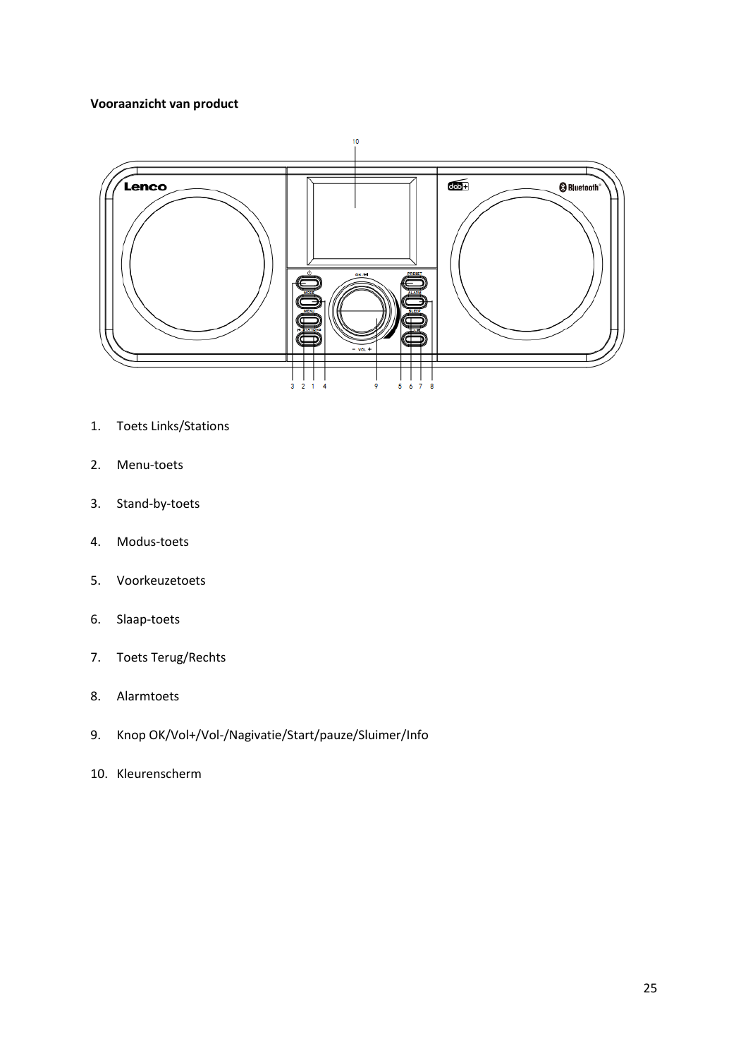**Vooraanzicht van product**

1. Toets Links/Stations
2. Menu-toets
3. Stand-by-toets
4. Modus-toets
5. Voorkeuzetoets
6. Slaap-toets
7. Toets Terug/Rechts
8. Alarmtoets
9. Knop OK/Vol+/Vol-/Nagivatie/Start/pauze/Sluimer/Info
10. Kleurenscherm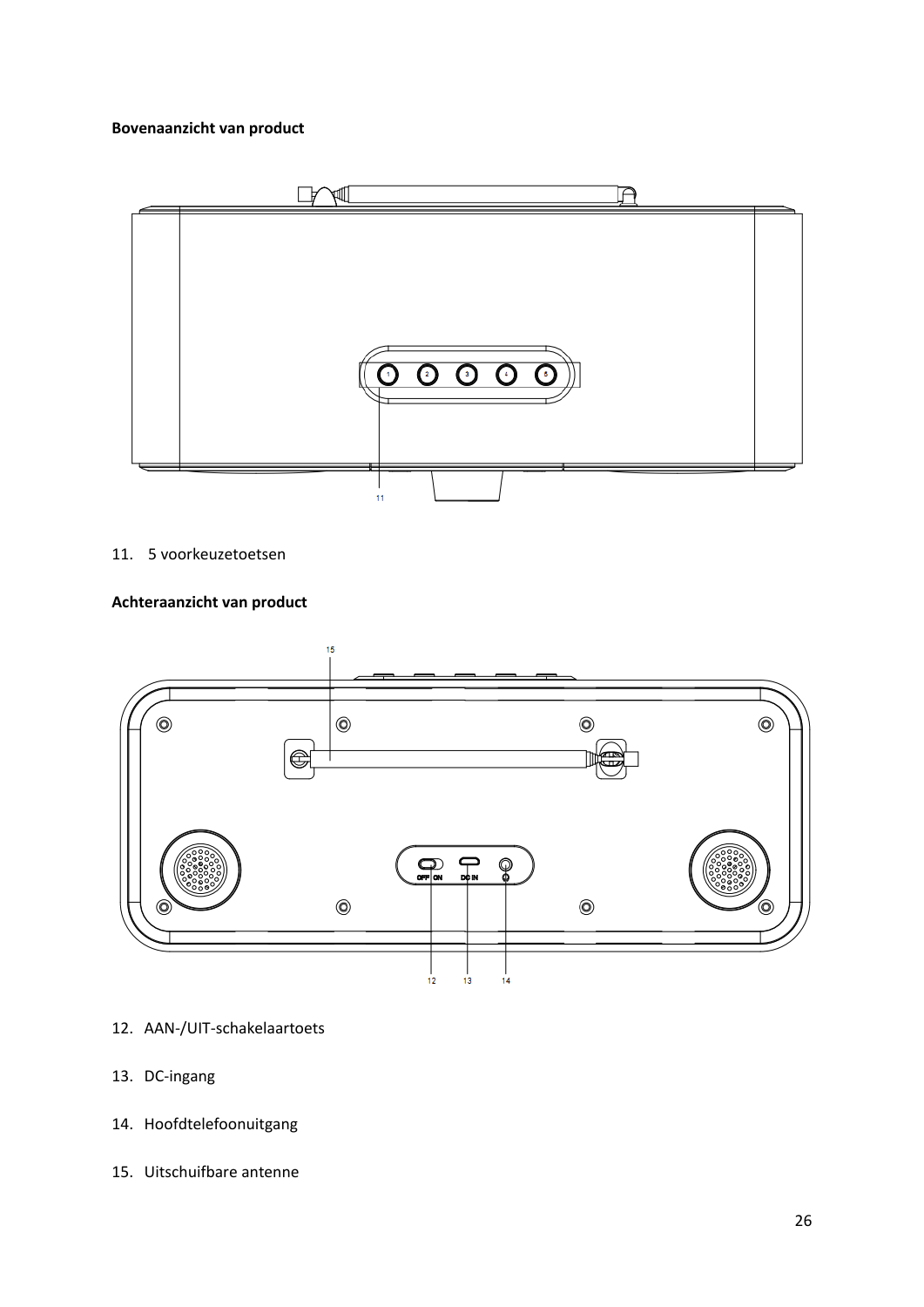**Bovenaanzicht van product**

11. 5 voorkeuzetoetsen

**Achteraanzicht van product**

12. AAN-/UIT-schakelaartoets

13. DC-ingang

14. Hoofdtelefoonuitgang

15. Uitschuifbare antenne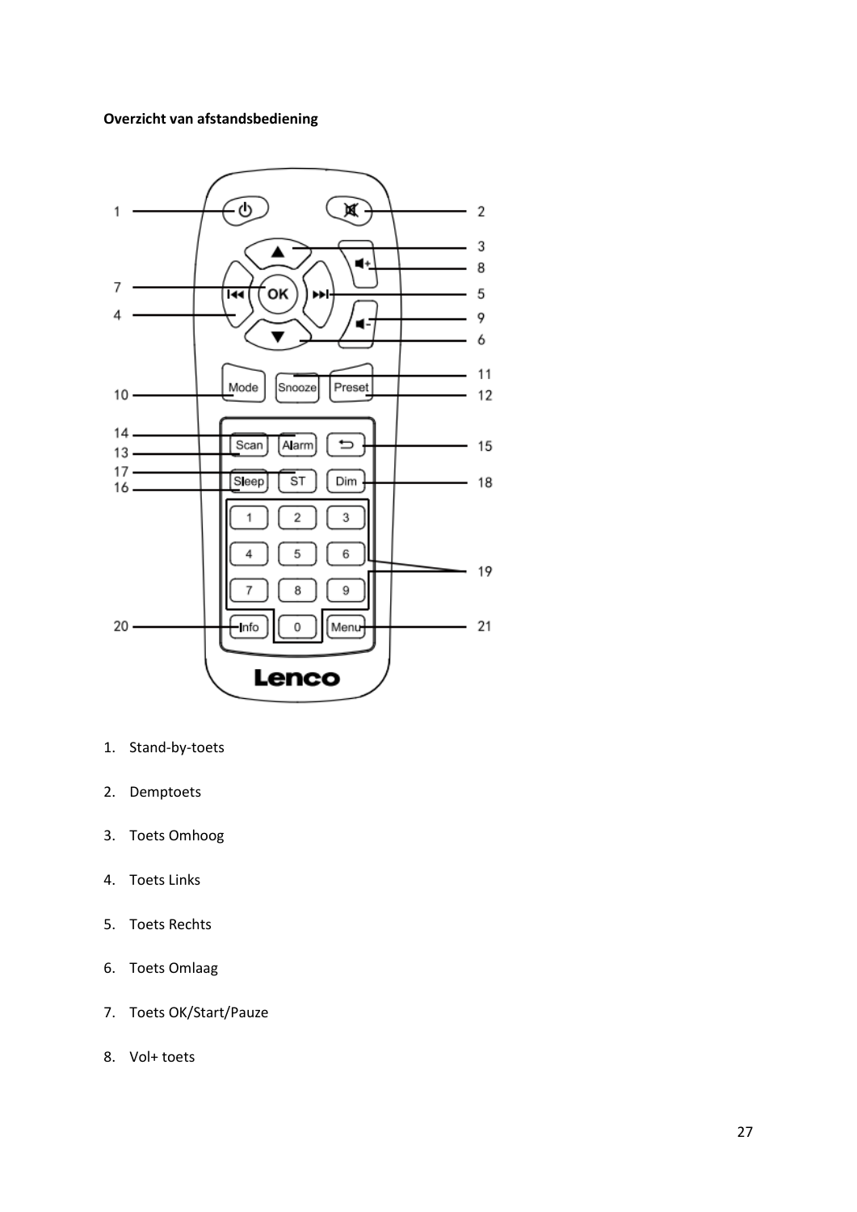**Overzicht van afstandsbediening**

1. Stand-by-toets
2. Demptoets
3. Toets Omhoog
4. Toets Links
5. Toets Rechts
6. Toets Omlaag
7. Toets OK/Start/Pauze
8. Vol+ toets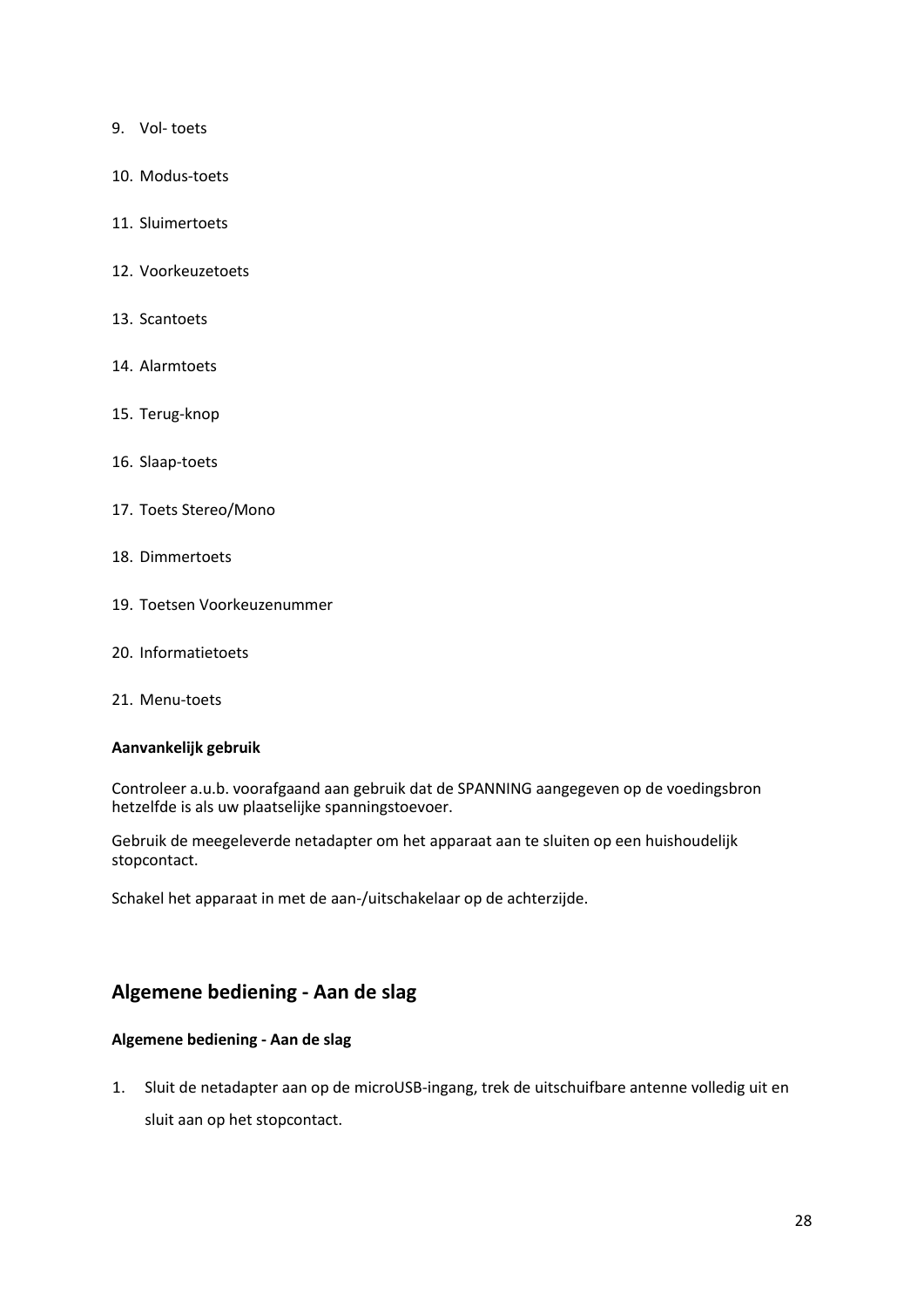9. Vol- toets
10. Modus-toets
11. Sluimertoets
12. Voorkeuzetoets
13. Scantoets
14. Alarmtoets
15. Terug-knop
16. Slaap-toets
17. Toets Stereo/Mono
18. Dimmertoets
19. Toetsen Voorkeuzenummer
20. Informatietoets
21. Menu-toets

**Aanvankelijk gebruik**

Controleer a.u.b. voorafgaand aan gebruik dat de SPANNING aangegeven op de voedingsbron hetzelfde is als uw plaatselijke spanningstoevoer.

Gebruik de meegeleverde netadapter om het apparaat aan te sluiten op een huishoudelijk stopcontact.

Schakel het apparaat in met de aan-/uitschakelaar op de achterzijde.

## Algemene bediening - Aan de slag

**Algemene bediening - Aan de slag**

1. Sluit de netadapter aan op de microUSB-ingang, trek de uitschuifbare antenne volledig uit en sluit aan op het stopcontact.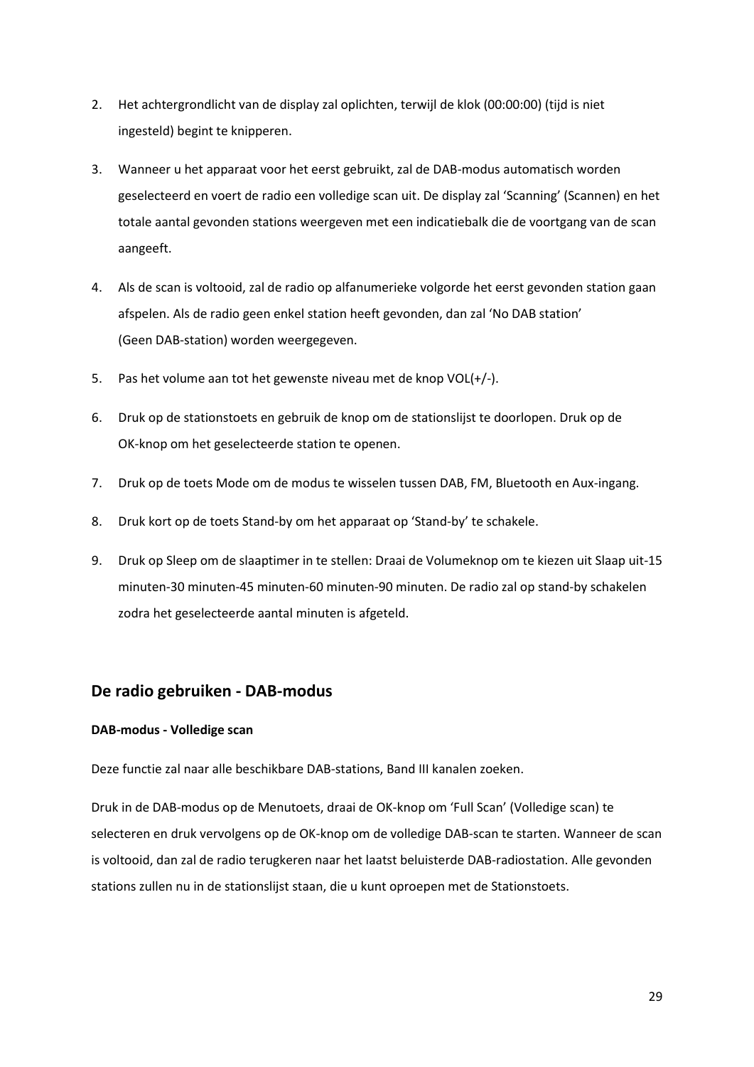2. Het achtergrondlicht van de display zal oplichten, terwijl de klok (00:00:00) (tijd is niet ingesteld) begint te knipperen.

3. Wanneer u het apparaat voor het eerst gebruikt, zal de DAB-modus automatisch worden geselecteerd en voert de radio een volledige scan uit. De display zal 'Scanning' (Scannen) en het totale aantal gevonden stations weergeven met een indicatiebalk die de voortgang van de scan aangeeft.

4. Als de scan is voltooid, zal de radio op alfanumerieke volgorde het eerst gevonden station gaan afspelen. Als de radio geen enkel station heeft gevonden, dan zal 'No DAB station' (Geen DAB-station) worden weergegeven.

5. Pas het volume aan tot het gewenste niveau met de knop VOL(+/-).

6. Druk op de stationstoets en gebruik de knop om de stationslijst te doorlopen. Druk op de OK-knop om het geselecteerde station te openen.

7. Druk op de toets Mode om de modus te wisselen tussen DAB, FM, Bluetooth en Aux-ingang.

8. Druk kort op de toets Stand-by om het apparaat op 'Stand-by' te schakele.

9. Druk op Sleep om de slaaptimer in te stellen: Draai de Volumeknop om te kiezen uit Slaap uit-15 minuten-30 minuten-45 minuten-60 minuten-90 minuten. De radio zal op stand-by schakelen zodra het geselecteerde aantal minuten is afgeteld.

## De radio gebruiken - DAB-modus

**DAB-modus - Volledige scan**

Deze functie zal naar alle beschikbare DAB-stations, Band III kanalen zoeken.

Druk in de DAB-modus op de Menutoets, draai de OK-knop om 'Full Scan' (Volledige scan) te selecteren en druk vervolgens op de OK-knop om de volledige DAB-scan te starten. Wanneer de scan is voltooid, dan zal de radio terugkeren naar het laatst beluisterde DAB-radiostation. Alle gevonden stations zullen nu in de stationslijst staan, die u kunt oproepen met de Stationstoets.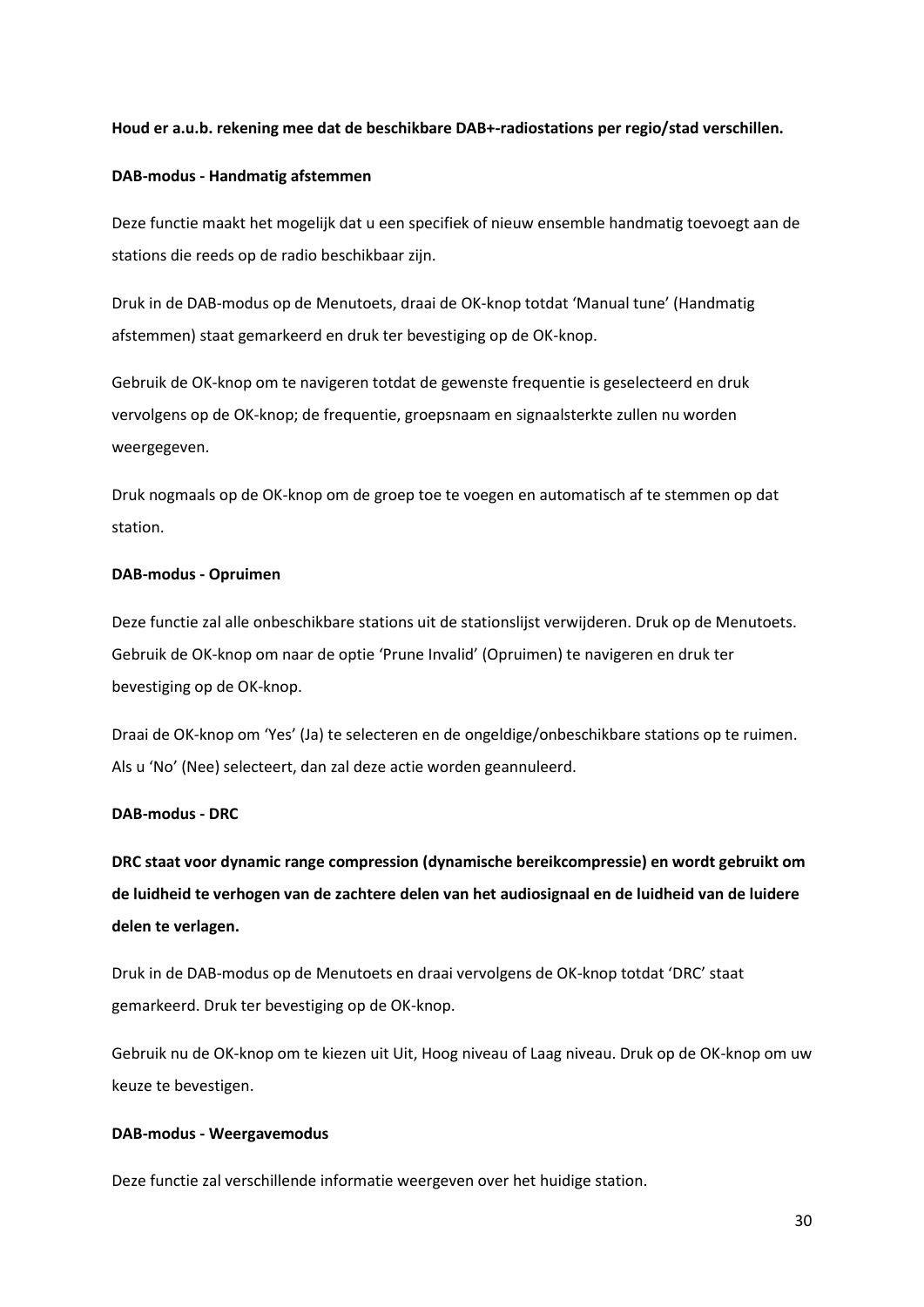**Houd er a.u.b. rekening mee dat de beschikbare DAB+-radiostations per regio/stad verschillen.**

**DAB-modus - Handmatig afstemmen**

Deze functie maakt het mogelijk dat u een specifiek of nieuw ensemble handmatig toevoegt aan de stations die reeds op de radio beschikbaar zijn.

Druk in de DAB-modus op de Menutoets, draai de OK-knop totdat 'Manual tune' (Handmatig afstemmen) staat gemarkeerd en druk ter bevestiging op de OK-knop.

Gebruik de OK-knop om te navigeren totdat de gewenste frequentie is geselecteerd en druk vervolgens op de OK-knop; de frequentie, groepsnaam en signaalsterkte zullen nu worden weergegeven.

Druk nogmaals op de OK-knop om de groep toe te voegen en automatisch af te stemmen op dat station.

**DAB-modus - Opruimen**

Deze functie zal alle onbeschikbare stations uit de stationslijst verwijderen. Druk op de Menutoets. Gebruik de OK-knop om naar de optie 'Prune Invalid' (Opruimen) te navigeren en druk ter bevestiging op de OK-knop.

Draai de OK-knop om 'Yes' (Ja) te selecteren en de ongeldige/onbeschikbare stations op te ruimen. Als u 'No' (Nee) selecteert, dan zal deze actie worden geannuleerd.

**DAB-modus - DRC**

**DRC staat voor dynamic range compression (dynamische bereikcompressie) en wordt gebruikt om de luidheid te verhogen van de zachtere delen van het audiosignaal en de luidheid van de luidere delen te verlagen.**

Druk in de DAB-modus op de Menutoets en draai vervolgens de OK-knop totdat 'DRC' staat gemarkeerd. Druk ter bevestiging op de OK-knop.

Gebruik nu de OK-knop om te kiezen uit Uit, Hoog niveau of Laag niveau. Druk op de OK-knop om uw keuze te bevestigen.

**DAB-modus - Weergavemodus**

Deze functie zal verschillende informatie weergeven over het huidige station.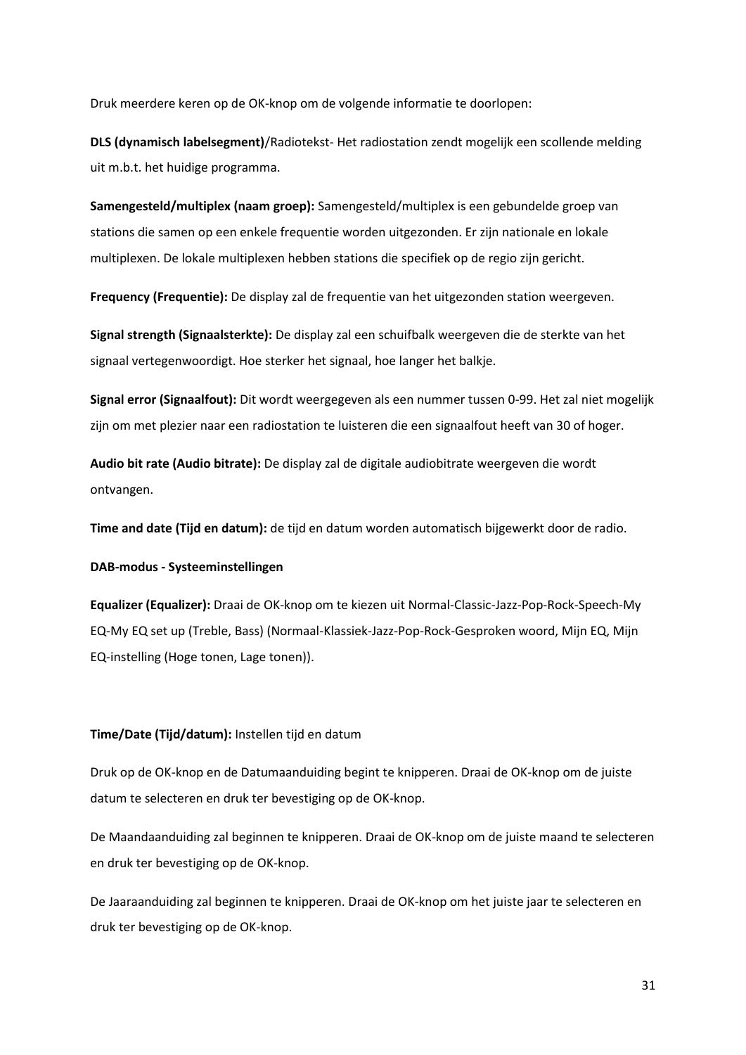Druk meerdere keren op de OK-knop om de volgende informatie te doorlopen:

**DLS (dynamisch labelsegment)**/Radiotekst- Het radiostation zendt mogelijk een scollende melding uit m.b.t. het huidige programma.

**Samengesteld/multiplex (naam groep):** Samengesteld/multiplex is een gebundelde groep van stations die samen op een enkele frequentie worden uitgezonden. Er zijn nationale en lokale multiplexen. De lokale multiplexen hebben stations die specifiek op de regio zijn gericht.

**Frequency (Frequentie):** De display zal de frequentie van het uitgezonden station weergeven.

**Signal strength (Signaalsterkte):** De display zal een schuifbalk weergeven die de sterkte van het signaal vertegenwoordigt. Hoe sterker het signaal, hoe langer het balkje.

**Signal error (Signaalfout):** Dit wordt weergegeven als een nummer tussen 0-99. Het zal niet mogelijk zijn om met plezier naar een radiostation te luisteren die een signaalfout heeft van 30 of hoger.

**Audio bit rate (Audio bitrate):** De display zal de digitale audiobitrate weergeven die wordt ontvangen.

**Time and date (Tijd en datum):** de tijd en datum worden automatisch bijgewerkt door de radio.

**DAB-modus - Systeeminstellingen**

**Equalizer (Equalizer):** Draai de OK-knop om te kiezen uit Normal-Classic-Jazz-Pop-Rock-Speech-My EQ-My EQ set up (Treble, Bass) (Normaal-Klassiek-Jazz-Pop-Rock-Gesproken woord, Mijn EQ, Mijn EQ-instelling (Hoge tonen, Lage tonen)).

**Time/Date (Tijd/datum):** Instellen tijd en datum

Druk op de OK-knop en de Datumaanduiding begint te knipperen. Draai de OK-knop om de juiste datum te selecteren en druk ter bevestiging op de OK-knop.

De Maandaanduiding zal beginnen te knipperen. Draai de OK-knop om de juiste maand te selecteren en druk ter bevestiging op de OK-knop.

De Jaaraanduiding zal beginnen te knipperen. Draai de OK-knop om het juiste jaar te selecteren en druk ter bevestiging op de OK-knop.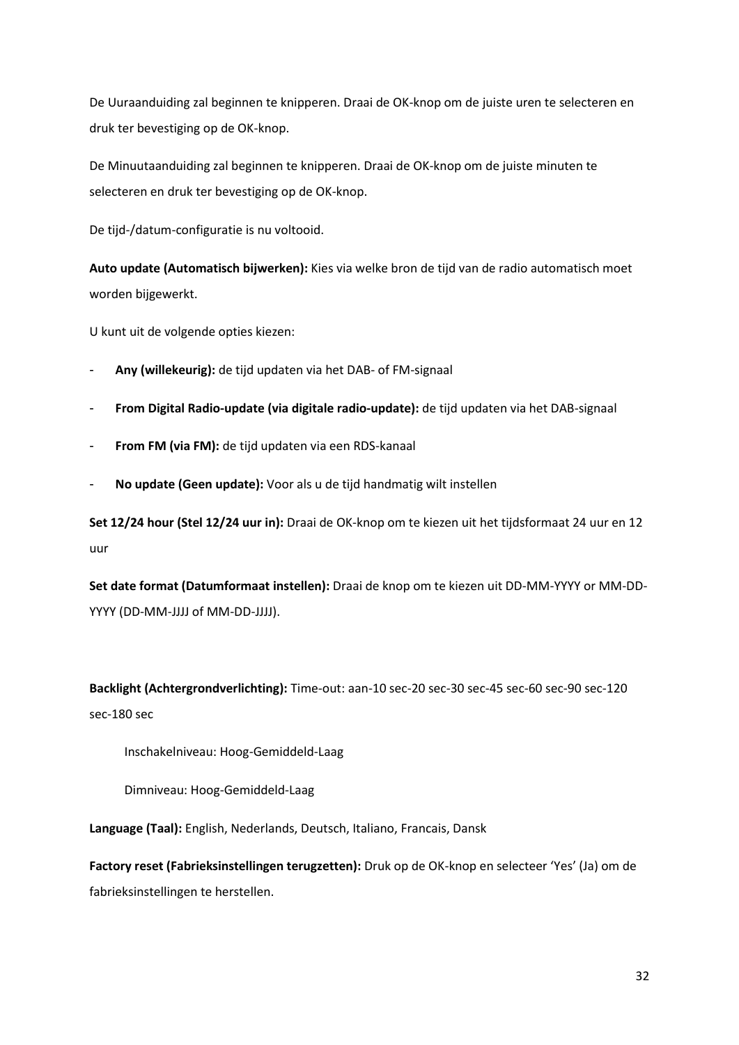De Uuraanduiding zal beginnen te knipperen. Draai de OK-knop om de juiste uren te selecteren en druk ter bevestiging op de OK-knop.

De Minuutaanduiding zal beginnen te knipperen. Draai de OK-knop om de juiste minuten te selecteren en druk ter bevestiging op de OK-knop.

De tijd-/datum-configuratie is nu voltooid.

**Auto update (Automatisch bijwerken):** Kies via welke bron de tijd van de radio automatisch moet worden bijgewerkt.

U kunt uit de volgende opties kiezen:

- **Any (willekeurig):** de tijd updaten via het DAB- of FM-signaal
- **From Digital Radio-update (via digitale radio-update):** de tijd updaten via het DAB-signaal
- **From FM (via FM):** de tijd updaten via een RDS-kanaal
- **No update (Geen update):** Voor als u de tijd handmatig wilt instellen

**Set 12/24 hour (Stel 12/24 uur in):** Draai de OK-knop om te kiezen uit het tijdsformaat 24 uur en 12 uur

**Set date format (Datumformaat instellen):** Draai de knop om te kiezen uit DD-MM-YYYY or MM-DD-YYYY (DD-MM-JJJJ of MM-DD-JJJJ).

**Backlight (Achtergrondverlichting):** Time-out: aan-10 sec-20 sec-30 sec-45 sec-60 sec-90 sec-120 sec-180 sec

Inschakelniveau: Hoog-Gemiddeld-Laag

Dimniveau: Hoog-Gemiddeld-Laag

**Language (Taal):** English, Nederlands, Deutsch, Italiano, Francais, Dansk

**Factory reset (Fabrieksinstellingen terugzetten):** Druk op de OK-knop en selecteer 'Yes' (Ja) om de fabrieksinstellingen te herstellen.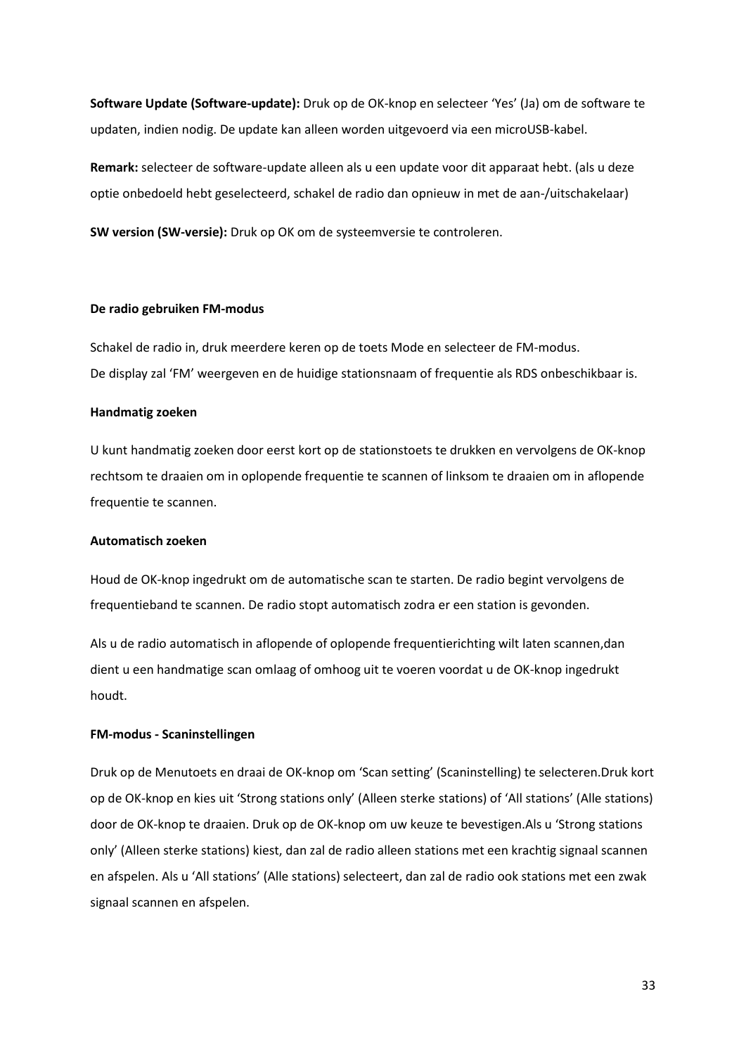**Software Update (Software-update):** Druk op de OK-knop en selecteer 'Yes' (Ja) om de software te updaten, indien nodig. De update kan alleen worden uitgevoerd via een microUSB-kabel.

**Remark:** selecteer de software-update alleen als u een update voor dit apparaat hebt. (als u deze optie onbedoeld hebt geselecteerd, schakel de radio dan opnieuw in met de aan-/uitschakelaar)

**SW version (SW-versie):** Druk op OK om de systeemversie te controleren.

**De radio gebruiken FM-modus**

Schakel de radio in, druk meerdere keren op de toets Mode en selecteer de FM-modus.
De display zal 'FM' weergeven en de huidige stationsnaam of frequentie als RDS onbeschikbaar is.

**Handmatig zoeken**

U kunt handmatig zoeken door eerst kort op de stationstoets te drukken en vervolgens de OK-knop rechtsom te draaien om in oplopende frequentie te scannen of linksom te draaien om in aflopende frequentie te scannen.

**Automatisch zoeken**

Houd de OK-knop ingedrukt om de automatische scan te starten. De radio begint vervolgens de frequentieband te scannen. De radio stopt automatisch zodra er een station is gevonden.

Als u de radio automatisch in aflopende of oplopende frequentierichting wilt laten scannen,dan dient u een handmatige scan omlaag of omhoog uit te voeren voordat u de OK-knop ingedrukt houdt.

**FM-modus - Scaninstellingen**

Druk op de Menutoets en draai de OK-knop om 'Scan setting' (Scaninstelling) te selecteren.Druk kort op de OK-knop en kies uit 'Strong stations only' (Alleen sterke stations) of 'All stations' (Alle stations) door de OK-knop te draaien. Druk op de OK-knop om uw keuze te bevestigen.Als u 'Strong stations only' (Alleen sterke stations) kiest, dan zal de radio alleen stations met een krachtig signaal scannen en afspelen. Als u 'All stations' (Alle stations) selecteert, dan zal de radio ook stations met een zwak signaal scannen en afspelen.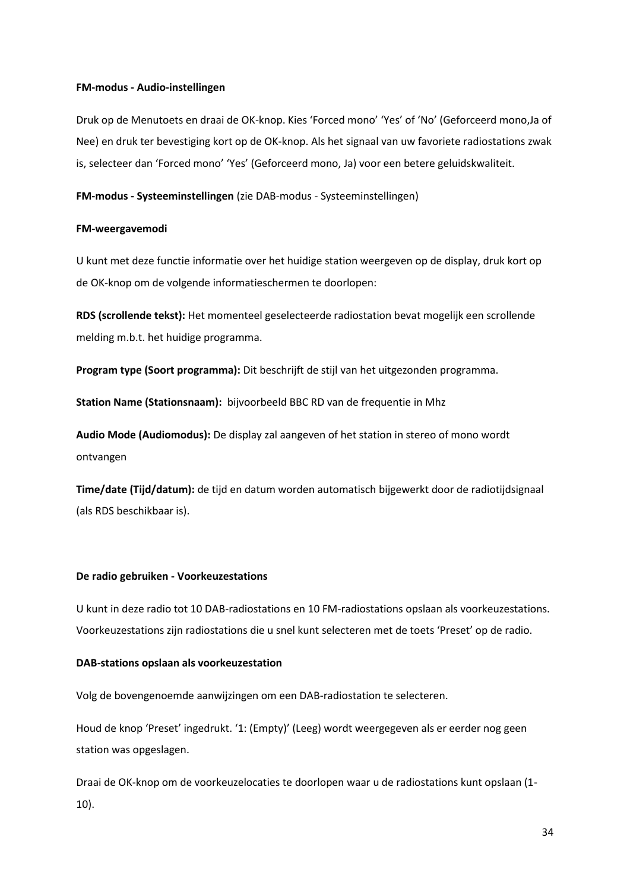**FM-modus - Audio-instellingen**

Druk op de Menutoets en draai de OK-knop. Kies 'Forced mono' 'Yes' of 'No' (Geforceerd mono,Ja of Nee) en druk ter bevestiging kort op de OK-knop. Als het signaal van uw favoriete radiostations zwak is, selecteer dan 'Forced mono' 'Yes' (Geforceerd mono, Ja) voor een betere geluidskwaliteit.

**FM-modus - Systeeminstellingen** (zie DAB-modus - Systeeminstellingen)

**FM-weergavemodi**

U kunt met deze functie informatie over het huidige station weergeven op de display, druk kort op de OK-knop om de volgende informatieschermen te doorlopen:

**RDS (scrollende tekst):** Het momenteel geselecteerde radiostation bevat mogelijk een scrollende melding m.b.t. het huidige programma.

**Program type (Soort programma):** Dit beschrijft de stijl van het uitgezonden programma.

**Station Name (Stationsnaam):** bijvoorbeeld BBC RD van de frequentie in Mhz

**Audio Mode (Audiomodus):** De display zal aangeven of het station in stereo of mono wordt ontvangen

**Time/date (Tijd/datum):** de tijd en datum worden automatisch bijgewerkt door de radiotijdsignaal (als RDS beschikbaar is).

**De radio gebruiken - Voorkeuzestations**

U kunt in deze radio tot 10 DAB-radiostations en 10 FM-radiostations opslaan als voorkeuzestations. Voorkeuzestations zijn radiostations die u snel kunt selecteren met de toets 'Preset' op de radio.

**DAB-stations opslaan als voorkeuzestation**

Volg de bovengenoemde aanwijzingen om een DAB-radiostation te selecteren.

Houd de knop 'Preset' ingedrukt. '1: (Empty)' (Leeg) wordt weergegeven als er eerder nog geen station was opgeslagen.

Draai de OK-knop om de voorkeuzelocaties te doorlopen waar u de radiostations kunt opslaan (1-10).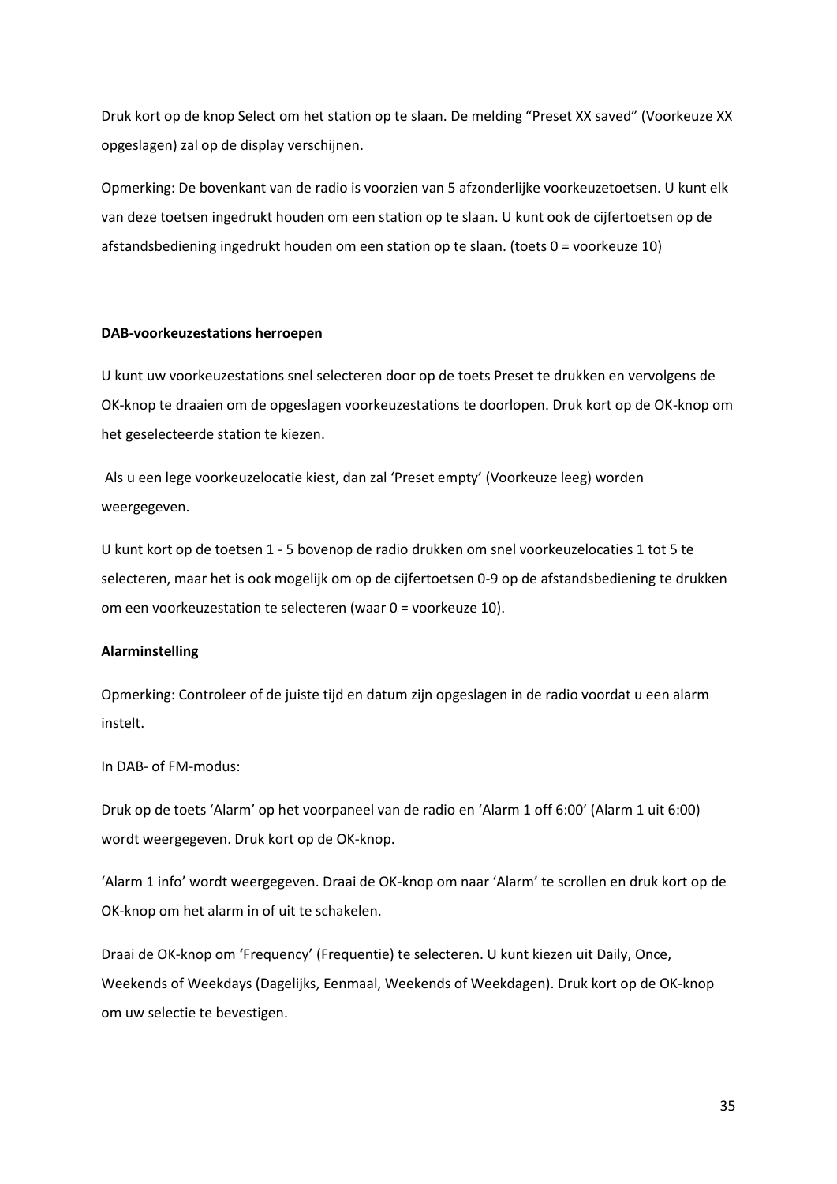Druk kort op de knop Select om het station op te slaan. De melding “Preset XX saved” (Voorkeuze XX opgeslagen) zal op de display verschijnen.

Opmerking: De bovenkant van de radio is voorzien van 5 afzonderlijke voorkeuzetoetsen. U kunt elk van deze toetsen ingedrukt houden om een station op te slaan. U kunt ook de cijfertoetsen op de afstandsbediening ingedrukt houden om een station op te slaan. (toets 0 = voorkeuze 10)

**DAB-voorkeuzestations herroepen**

U kunt uw voorkeuzestations snel selecteren door op de toets Preset te drukken en vervolgens de OK-knop te draaien om de opgeslagen voorkeuzestations te doorlopen. Druk kort op de OK-knop om het geselecteerde station te kiezen.

Als u een lege voorkeuzelocatie kiest, dan zal ‘Preset empty’ (Voorkeuze leeg) worden weergegeven.

U kunt kort op de toetsen 1 - 5 bovenop de radio drukken om snel voorkeuzelocaties 1 tot 5 te selecteren, maar het is ook mogelijk om op de cijfertoetsen 0-9 op de afstandsbediening te drukken om een voorkeuzestation te selecteren (waar 0 = voorkeuze 10).

**Alarminstelling**

Opmerking: Controleer of de juiste tijd en datum zijn opgeslagen in de radio voordat u een alarm instelt.

In DAB- of FM-modus:

Druk op de toets ‘Alarm’ op het voorpaneel van de radio en ‘Alarm 1 off 6:00’ (Alarm 1 uit 6:00) wordt weergegeven. Druk kort op de OK-knop.

‘Alarm 1 info’ wordt weergegeven. Draai de OK-knop om naar ‘Alarm’ te scrollen en druk kort op de OK-knop om het alarm in of uit te schakelen.

Draai de OK-knop om ‘Frequency’ (Frequentie) te selecteren. U kunt kiezen uit Daily, Once, Weekends of Weekdays (Dagelijks, Eenmaal, Weekends of Weekdagen). Druk kort op de OK-knop om uw selectie te bevestigen.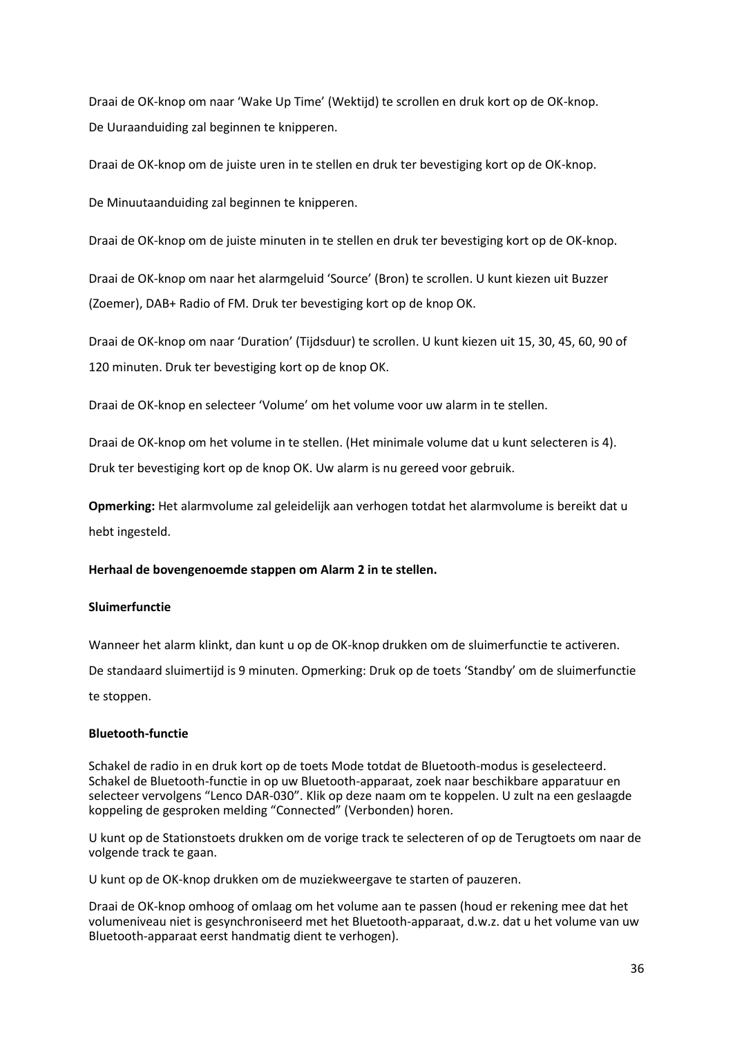Draai de OK-knop om naar ‘Wake Up Time’ (Wektijd) te scrollen en druk kort op de OK-knop. De Uuraanduiding zal beginnen te knipperen.

Draai de OK-knop om de juiste uren in te stellen en druk ter bevestiging kort op de OK-knop.

De Minuutaanduiding zal beginnen te knipperen.

Draai de OK-knop om de juiste minuten in te stellen en druk ter bevestiging kort op de OK-knop.

Draai de OK-knop om naar het alarmgeluid ‘Source’ (Bron) te scrollen. U kunt kiezen uit Buzzer (Zoemer), DAB+ Radio of FM. Druk ter bevestiging kort op de knop OK.

Draai de OK-knop om naar ‘Duration’ (Tijdsduur) te scrollen. U kunt kiezen uit 15, 30, 45, 60, 90 of 120 minuten. Druk ter bevestiging kort op de knop OK.

Draai de OK-knop en selecteer ‘Volume’ om het volume voor uw alarm in te stellen.

Draai de OK-knop om het volume in te stellen. (Het minimale volume dat u kunt selecteren is 4). Druk ter bevestiging kort op de knop OK. Uw alarm is nu gereed voor gebruik.

**Opmerking:** Het alarmvolume zal geleidelijk aan verhogen totdat het alarmvolume is bereikt dat u hebt ingesteld.

**Herhaal de bovengenoemde stappen om Alarm 2 in te stellen.**

**Sluimerfunctie**

Wanneer het alarm klinkt, dan kunt u op de OK-knop drukken om de sluimerfunctie te activeren. De standaard sluimertijd is 9 minuten. Opmerking: Druk op de toets ‘Standby’ om de sluimerfunctie te stoppen.

**Bluetooth-functie**

Schakel de radio in en druk kort op de toets Mode totdat de Bluetooth-modus is geselecteerd. Schakel de Bluetooth-functie in op uw Bluetooth-apparaat, zoek naar beschikbare apparatuur en selecteer vervolgens “Lenco DAR-030”. Klik op deze naam om te koppelen. U zult na een geslaagde koppeling de gesproken melding “Connected” (Verbonden) horen.

U kunt op de Stationstoets drukken om de vorige track te selecteren of op de Terugtoets om naar de volgende track te gaan.

U kunt op de OK-knop drukken om de muziekweergave te starten of pauzeren.

Draai de OK-knop omhoog of omlaag om het volume aan te passen (houd er rekening mee dat het volumeniveau niet is gesynchroniseerd met het Bluetooth-apparaat, d.w.z. dat u het volume van uw Bluetooth-apparaat eerst handmatig dient te verhogen).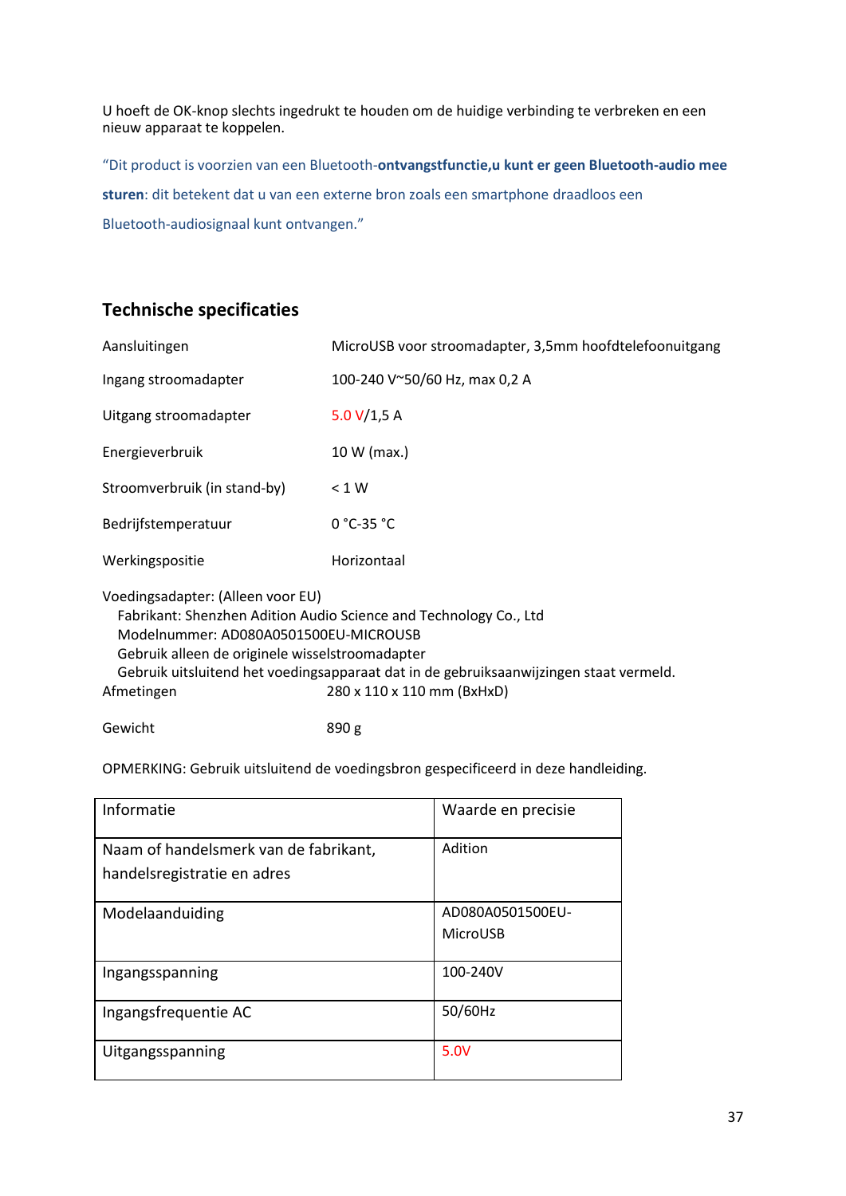U hoeft de OK-knop slechts ingedrukt te houden om de huidige verbinding te verbreken en een nieuw apparaat te koppelen.

“Dit product is voorzien van een Bluetooth-**ontvangstfunctie,u kunt er geen Bluetooth-audio mee sturen**: dit betekent dat u van een externe bron zoals een smartphone draadloos een Bluetooth-audiosignaal kunt ontvangen.”

## Technische specificaties

| | |
|---|---|
| Aansluitingen | MicroUSB voor stroomadapter, 3,5mm hoofdtelefoonuitgang |
| Ingang stroomadapter | 100-240 V~50/60 Hz, max 0,2 A |
| Uitgang stroomadapter | 5.0 V/1,5 A |
| Energieverbruik | 10 W (max.) |
| Stroomverbruik (in stand-by) | < 1 W |
| Bedrijfstemperatuur | 0 °C-35 °C |
| Werkingspositie | Horizontaal |

Voedingsadapter: (Alleen voor EU)
Fabrikant: Shenzhen Adition Audio Science and Technology Co., Ltd
Modelnummer: AD080A0501500EU-MICROUSB
Gebruik alleen de originele wisselstroomadapter
Gebruik uitsluitend het voedingsapparaat dat in de gebruiksaanwijzingen staat vermeld.

| | |
|---|---|
| Afmetingen | 280 x 110 x 110 mm (BxHxD) |
| Gewicht | 890 g |

OPMERKING: Gebruik uitsluitend de voedingsbron gespecificeerd in deze handleiding.

| Informatie | Waarde en precisie |
|---|---|
| Naam of handelsmerk van de fabrikant, handelsregistratie en adres | Adition |
| Modelaanduiding | AD080A0501500EU-MicroUSB |
| Ingangsspanning | 100-240V |
| Ingangsfrequentie AC | 50/60Hz |
| Uitgangsspanning | 5.0V |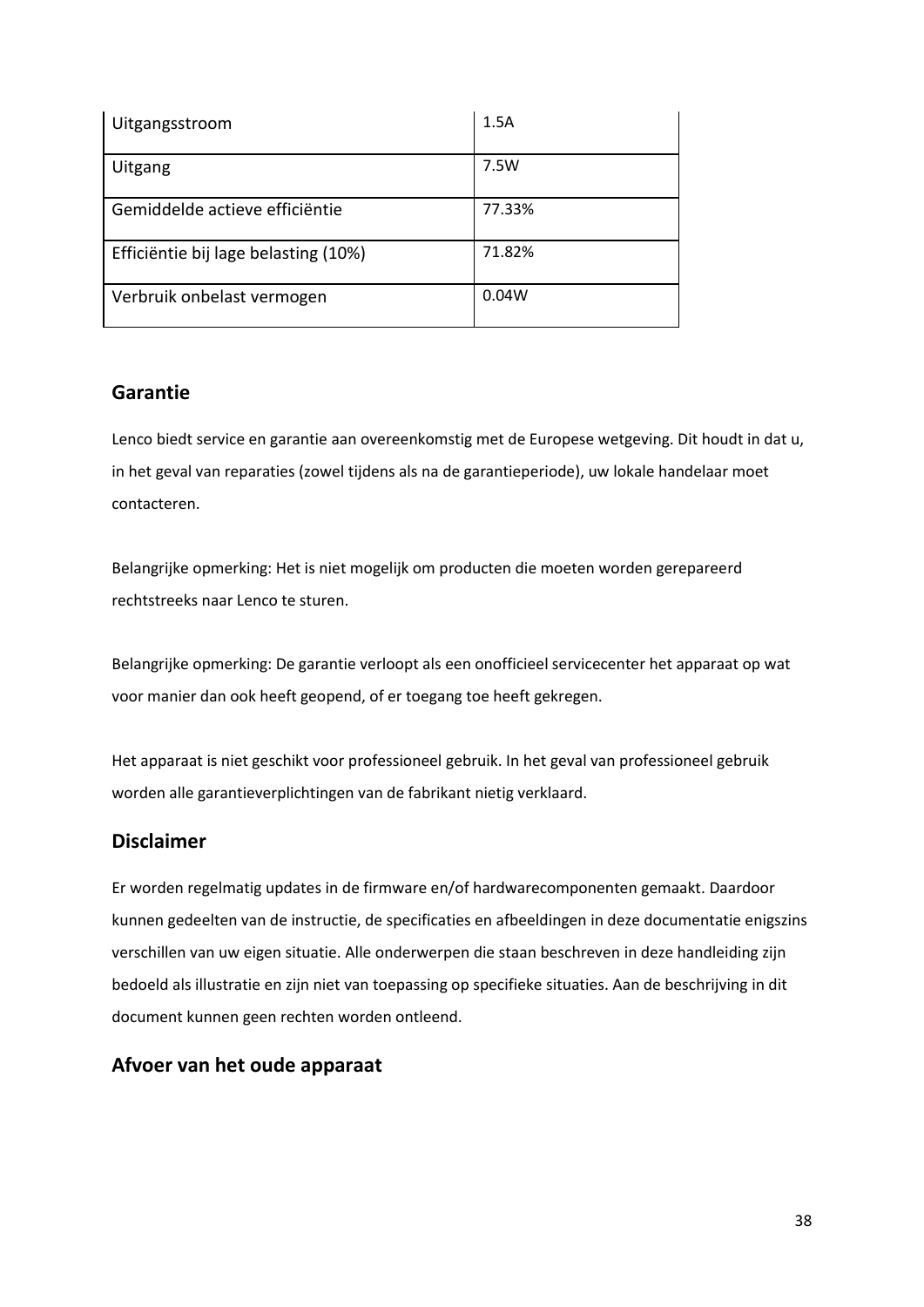| Uitgangsstroom | 1.5A |
|---|---|
| Uitgang | 7.5W |
| Gemiddelde actieve efficiëntie | 77.33% |
| Efficiëntie bij lage belasting (10%) | 71.82% |
| Verbruik onbelast vermogen | 0.04W |

## Garantie

Lenco biedt service en garantie aan overeenkomstig met de Europese wetgeving. Dit houdt in dat u, in het geval van reparaties (zowel tijdens als na de garantieperiode), uw lokale handelaar moet contacteren.

Belangrijke opmerking: Het is niet mogelijk om producten die moeten worden gerepareerd rechtstreeks naar Lenco te sturen.

Belangrijke opmerking: De garantie verloopt als een onofficieel servicecenter het apparaat op wat voor manier dan ook heeft geopend, of er toegang toe heeft gekregen.

Het apparaat is niet geschikt voor professioneel gebruik. In het geval van professioneel gebruik worden alle garantieverplichtingen van de fabrikant nietig verklaard.

## Disclaimer

Er worden regelmatig updates in de firmware en/of hardwarecomponenten gemaakt. Daardoor kunnen gedeelten van de instructie, de specificaties en afbeeldingen in deze documentatie enigszins verschillen van uw eigen situatie. Alle onderwerpen die staan beschreven in deze handleiding zijn bedoeld als illustratie en zijn niet van toepassing op specifieke situaties. Aan de beschrijving in dit document kunnen geen rechten worden ontleend.

## Afvoer van het oude apparaat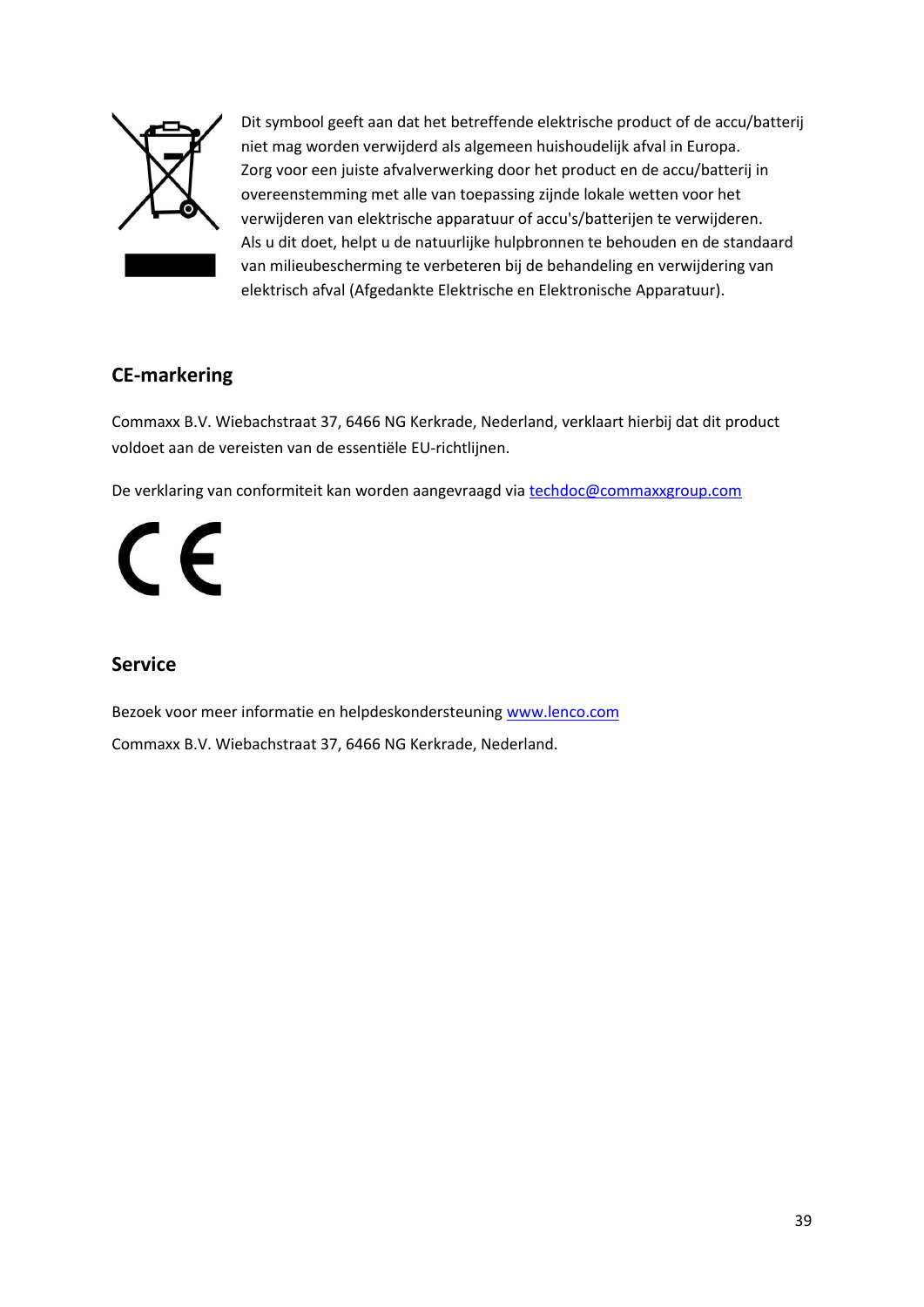Dit symbool geeft aan dat het betreffende elektrische product of de accu/batterij niet mag worden verwijderd als algemeen huishoudelijk afval in Europa. Zorg voor een juiste afvalverwerking door het product en de accu/batterij in overeenstemming met alle van toepassing zijnde lokale wetten voor het verwijderen van elektrische apparatuur of accu's/batterijen te verwijderen. Als u dit doet, helpt u de natuurlijke hulpbronnen te behouden en de standaard van milieubescherming te verbeteren bij de behandeling en verwijdering van elektrisch afval (Afgedankte Elektrische en Elektronische Apparatuur).

## CE-markering

Commaxx B.V. Wiebachstraat 37, 6466 NG Kerkrade, Nederland, verklaart hierbij dat dit product voldoet aan de vereisten van de essentiële EU-richtlijnen.

De verklaring van conformiteit kan worden aangevraagd via techdoc@commaxxgroup.com

## Service

Bezoek voor meer informatie en helpdeskondersteuning www.lenco.com

Commaxx B.V. Wiebachstraat 37, 6466 NG Kerkrade, Nederland.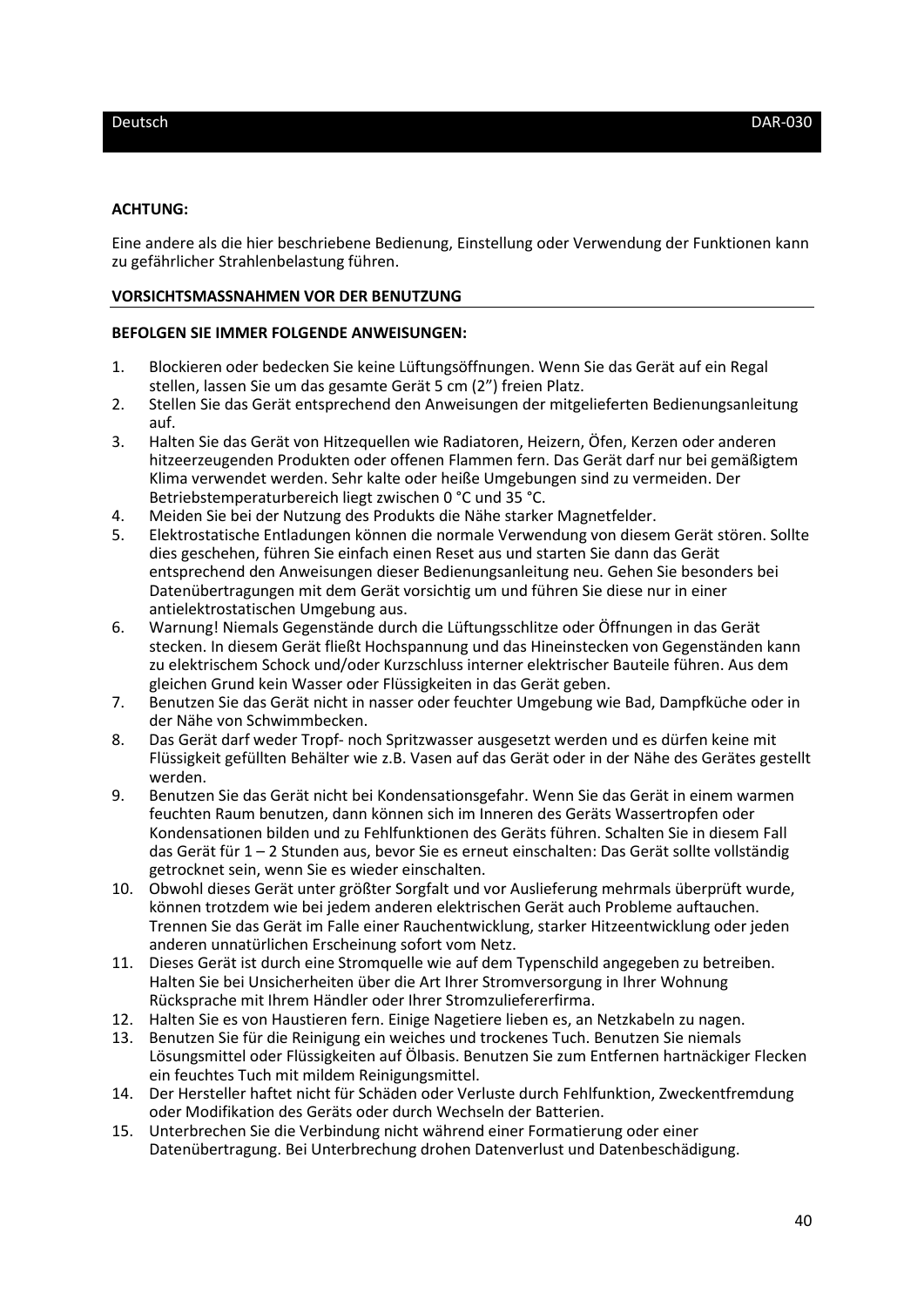**ACHTUNG:**

Eine andere als die hier beschriebene Bedienung, Einstellung oder Verwendung der Funktionen kann zu gefährlicher Strahlenbelastung führen.

## VORSICHTSMASSNAHMEN VOR DER BENUTZUNG

**BEFOLGEN SIE IMMER FOLGENDE ANWEISUNGEN:**

1. Blockieren oder bedecken Sie keine Lüftungsöffnungen. Wenn Sie das Gerät auf ein Regal stellen, lassen Sie um das gesamte Gerät 5 cm (2”) freien Platz.
2. Stellen Sie das Gerät entsprechend den Anweisungen der mitgelieferten Bedienungsanleitung auf.
3. Halten Sie das Gerät von Hitzequellen wie Radiatoren, Heizern, Öfen, Kerzen oder anderen hitzeerzeugenden Produkten oder offenen Flammen fern. Das Gerät darf nur bei gemäßigtem Klima verwendet werden. Sehr kalte oder heiße Umgebungen sind zu vermeiden. Der Betriebstemperaturbereich liegt zwischen 0 °C und 35 °C.
4. Meiden Sie bei der Nutzung des Produkts die Nähe starker Magnetfelder.
5. Elektrostatische Entladungen können die normale Verwendung von diesem Gerät stören. Sollte dies geschehen, führen Sie einfach einen Reset aus und starten Sie dann das Gerät entsprechend den Anweisungen dieser Bedienungsanleitung neu. Gehen Sie besonders bei Datenübertragungen mit dem Gerät vorsichtig um und führen Sie diese nur in einer antielektrostatischen Umgebung aus.
6. Warnung! Niemals Gegenstände durch die Lüftungsschlitze oder Öffnungen in das Gerät stecken. In diesem Gerät fließt Hochspannung und das Hineinstecken von Gegenständen kann zu elektrischem Schock und/oder Kurzschluss interner elektrischer Bauteile führen. Aus dem gleichen Grund kein Wasser oder Flüssigkeiten in das Gerät geben.
7. Benutzen Sie das Gerät nicht in nasser oder feuchter Umgebung wie Bad, Dampfküche oder in der Nähe von Schwimmbecken.
8. Das Gerät darf weder Tropf- noch Spritzwasser ausgesetzt werden und es dürfen keine mit Flüssigkeit gefüllten Behälter wie z.B. Vasen auf das Gerät oder in der Nähe des Gerätes gestellt werden.
9. Benutzen Sie das Gerät nicht bei Kondensationsgefahr. Wenn Sie das Gerät in einem warmen feuchten Raum benutzen, dann können sich im Inneren des Geräts Wassertropfen oder Kondensationen bilden und zu Fehlfunktionen des Geräts führen. Schalten Sie in diesem Fall das Gerät für 1 – 2 Stunden aus, bevor Sie es erneut einschalten: Das Gerät sollte vollständig getrocknet sein, wenn Sie es wieder einschalten.
10. Obwohl dieses Gerät unter größter Sorgfalt und vor Auslieferung mehrmals überprüft wurde, können trotzdem wie bei jedem anderen elektrischen Gerät auch Probleme auftauchen. Trennen Sie das Gerät im Falle einer Rauchentwicklung, starker Hitzeentwicklung oder jeden anderen unnatürlichen Erscheinung sofort vom Netz.
11. Dieses Gerät ist durch eine Stromquelle wie auf dem Typenschild angegeben zu betreiben. Halten Sie bei Unsicherheiten über die Art Ihrer Stromversorgung in Ihrer Wohnung Rücksprache mit Ihrem Händler oder Ihrer Stromzulieferer­firma.
12. Halten Sie es von Haustieren fern. Einige Nagetiere lieben es, an Netzkabeln zu nagen.
13. Benutzen Sie für die Reinigung ein weiches und trockenes Tuch. Benutzen Sie niemals Lösungsmittel oder Flüssigkeiten auf Ölbasis. Benutzen Sie zum Entfernen hartnäckiger Flecken ein feuchtes Tuch mit mildem Reinigungsmittel.
14. Der Hersteller haftet nicht für Schäden oder Verluste durch Fehlfunktion, Zweckentfremdung oder Modifikation des Geräts oder durch Wechseln der Batterien.
15. Unterbrechen Sie die Verbindung nicht während einer Formatierung oder einer Datenübertragung. Bei Unterbrechung drohen Datenverlust und Datenbeschädigung.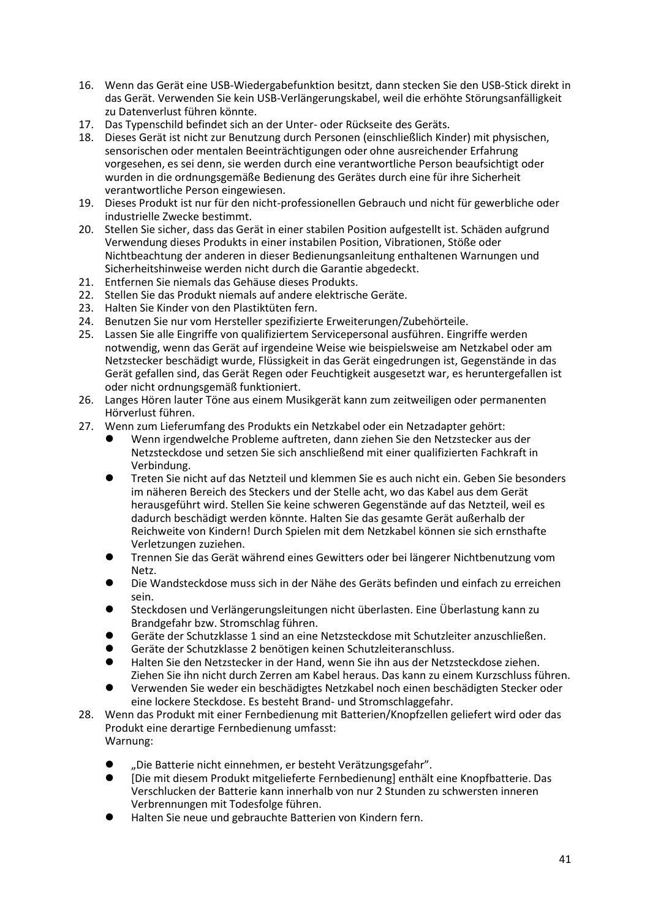16. Wenn das Gerät eine USB-Wiedergabefunktion besitzt, dann stecken Sie den USB-Stick direkt in das Gerät. Verwenden Sie kein USB-Verlängerungskabel, weil die erhöhte Störungsanfälligkeit zu Datenverlust führen könnte.
17. Das Typenschild befindet sich an der Unter- oder Rückseite des Geräts.
18. Dieses Gerät ist nicht zur Benutzung durch Personen (einschließlich Kinder) mit physischen, sensorischen oder mentalen Beeinträchtigungen oder ohne ausreichender Erfahrung vorgesehen, es sei denn, sie werden durch eine verantwortliche Person beaufsichtigt oder wurden in die ordnungsgemäße Bedienung des Gerätes durch eine für ihre Sicherheit verantwortliche Person eingewiesen.
19. Dieses Produkt ist nur für den nicht-professionellen Gebrauch und nicht für gewerbliche oder industrielle Zwecke bestimmt.
20. Stellen Sie sicher, dass das Gerät in einer stabilen Position aufgestellt ist. Schäden aufgrund Verwendung dieses Produkts in einer instabilen Position, Vibrationen, Stöße oder Nichtbeachtung der anderen in dieser Bedienungsanleitung enthaltenen Warnungen und Sicherheitshinweise werden nicht durch die Garantie abgedeckt.
21. Entfernen Sie niemals das Gehäuse dieses Produkts.
22. Stellen Sie das Produkt niemals auf andere elektrische Geräte.
23. Halten Sie Kinder von den Plastiktüten fern.
24. Benutzen Sie nur vom Hersteller spezifizierte Erweiterungen/Zubehörteile.
25. Lassen Sie alle Eingriffe von qualifiziertem Servicepersonal ausführen. Eingriffe werden notwendig, wenn das Gerät auf irgendeine Weise wie beispielsweise am Netzkabel oder am Netzstecker beschädigt wurde, Flüssigkeit in das Gerät eingedrungen ist, Gegenstände in das Gerät gefallen sind, das Gerät Regen oder Feuchtigkeit ausgesetzt war, es heruntergefallen ist oder nicht ordnungsgemäß funktioniert.
26. Langes Hören lauter Töne aus einem Musikgerät kann zum zeitweiligen oder permanenten Hörverlust führen.
27. Wenn zum Lieferumfang des Produkts ein Netzkabel oder ein Netzadapter gehört:
    - Wenn irgendwelche Probleme auftreten, dann ziehen Sie den Netzstecker aus der Netzsteckdose und setzen Sie sich anschließend mit einer qualifizierten Fachkraft in Verbindung.
    - Treten Sie nicht auf das Netzteil und klemmen Sie es auch nicht ein. Geben Sie besonders im näheren Bereich des Steckers und der Stelle acht, wo das Kabel aus dem Gerät herausgeführt wird. Stellen Sie keine schweren Gegenstände auf das Netzteil, weil es dadurch beschädigt werden könnte. Halten Sie das gesamte Gerät außerhalb der Reichweite von Kindern! Durch Spielen mit dem Netzkabel können sie sich ernsthafte Verletzungen zuziehen.
    - Trennen Sie das Gerät während eines Gewitters oder bei längerer Nichtbenutzung vom Netz.
    - Die Wandsteckdose muss sich in der Nähe des Geräts befinden und einfach zu erreichen sein.
    - Steckdosen und Verlängerungsleitungen nicht überlasten. Eine Überlastung kann zu Brandgefahr bzw. Stromschlag führen.
    - Geräte der Schutzklasse 1 sind an eine Netzsteckdose mit Schutzleiter anzuschließen.
    - Geräte der Schutzklasse 2 benötigen keinen Schutzleiteranschluss.
    - Halten Sie den Netzstecker in der Hand, wenn Sie ihn aus der Netzsteckdose ziehen. Ziehen Sie ihn nicht durch Zerren am Kabel heraus. Das kann zu einem Kurzschluss führen.
    - Verwenden Sie weder ein beschädigtes Netzkabel noch einen beschädigten Stecker oder eine lockere Steckdose. Es besteht Brand- und Stromschlaggefahr.
28. Wenn das Produkt mit einer Fernbedienung mit Batterien/Knopfzellen geliefert wird oder das Produkt eine derartige Fernbedienung umfasst:
    Warnung:

    - „Die Batterie nicht einnehmen, er besteht Verätzungsgefahr".
    - [Die mit diesem Produkt mitgelieferte Fernbedienung] enthält eine Knopfbatterie. Das Verschlucken der Batterie kann innerhalb von nur 2 Stunden zu schwersten inneren Verbrennungen mit Todesfolge führen.
    - Halten Sie neue und gebrauchte Batterien von Kindern fern.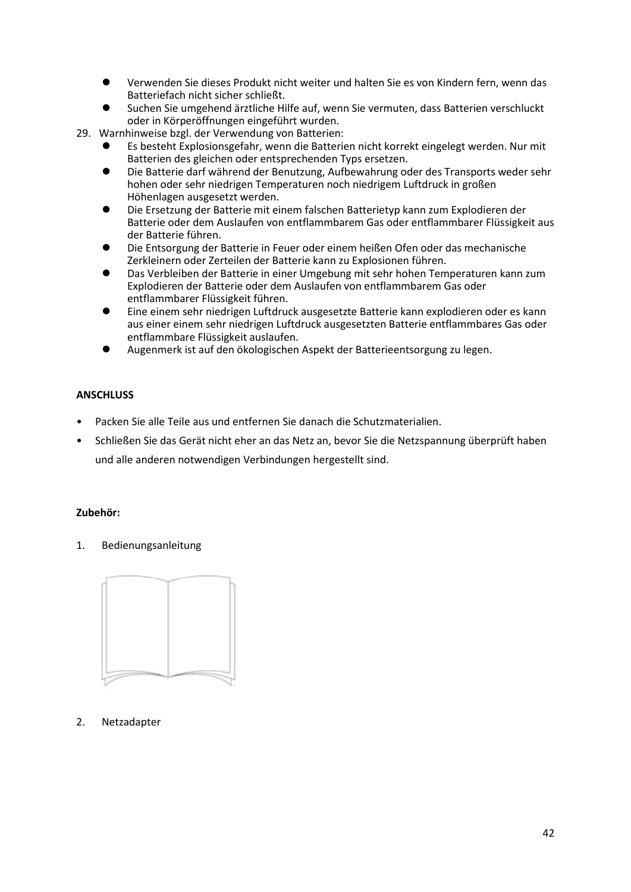- Verwenden Sie dieses Produkt nicht weiter und halten Sie es von Kindern fern, wenn das Batteriefach nicht sicher schließt.
- Suchen Sie umgehend ärztliche Hilfe auf, wenn Sie vermuten, dass Batterien verschluckt oder in Körperöffnungen eingeführt wurden.

29. Warnhinweise bzgl. der Verwendung von Batterien:
    - Es besteht Explosionsgefahr, wenn die Batterien nicht korrekt eingelegt werden. Nur mit Batterien des gleichen oder entsprechenden Typs ersetzen.
    - Die Batterie darf während der Benutzung, Aufbewahrung oder des Transports weder sehr hohen oder sehr niedrigen Temperaturen noch niedrigem Luftdruck in großen Höhenlagen ausgesetzt werden.
    - Die Ersetzung der Batterie mit einem falschen Batterietyp kann zum Explodieren der Batterie oder dem Auslaufen von entflammbarem Gas oder entflammbarer Flüssigkeit aus der Batterie führen.
    - Die Entsorgung der Batterie in Feuer oder einem heißen Ofen oder das mechanische Zerkleinern oder Zerteilen der Batterie kann zu Explosionen führen.
    - Das Verbleiben der Batterie in einer Umgebung mit sehr hohen Temperaturen kann zum Explodieren der Batterie oder dem Auslaufen von entflammbarem Gas oder entflammbarer Flüssigkeit führen.
    - Eine einem sehr niedrigen Luftdruck ausgesetzte Batterie kann explodieren oder es kann aus einer einem sehr niedrigen Luftdruck ausgesetzten Batterie entflammbares Gas oder entflammbare Flüssigkeit auslaufen.
    - Augenmerk ist auf den ökologischen Aspekt der Batterieentsorgung zu legen.

**ANSCHLUSS**

- Packen Sie alle Teile aus und entfernen Sie danach die Schutzmaterialien.
- Schließen Sie das Gerät nicht eher an das Netz an, bevor Sie die Netzspannung überprüft haben und alle anderen notwendigen Verbindungen hergestellt sind.

**Zubehör:**

1. Bedienungsanleitung

2. Netzadapter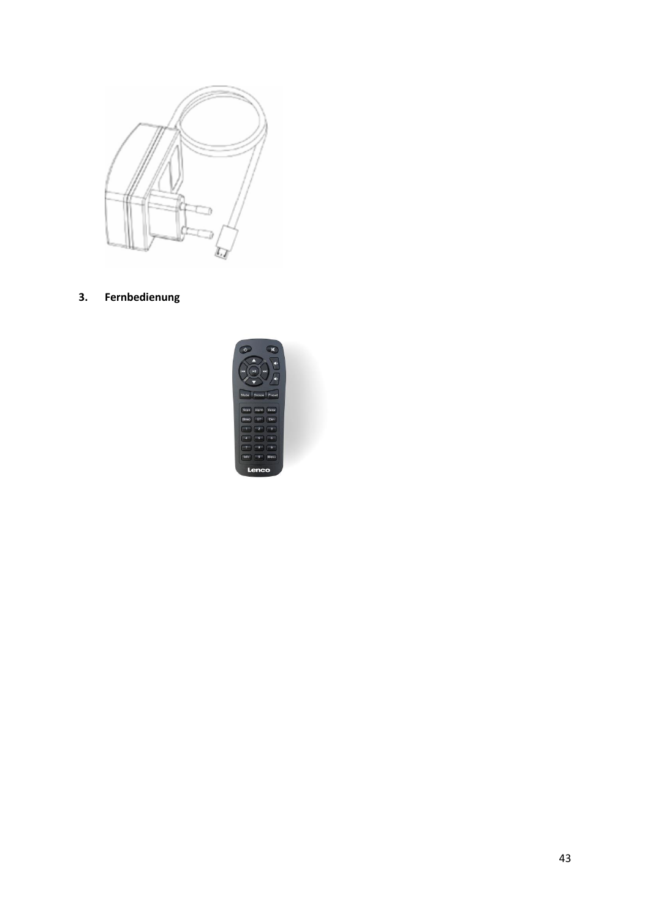3. **Fernbedienung**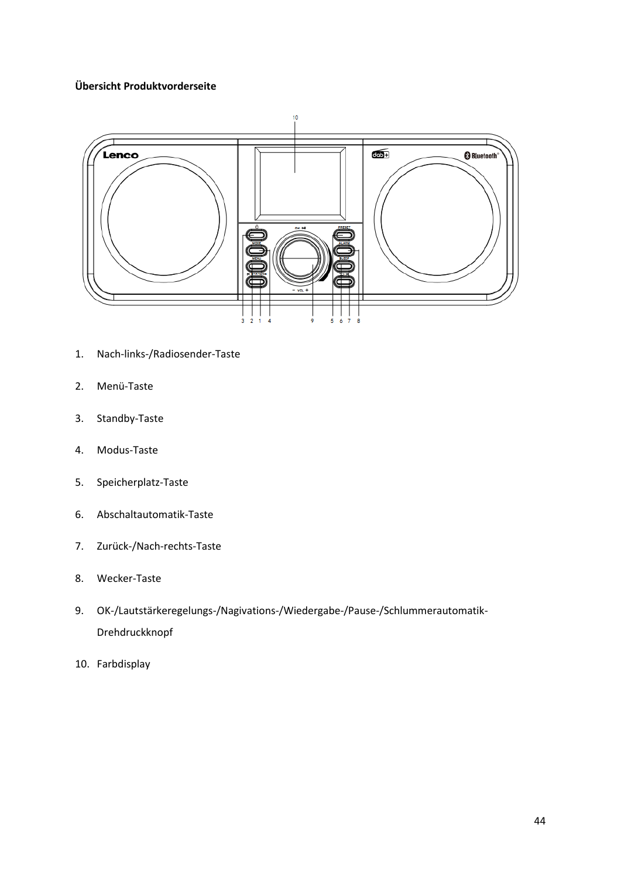**Übersicht Produktvorderseite**

1. Nach-links-/Radiosender-Taste
2. Menü-Taste
3. Standby-Taste
4. Modus-Taste
5. Speicherplatz-Taste
6. Abschaltautomatik-Taste
7. Zurück-/Nach-rechts-Taste
8. Wecker-Taste
9. OK-/Lautstärkeregelungs-/Nagivations-/Wiedergabe-/Pause-/Schlummerautomatik-Drehdruckknopf
10. Farbdisplay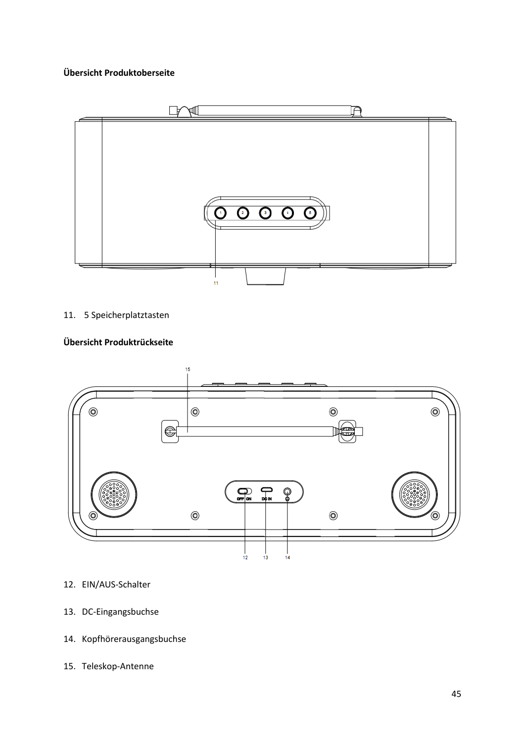**Übersicht Produktoberseite**

11. 5 Speicherplatztasten

**Übersicht Produktrückseite**

12. EIN/AUS-Schalter
13. DC-Eingangsbuchse
14. Kopfhörerausgangsbuchse
15. Teleskop-Antenne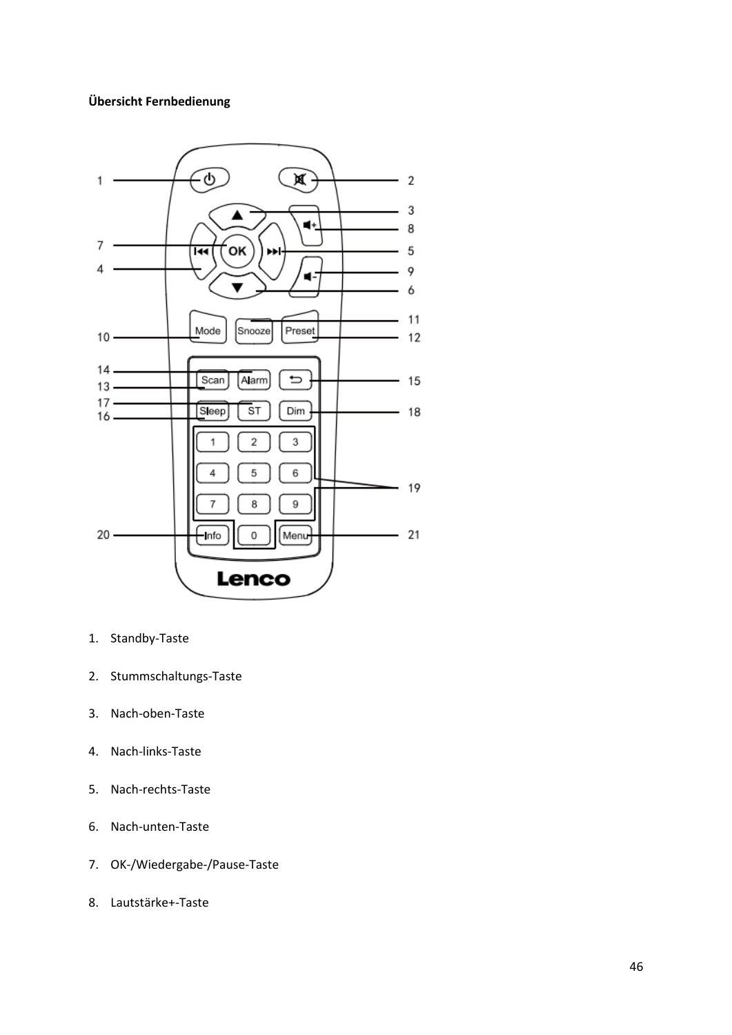**Übersicht Fernbedienung**

1. Standby-Taste
2. Stummschaltungs-Taste
3. Nach-oben-Taste
4. Nach-links-Taste
5. Nach-rechts-Taste
6. Nach-unten-Taste
7. OK-/Wiedergabe-/Pause-Taste
8. Lautstärke+-Taste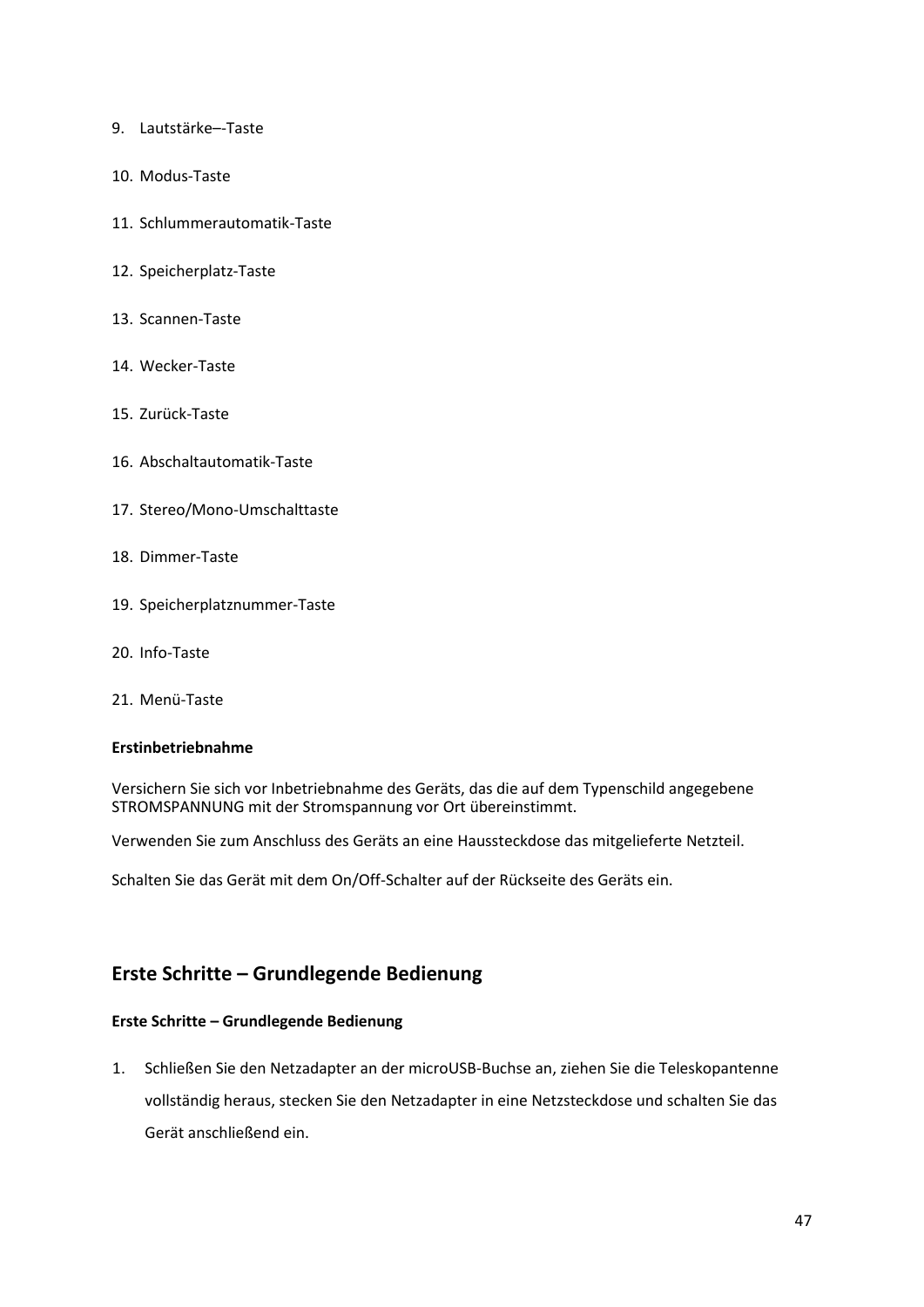9. Lautstärke–-Taste
10. Modus-Taste
11. Schlummerautomatik-Taste
12. Speicherplatz-Taste
13. Scannen-Taste
14. Wecker-Taste
15. Zurück-Taste
16. Abschaltautomatik-Taste
17. Stereo/Mono-Umschalttaste
18. Dimmer-Taste
19. Speicherplatznummer-Taste
20. Info-Taste
21. Menü-Taste

**Erstinbetriebnahme**

Versichern Sie sich vor Inbetriebnahme des Geräts, das die auf dem Typenschild angegebene STROMSPANNUNG mit der Stromspannung vor Ort übereinstimmt.

Verwenden Sie zum Anschluss des Geräts an eine Haussteckdose das mitgelieferte Netzteil.

Schalten Sie das Gerät mit dem On/Off-Schalter auf der Rückseite des Geräts ein.

## Erste Schritte – Grundlegende Bedienung

**Erste Schritte – Grundlegende Bedienung**

1. Schließen Sie den Netzadapter an der microUSB-Buchse an, ziehen Sie die Teleskopantenne vollständig heraus, stecken Sie den Netzadapter in eine Netzsteckdose und schalten Sie das Gerät anschließend ein.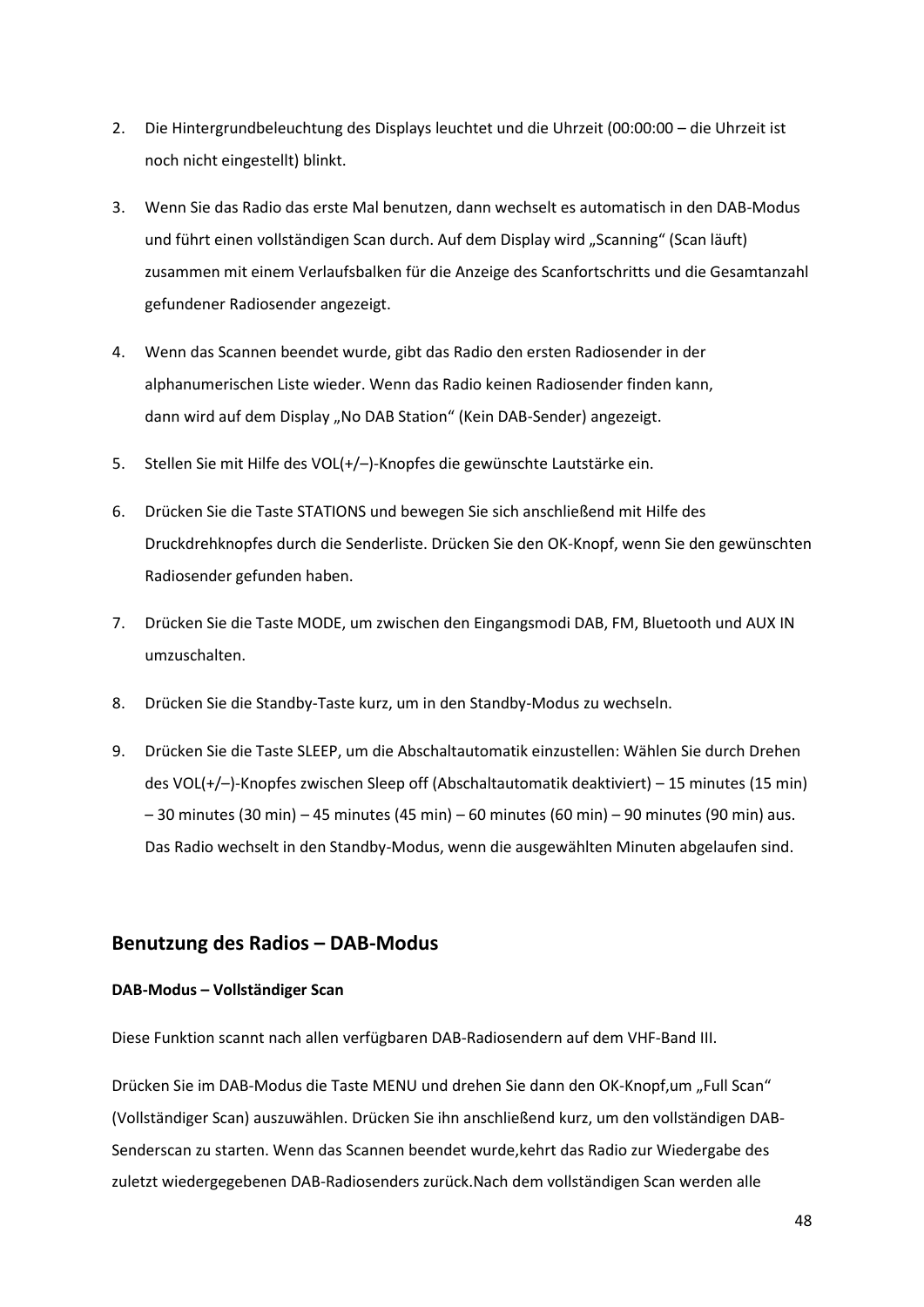2. Die Hintergrundbeleuchtung des Displays leuchtet und die Uhrzeit (00:00:00 – die Uhrzeit ist noch nicht eingestellt) blinkt.

3. Wenn Sie das Radio das erste Mal benutzen, dann wechselt es automatisch in den DAB-Modus und führt einen vollständigen Scan durch. Auf dem Display wird „Scanning“ (Scan läuft) zusammen mit einem Verlaufsbalken für die Anzeige des Scanfortschritts und die Gesamtanzahl gefundener Radiosender angezeigt.

4. Wenn das Scannen beendet wurde, gibt das Radio den ersten Radiosender in der alphanumerischen Liste wieder. Wenn das Radio keinen Radiosender finden kann, dann wird auf dem Display „No DAB Station“ (Kein DAB-Sender) angezeigt.

5. Stellen Sie mit Hilfe des VOL(+/–)-Knopfes die gewünschte Lautstärke ein.

6. Drücken Sie die Taste STATIONS und bewegen Sie sich anschließend mit Hilfe des Druckdrehknopfes durch die Senderliste. Drücken Sie den OK-Knopf, wenn Sie den gewünschten Radiosender gefunden haben.

7. Drücken Sie die Taste MODE, um zwischen den Eingangsmodi DAB, FM, Bluetooth und AUX IN umzuschalten.

8. Drücken Sie die Standby-Taste kurz, um in den Standby-Modus zu wechseln.

9. Drücken Sie die Taste SLEEP, um die Abschaltautomatik einzustellen: Wählen Sie durch Drehen des VOL(+/–)-Knopfes zwischen Sleep off (Abschaltautomatik deaktiviert) – 15 minutes (15 min) – 30 minutes (30 min) – 45 minutes (45 min) – 60 minutes (60 min) – 90 minutes (90 min) aus. Das Radio wechselt in den Standby-Modus, wenn die ausgewählten Minuten abgelaufen sind.

## Benutzung des Radios – DAB-Modus

**DAB-Modus – Vollständiger Scan**

Diese Funktion scannt nach allen verfügbaren DAB-Radiosendern auf dem VHF-Band III.

Drücken Sie im DAB-Modus die Taste MENU und drehen Sie dann den OK-Knopf,um „Full Scan“ (Vollständiger Scan) auszuwählen. Drücken Sie ihn anschließend kurz, um den vollständigen DAB-Senderscan zu starten. Wenn das Scannen beendet wurde,kehrt das Radio zur Wiedergabe des zuletzt wiedergegebenen DAB-Radiosenders zurück.Nach dem vollständigen Scan werden alle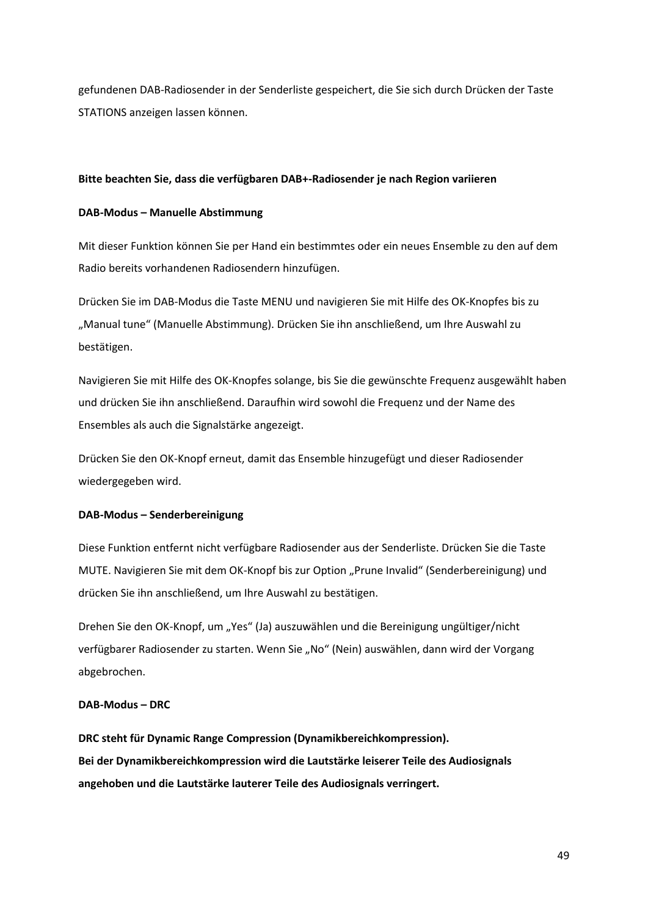gefundenen DAB-Radiosender in der Senderliste gespeichert, die Sie sich durch Drücken der Taste STATIONS anzeigen lassen können.

**Bitte beachten Sie, dass die verfügbaren DAB+-Radiosender je nach Region variieren**

**DAB-Modus – Manuelle Abstimmung**

Mit dieser Funktion können Sie per Hand ein bestimmtes oder ein neues Ensemble zu den auf dem Radio bereits vorhandenen Radiosendern hinzufügen.

Drücken Sie im DAB-Modus die Taste MENU und navigieren Sie mit Hilfe des OK-Knopfes bis zu „Manual tune“ (Manuelle Abstimmung). Drücken Sie ihn anschließend, um Ihre Auswahl zu bestätigen.

Navigieren Sie mit Hilfe des OK-Knopfes solange, bis Sie die gewünschte Frequenz ausgewählt haben und drücken Sie ihn anschließend. Daraufhin wird sowohl die Frequenz und der Name des Ensembles als auch die Signalstärke angezeigt.

Drücken Sie den OK-Knopf erneut, damit das Ensemble hinzugefügt und dieser Radiosender wiedergegeben wird.

**DAB-Modus – Senderbereinigung**

Diese Funktion entfernt nicht verfügbare Radiosender aus der Senderliste. Drücken Sie die Taste MUTE. Navigieren Sie mit dem OK-Knopf bis zur Option „Prune Invalid“ (Senderbereinigung) und drücken Sie ihn anschließend, um Ihre Auswahl zu bestätigen.

Drehen Sie den OK-Knopf, um „Yes“ (Ja) auszuwählen und die Bereinigung ungültiger/nicht verfügbarer Radiosender zu starten. Wenn Sie „No“ (Nein) auswählen, dann wird der Vorgang abgebrochen.

**DAB-Modus – DRC**

**DRC steht für Dynamic Range Compression (Dynamikbereichkompression).**
**Bei der Dynamikbereichkompression wird die Lautstärke leiserer Teile des Audiosignals angehoben und die Lautstärke lauterer Teile des Audiosignals verringert.**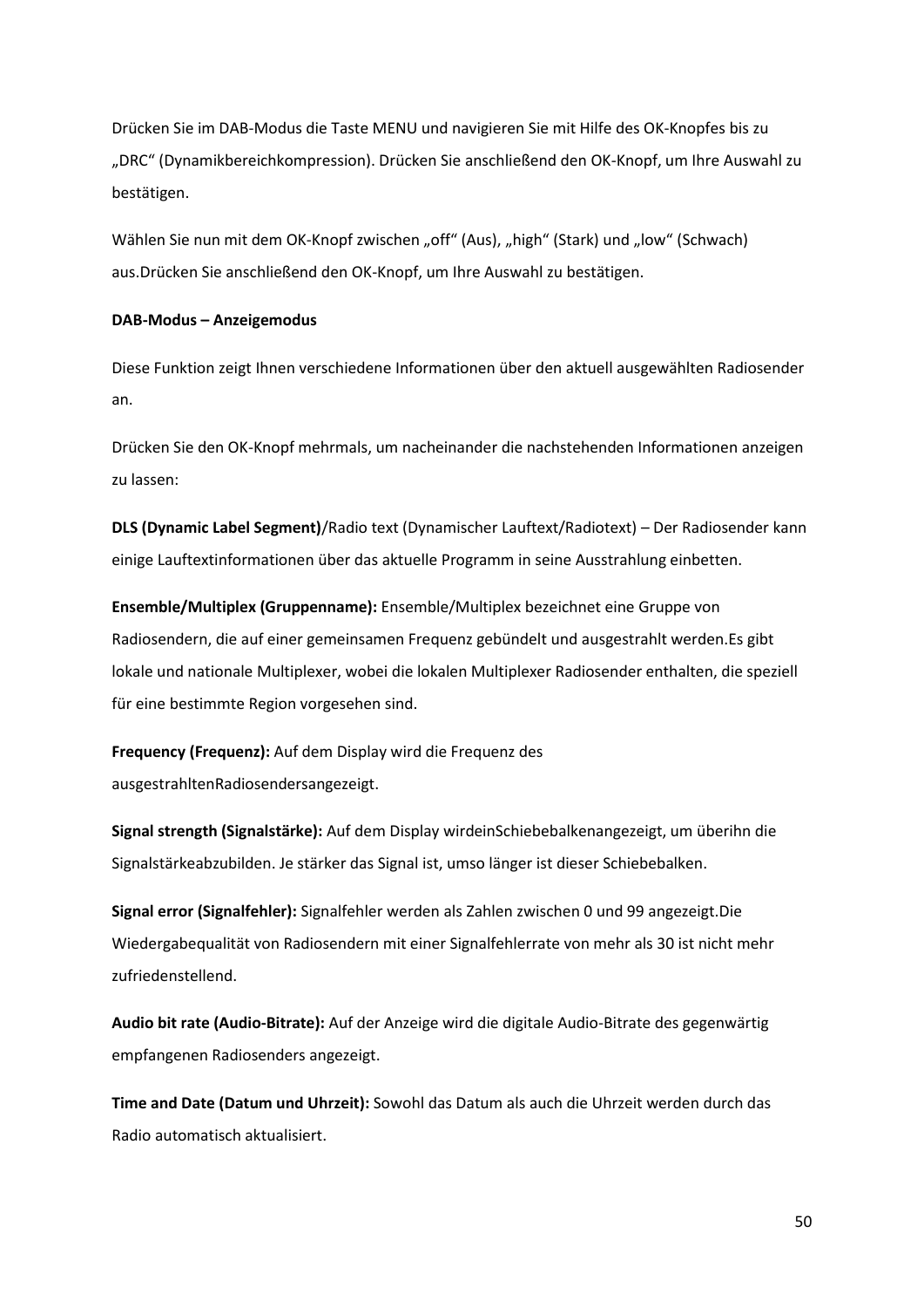Drücken Sie im DAB-Modus die Taste MENU und navigieren Sie mit Hilfe des OK-Knopfes bis zu „DRC“ (Dynamikbereichkompression). Drücken Sie anschließend den OK-Knopf, um Ihre Auswahl zu bestätigen.

Wählen Sie nun mit dem OK-Knopf zwischen „off“ (Aus), „high“ (Stark) und „low“ (Schwach) aus.Drücken Sie anschließend den OK-Knopf, um Ihre Auswahl zu bestätigen.

**DAB-Modus – Anzeigemodus**

Diese Funktion zeigt Ihnen verschiedene Informationen über den aktuell ausgewählten Radiosender an.

Drücken Sie den OK-Knopf mehrmals, um nacheinander die nachstehenden Informationen anzeigen zu lassen:

**DLS (Dynamic Label Segment)**/Radio text (Dynamischer Lauftext/Radiotext) – Der Radiosender kann einige Lauftextinformationen über das aktuelle Programm in seine Ausstrahlung einbetten.

**Ensemble/Multiplex (Gruppenname):** Ensemble/Multiplex bezeichnet eine Gruppe von Radiosendern, die auf einer gemeinsamen Frequenz gebündelt und ausgestrahlt werden.Es gibt lokale und nationale Multiplexer, wobei die lokalen Multiplexer Radiosender enthalten, die speziell für eine bestimmte Region vorgesehen sind.

**Frequency (Frequenz):** Auf dem Display wird die Frequenz des ausgestrahltenRadiosendersangezeigt.

**Signal strength (Signalstärke):** Auf dem Display wirdeinSchiebebalkenangezeigt, um überihn die Signalstärkeabzubilden. Je stärker das Signal ist, umso länger ist dieser Schiebebalken.

**Signal error (Signalfehler):** Signalfehler werden als Zahlen zwischen 0 und 99 angezeigt.Die Wiedergabequalität von Radiosendern mit einer Signalfehlerrate von mehr als 30 ist nicht mehr zufriedenstellend.

**Audio bit rate (Audio-Bitrate):** Auf der Anzeige wird die digitale Audio-Bitrate des gegenwärtig empfangenen Radiosenders angezeigt.

**Time and Date (Datum und Uhrzeit):** Sowohl das Datum als auch die Uhrzeit werden durch das Radio automatisch aktualisiert.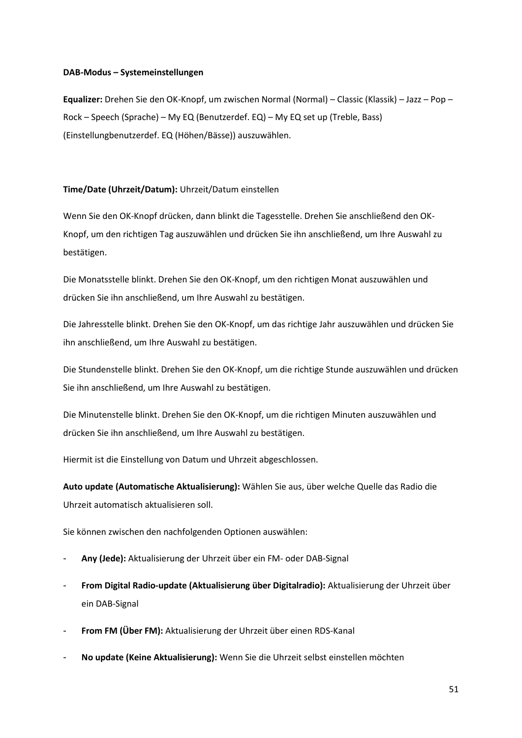**DAB-Modus – Systemeinstellungen**

**Equalizer:** Drehen Sie den OK-Knopf, um zwischen Normal (Normal) – Classic (Klassik) – Jazz – Pop – Rock – Speech (Sprache) – My EQ (Benutzerdef. EQ) – My EQ set up (Treble, Bass) (Einstellungbenutzerdef. EQ (Höhen/Bässe)) auszuwählen.

**Time/Date (Uhrzeit/Datum):** Uhrzeit/Datum einstellen

Wenn Sie den OK-Knopf drücken, dann blinkt die Tagesstelle. Drehen Sie anschließend den OK-Knopf, um den richtigen Tag auszuwählen und drücken Sie ihn anschließend, um Ihre Auswahl zu bestätigen.

Die Monatsstelle blinkt. Drehen Sie den OK-Knopf, um den richtigen Monat auszuwählen und drücken Sie ihn anschließend, um Ihre Auswahl zu bestätigen.

Die Jahresstelle blinkt. Drehen Sie den OK-Knopf, um das richtige Jahr auszuwählen und drücken Sie ihn anschließend, um Ihre Auswahl zu bestätigen.

Die Stundenstelle blinkt. Drehen Sie den OK-Knopf, um die richtige Stunde auszuwählen und drücken Sie ihn anschließend, um Ihre Auswahl zu bestätigen.

Die Minutenstelle blinkt. Drehen Sie den OK-Knopf, um die richtigen Minuten auszuwählen und drücken Sie ihn anschließend, um Ihre Auswahl zu bestätigen.

Hiermit ist die Einstellung von Datum und Uhrzeit abgeschlossen.

**Auto update (Automatische Aktualisierung):** Wählen Sie aus, über welche Quelle das Radio die Uhrzeit automatisch aktualisieren soll.

Sie können zwischen den nachfolgenden Optionen auswählen:

- **Any (Jede):** Aktualisierung der Uhrzeit über ein FM- oder DAB-Signal
- **From Digital Radio-update (Aktualisierung über Digitalradio):** Aktualisierung der Uhrzeit über ein DAB-Signal
- **From FM (Über FM):** Aktualisierung der Uhrzeit über einen RDS-Kanal
- **No update (Keine Aktualisierung):** Wenn Sie die Uhrzeit selbst einstellen möchten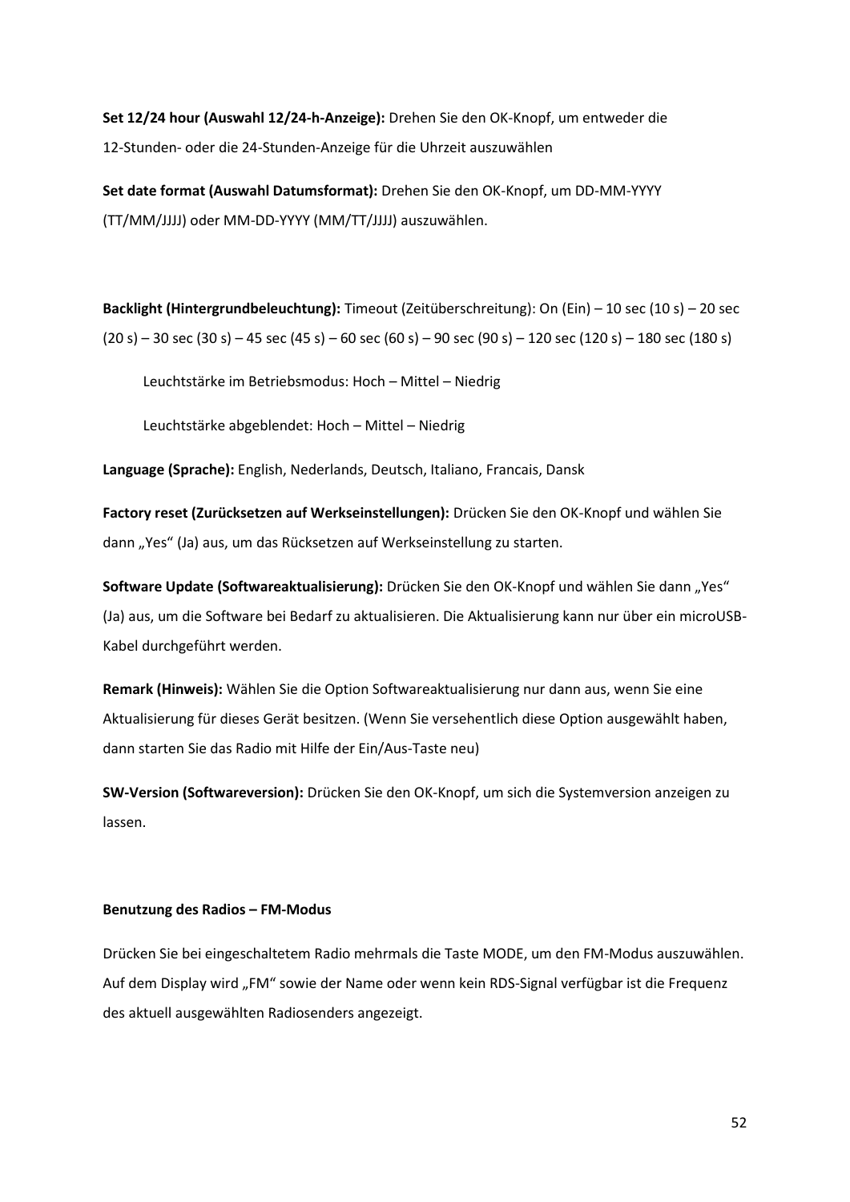**Set 12/24 hour (Auswahl 12/24-h-Anzeige):** Drehen Sie den OK-Knopf, um entweder die 12-Stunden- oder die 24-Stunden-Anzeige für die Uhrzeit auszuwählen

**Set date format (Auswahl Datumsformat):** Drehen Sie den OK-Knopf, um DD-MM-YYYY (TT/MM/JJJJ) oder MM-DD-YYYY (MM/TT/JJJJ) auszuwählen.

**Backlight (Hintergrundbeleuchtung):** Timeout (Zeitüberschreitung): On (Ein) – 10 sec (10 s) – 20 sec (20 s) – 30 sec (30 s) – 45 sec (45 s) – 60 sec (60 s) – 90 sec (90 s) – 120 sec (120 s) – 180 sec (180 s)

Leuchtstärke im Betriebsmodus: Hoch – Mittel – Niedrig

Leuchtstärke abgeblendet: Hoch – Mittel – Niedrig

**Language (Sprache):** English, Nederlands, Deutsch, Italiano, Francais, Dansk

**Factory reset (Zurücksetzen auf Werkseinstellungen):** Drücken Sie den OK-Knopf und wählen Sie dann „Yes“ (Ja) aus, um das Rücksetzen auf Werkseinstellung zu starten.

**Software Update (Softwareaktualisierung):** Drücken Sie den OK-Knopf und wählen Sie dann „Yes“ (Ja) aus, um die Software bei Bedarf zu aktualisieren. Die Aktualisierung kann nur über ein microUSB-Kabel durchgeführt werden.

**Remark (Hinweis):** Wählen Sie die Option Softwareaktualisierung nur dann aus, wenn Sie eine Aktualisierung für dieses Gerät besitzen. (Wenn Sie versehentlich diese Option ausgewählt haben, dann starten Sie das Radio mit Hilfe der Ein/Aus-Taste neu)

**SW-Version (Softwareversion):** Drücken Sie den OK-Knopf, um sich die Systemversion anzeigen zu lassen.

**Benutzung des Radios – FM-Modus**

Drücken Sie bei eingeschaltetem Radio mehrmals die Taste MODE, um den FM-Modus auszuwählen. Auf dem Display wird „FM“ sowie der Name oder wenn kein RDS-Signal verfügbar ist die Frequenz des aktuell ausgewählten Radiosenders angezeigt.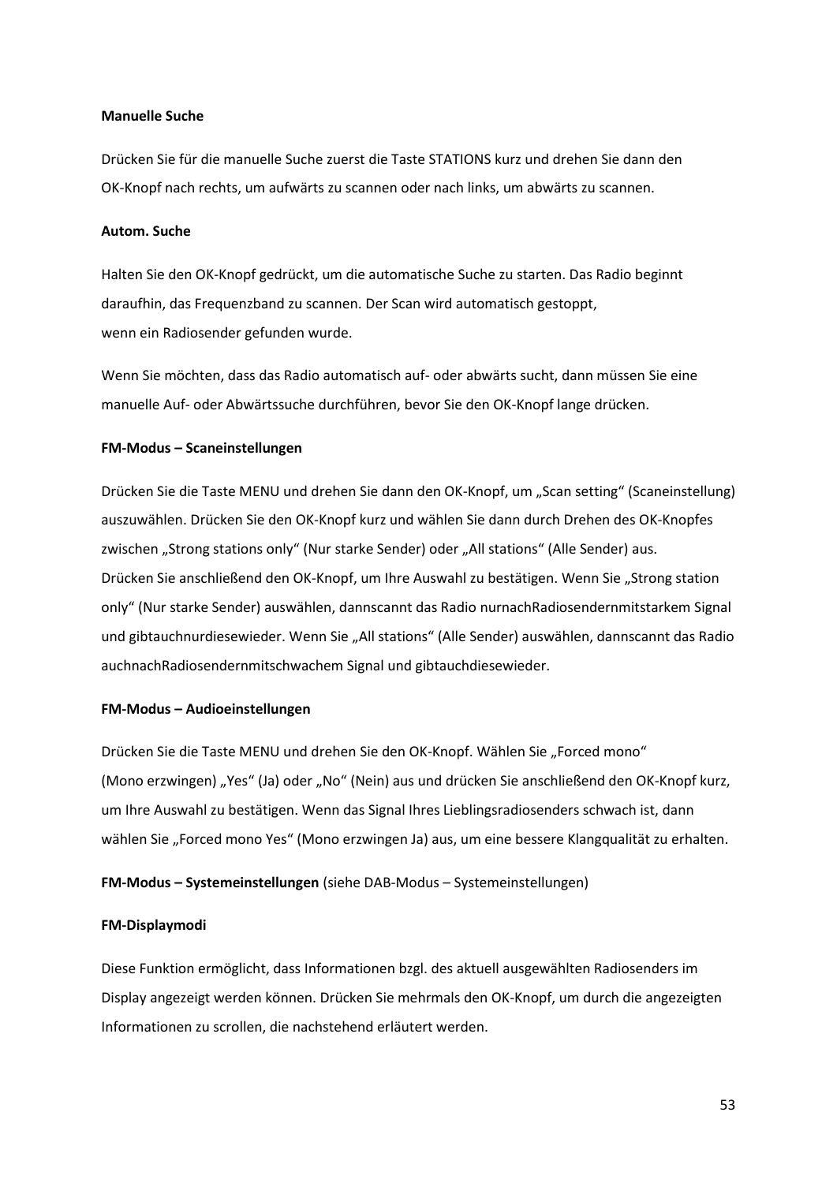**Manuelle Suche**

Drücken Sie für die manuelle Suche zuerst die Taste STATIONS kurz und drehen Sie dann den OK-Knopf nach rechts, um aufwärts zu scannen oder nach links, um abwärts zu scannen.

**Autom. Suche**

Halten Sie den OK-Knopf gedrückt, um die automatische Suche zu starten. Das Radio beginnt daraufhin, das Frequenzband zu scannen. Der Scan wird automatisch gestoppt, wenn ein Radiosender gefunden wurde.

Wenn Sie möchten, dass das Radio automatisch auf- oder abwärts sucht, dann müssen Sie eine manuelle Auf- oder Abwärtssuche durchführen, bevor Sie den OK-Knopf lange drücken.

**FM-Modus – Scaneinstellungen**

Drücken Sie die Taste MENU und drehen Sie dann den OK-Knopf, um „Scan setting“ (Scaneinstellung) auszuwählen. Drücken Sie den OK-Knopf kurz und wählen Sie dann durch Drehen des OK-Knopfes zwischen „Strong stations only“ (Nur starke Sender) oder „All stations“ (Alle Sender) aus. Drücken Sie anschließend den OK-Knopf, um Ihre Auswahl zu bestätigen. Wenn Sie „Strong station only“ (Nur starke Sender) auswählen, dannscannt das Radio nurnachRadiosendernmitstarkem Signal und gibtauchnurdiesewieder. Wenn Sie „All stations“ (Alle Sender) auswählen, dannscannt das Radio auchnachRadiosendernmitschwachem Signal und gibtauchdiesewieder.

**FM-Modus – Audioeinstellungen**

Drücken Sie die Taste MENU und drehen Sie den OK-Knopf. Wählen Sie „Forced mono“ (Mono erzwingen) „Yes“ (Ja) oder „No“ (Nein) aus und drücken Sie anschließend den OK-Knopf kurz, um Ihre Auswahl zu bestätigen. Wenn das Signal Ihres Lieblingsradiosenders schwach ist, dann wählen Sie „Forced mono Yes“ (Mono erzwingen Ja) aus, um eine bessere Klangqualität zu erhalten.

**FM-Modus – Systemeinstellungen** (siehe DAB-Modus – Systemeinstellungen)

**FM-Displaymodi**

Diese Funktion ermöglicht, dass Informationen bzgl. des aktuell ausgewählten Radiosenders im Display angezeigt werden können. Drücken Sie mehrmals den OK-Knopf, um durch die angezeigten Informationen zu scrollen, die nachstehend erläutert werden.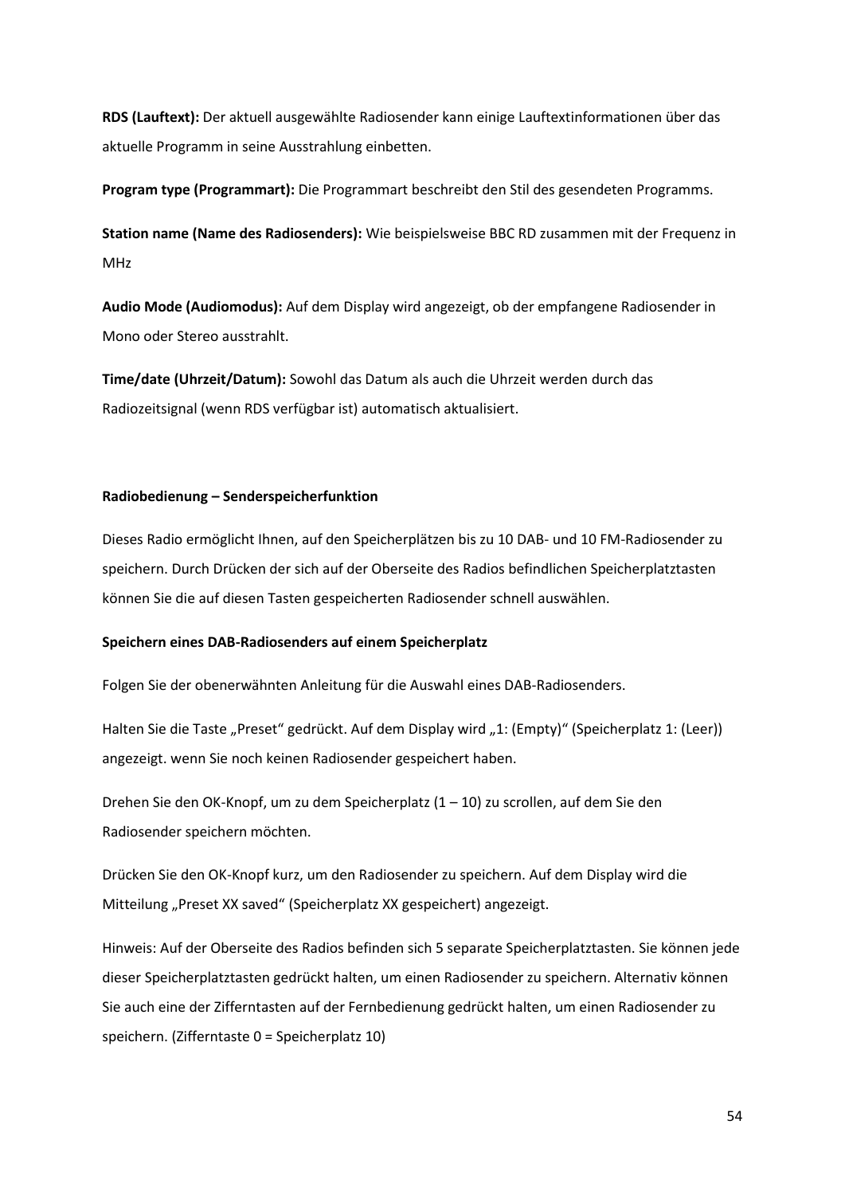**RDS (Lauftext):** Der aktuell ausgewählte Radiosender kann einige Lauftextinformationen über das aktuelle Programm in seine Ausstrahlung einbetten.

**Program type (Programmart):** Die Programmart beschreibt den Stil des gesendeten Programms.

**Station name (Name des Radiosenders):** Wie beispielsweise BBC RD zusammen mit der Frequenz in MHz

**Audio Mode (Audiomodus):** Auf dem Display wird angezeigt, ob der empfangene Radiosender in Mono oder Stereo ausstrahlt.

**Time/date (Uhrzeit/Datum):** Sowohl das Datum als auch die Uhrzeit werden durch das Radiozeitsignal (wenn RDS verfügbar ist) automatisch aktualisiert.

**Radiobedienung – Senderspeicherfunktion**

Dieses Radio ermöglicht Ihnen, auf den Speicherplätzen bis zu 10 DAB- und 10 FM-Radiosender zu speichern. Durch Drücken der sich auf der Oberseite des Radios befindlichen Speicherplatztasten können Sie die auf diesen Tasten gespeicherten Radiosender schnell auswählen.

**Speichern eines DAB-Radiosenders auf einem Speicherplatz**

Folgen Sie der obenerwähnten Anleitung für die Auswahl eines DAB-Radiosenders.

Halten Sie die Taste „Preset“ gedrückt. Auf dem Display wird „1: (Empty)“ (Speicherplatz 1: (Leer)) angezeigt. wenn Sie noch keinen Radiosender gespeichert haben.

Drehen Sie den OK-Knopf, um zu dem Speicherplatz (1 – 10) zu scrollen, auf dem Sie den Radiosender speichern möchten.

Drücken Sie den OK-Knopf kurz, um den Radiosender zu speichern. Auf dem Display wird die Mitteilung „Preset XX saved“ (Speicherplatz XX gespeichert) angezeigt.

Hinweis: Auf der Oberseite des Radios befinden sich 5 separate Speicherplatztasten. Sie können jede dieser Speicherplatztasten gedrückt halten, um einen Radiosender zu speichern. Alternativ können Sie auch eine der Zifferntasten auf der Fernbedienung gedrückt halten, um einen Radiosender zu speichern. (Zifferntaste 0 = Speicherplatz 10)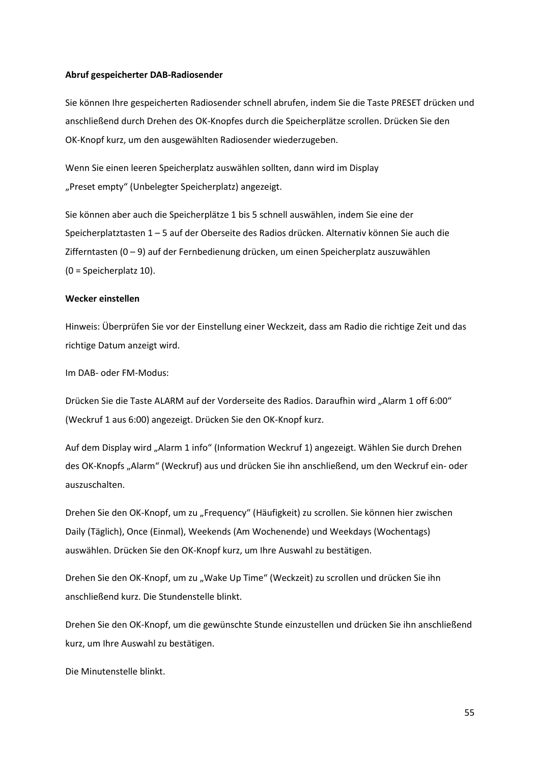**Abruf gespeicherter DAB-Radiosender**

Sie können Ihre gespeicherten Radiosender schnell abrufen, indem Sie die Taste PRESET drücken und anschließend durch Drehen des OK-Knopfes durch die Speicherplätze scrollen. Drücken Sie den OK-Knopf kurz, um den ausgewählten Radiosender wiederzugeben.

Wenn Sie einen leeren Speicherplatz auswählen sollten, dann wird im Display „Preset empty“ (Unbelegter Speicherplatz) angezeigt.

Sie können aber auch die Speicherplätze 1 bis 5 schnell auswählen, indem Sie eine der Speicherplatztasten 1 – 5 auf der Oberseite des Radios drücken. Alternativ können Sie auch die Zifferntasten (0 – 9) auf der Fernbedienung drücken, um einen Speicherplatz auszuwählen (0 = Speicherplatz 10).

**Wecker einstellen**

Hinweis: Überprüfen Sie vor der Einstellung einer Weckzeit, dass am Radio die richtige Zeit und das richtige Datum anzeigt wird.

Im DAB- oder FM-Modus:

Drücken Sie die Taste ALARM auf der Vorderseite des Radios. Daraufhin wird „Alarm 1 off 6:00“ (Weckruf 1 aus 6:00) angezeigt. Drücken Sie den OK-Knopf kurz.

Auf dem Display wird „Alarm 1 info“ (Information Weckruf 1) angezeigt. Wählen Sie durch Drehen des OK-Knopfs „Alarm“ (Weckruf) aus und drücken Sie ihn anschließend, um den Weckruf ein- oder auszuschalten.

Drehen Sie den OK-Knopf, um zu „Frequency“ (Häufigkeit) zu scrollen. Sie können hier zwischen Daily (Täglich), Once (Einmal), Weekends (Am Wochenende) und Weekdays (Wochentags) auswählen. Drücken Sie den OK-Knopf kurz, um Ihre Auswahl zu bestätigen.

Drehen Sie den OK-Knopf, um zu „Wake Up Time“ (Weckzeit) zu scrollen und drücken Sie ihn anschließend kurz. Die Stundenstelle blinkt.

Drehen Sie den OK-Knopf, um die gewünschte Stunde einzustellen und drücken Sie ihn anschließend kurz, um Ihre Auswahl zu bestätigen.

Die Minutenstelle blinkt.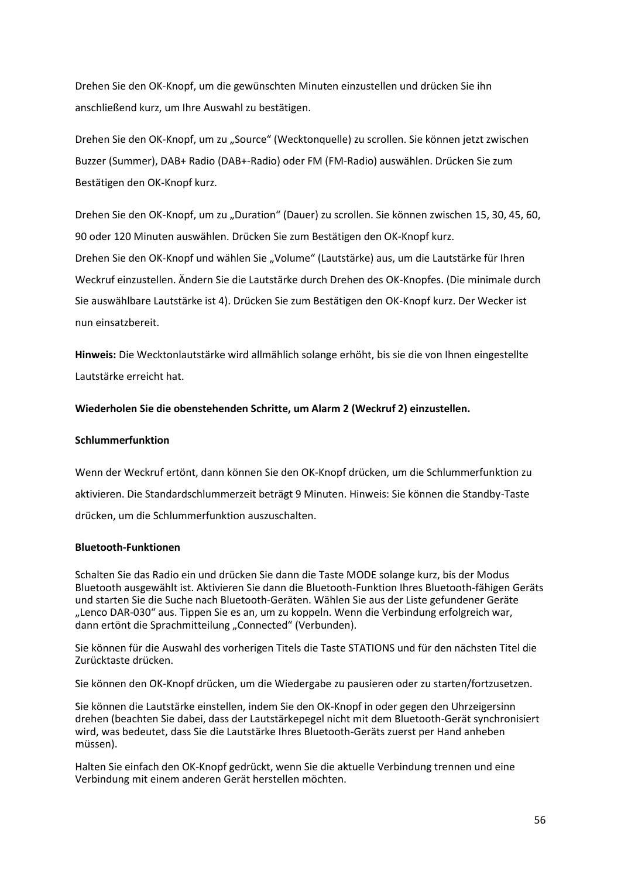Drehen Sie den OK-Knopf, um die gewünschten Minuten einzustellen und drücken Sie ihn anschließend kurz, um Ihre Auswahl zu bestätigen.

Drehen Sie den OK-Knopf, um zu „Source“ (Wecktonquelle) zu scrollen. Sie können jetzt zwischen Buzzer (Summer), DAB+ Radio (DAB+-Radio) oder FM (FM-Radio) auswählen. Drücken Sie zum Bestätigen den OK-Knopf kurz.

Drehen Sie den OK-Knopf, um zu „Duration“ (Dauer) zu scrollen. Sie können zwischen 15, 30, 45, 60, 90 oder 120 Minuten auswählen. Drücken Sie zum Bestätigen den OK-Knopf kurz.
Drehen Sie den OK-Knopf und wählen Sie „Volume“ (Lautstärke) aus, um die Lautstärke für Ihren Weckruf einzustellen. Ändern Sie die Lautstärke durch Drehen des OK-Knopfes. (Die minimale durch Sie auswählbare Lautstärke ist 4). Drücken Sie zum Bestätigen den OK-Knopf kurz. Der Wecker ist nun einsatzbereit.

**Hinweis:** Die Wecktonlautstärke wird allmählich solange erhöht, bis sie die von Ihnen eingestellte Lautstärke erreicht hat.

**Wiederholen Sie die obenstehenden Schritte, um Alarm 2 (Weckruf 2) einzustellen.**

**Schlummerfunktion**

Wenn der Weckruf ertönt, dann können Sie den OK-Knopf drücken, um die Schlummerfunktion zu aktivieren. Die Standardschlummerzeit beträgt 9 Minuten. Hinweis: Sie können die Standby-Taste drücken, um die Schlummerfunktion auszuschalten.

**Bluetooth-Funktionen**

Schalten Sie das Radio ein und drücken Sie dann die Taste MODE solange kurz, bis der Modus Bluetooth ausgewählt ist. Aktivieren Sie dann die Bluetooth-Funktion Ihres Bluetooth-fähigen Geräts und starten Sie die Suche nach Bluetooth-Geräten. Wählen Sie aus der Liste gefundener Geräte „Lenco DAR-030“ aus. Tippen Sie es an, um zu koppeln. Wenn die Verbindung erfolgreich war, dann ertönt die Sprachmitteilung „Connected“ (Verbunden).

Sie können für die Auswahl des vorherigen Titels die Taste STATIONS und für den nächsten Titel die Zurücktaste drücken.

Sie können den OK-Knopf drücken, um die Wiedergabe zu pausieren oder zu starten/fortzusetzen.

Sie können die Lautstärke einstellen, indem Sie den OK-Knopf in oder gegen den Uhrzeigersinn drehen (beachten Sie dabei, dass der Lautstärkepegel nicht mit dem Bluetooth-Gerät synchronisiert wird, was bedeutet, dass Sie die Lautstärke Ihres Bluetooth-Geräts zuerst per Hand anheben müssen).

Halten Sie einfach den OK-Knopf gedrückt, wenn Sie die aktuelle Verbindung trennen und eine Verbindung mit einem anderen Gerät herstellen möchten.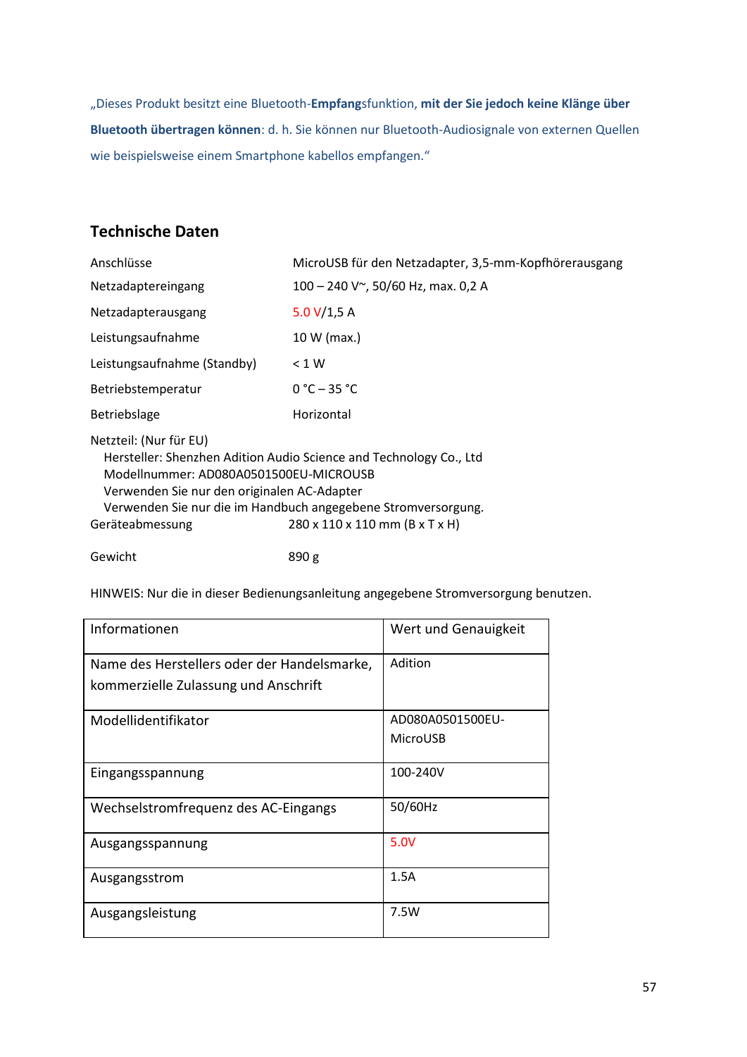„Dieses Produkt besitzt eine Bluetooth-**Empfang**sfunktion, **mit der Sie jedoch keine Klänge über Bluetooth übertragen können**: d. h. Sie können nur Bluetooth-Audiosignale von externen Quellen wie beispielsweise einem Smartphone kabellos empfangen.“

## Technische Daten

| | |
|---|---|
| Anschlüsse | MicroUSB für den Netzadapter, 3,5-mm-Kopfhörerausgang |
| Netzadaptereingang | 100 – 240 V~, 50/60 Hz, max. 0,2 A |
| Netzadapterausgang | 5.0 V/1,5 A |
| Leistungsaufnahme | 10 W (max.) |
| Leistungsaufnahme (Standby) | < 1 W |
| Betriebstemperatur | 0 °C – 35 °C |
| Betriebslage | Horizontal |

Netzteil: (Nur für EU)
Hersteller: Shenzhen Adition Audio Science and Technology Co., Ltd
Modellnummer: AD080A0501500EU-MICROUSB
Verwenden Sie nur den originalen AC-Adapter
Verwenden Sie nur die im Handbuch angegebene Stromversorgung.

| | |
|---|---|
| Geräteabmessung | 280 x 110 x 110 mm (B x T x H) |
| Gewicht | 890 g |

HINWEIS: Nur die in dieser Bedienungsanleitung angegebene Stromversorgung benutzen.

| Informationen | Wert und Genauigkeit |
|---|---|
| Name des Herstellers oder der Handelsmarke, kommerzielle Zulassung und Anschrift | Adition |
| Modellidentifikator | AD080A0501500EU-MicroUSB |
| Eingangsspannung | 100-240V |
| Wechselstromfrequenz des AC-Eingangs | 50/60Hz |
| Ausgangsspannung | 5.0V |
| Ausgangsstrom | 1.5A |
| Ausgangsleistung | 7.5W |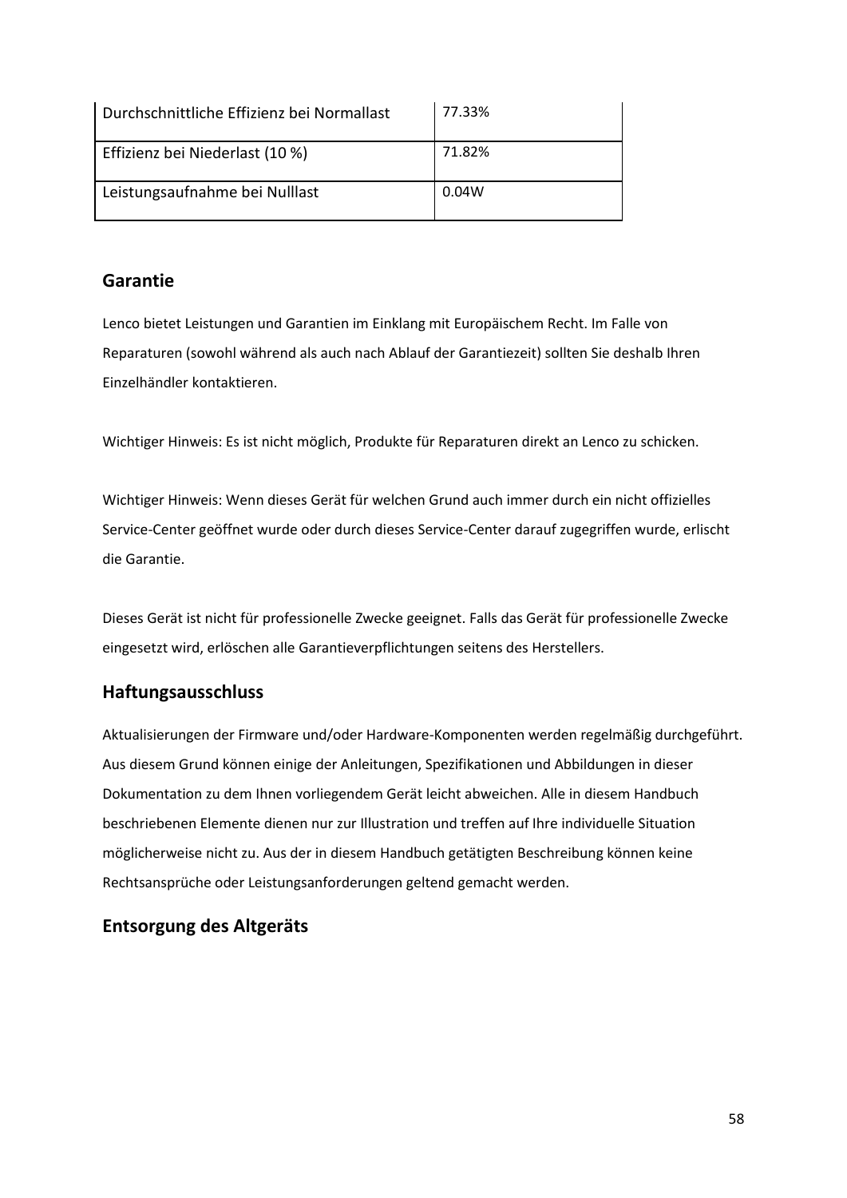| | |
|---|---|
| Durchschnittliche Effizienz bei Normallast | 77.33% |
| Effizienz bei Niederlast (10 %) | 71.82% |
| Leistungsaufnahme bei Nulllast | 0.04W |

## Garantie

Lenco bietet Leistungen und Garantien im Einklang mit Europäischem Recht. Im Falle von Reparaturen (sowohl während als auch nach Ablauf der Garantiezeit) sollten Sie deshalb Ihren Einzelhändler kontaktieren.

Wichtiger Hinweis: Es ist nicht möglich, Produkte für Reparaturen direkt an Lenco zu schicken.

Wichtiger Hinweis: Wenn dieses Gerät für welchen Grund auch immer durch ein nicht offizielles Service-Center geöffnet wurde oder durch dieses Service-Center darauf zugegriffen wurde, erlischt die Garantie.

Dieses Gerät ist nicht für professionelle Zwecke geeignet. Falls das Gerät für professionelle Zwecke eingesetzt wird, erlöschen alle Garantieverpflichtungen seitens des Herstellers.

## Haftungsausschluss

Aktualisierungen der Firmware und/oder Hardware-Komponenten werden regelmäßig durchgeführt. Aus diesem Grund können einige der Anleitungen, Spezifikationen und Abbildungen in dieser Dokumentation zu dem Ihnen vorliegendem Gerät leicht abweichen. Alle in diesem Handbuch beschriebenen Elemente dienen nur zur Illustration und treffen auf Ihre individuelle Situation möglicherweise nicht zu. Aus der in diesem Handbuch getätigten Beschreibung können keine Rechtsansprüche oder Leistungsanforderungen geltend gemacht werden.

## Entsorgung des Altgeräts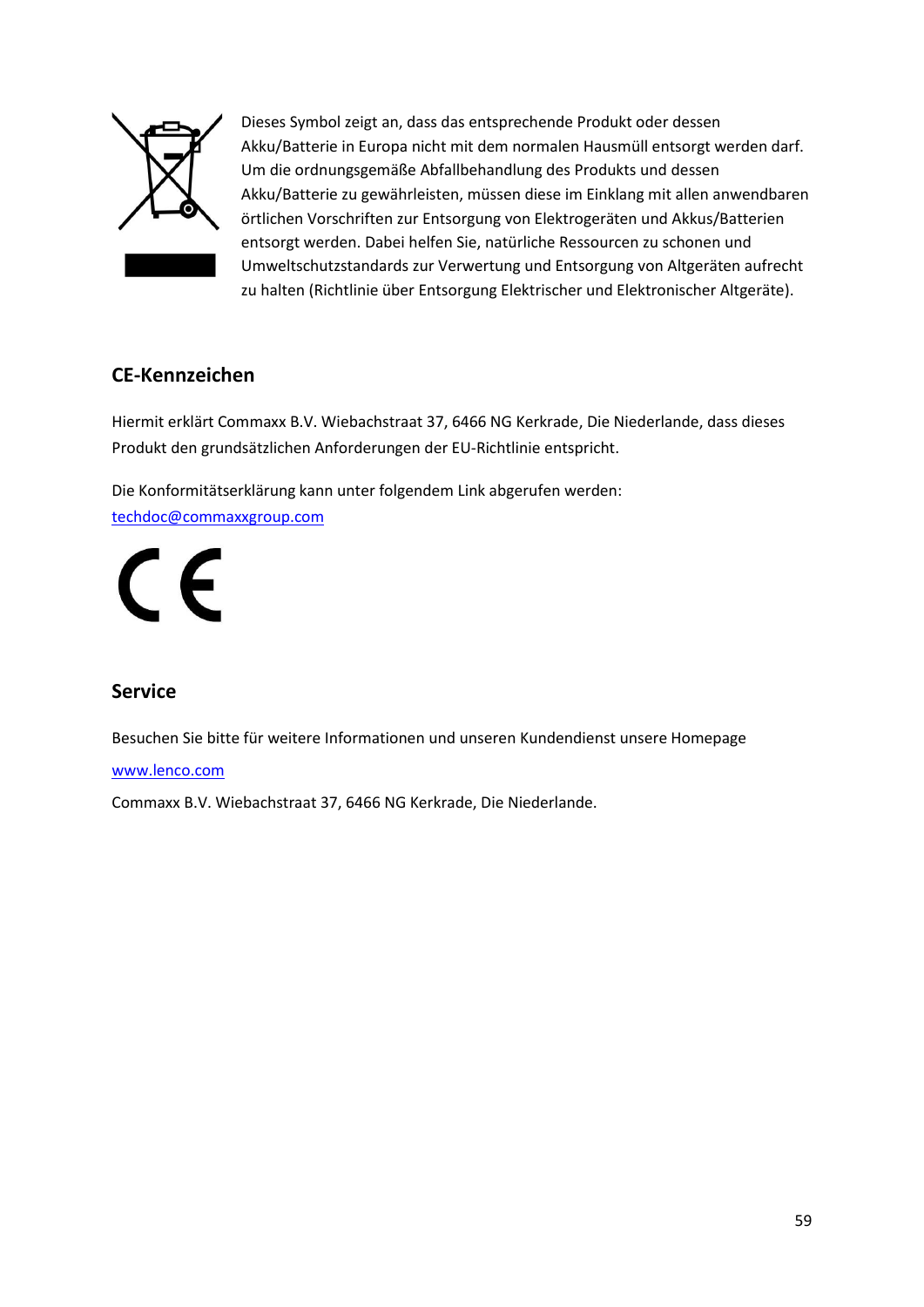Dieses Symbol zeigt an, dass das entsprechende Produkt oder dessen Akku/Batterie in Europa nicht mit dem normalen Hausmüll entsorgt werden darf. Um die ordnungsgemäße Abfallbehandlung des Produkts und dessen Akku/Batterie zu gewährleisten, müssen diese im Einklang mit allen anwendbaren örtlichen Vorschriften zur Entsorgung von Elektrogeräten und Akkus/Batterien entsorgt werden. Dabei helfen Sie, natürliche Ressourcen zu schonen und Umweltschutzstandards zur Verwertung und Entsorgung von Altgeräten aufrecht zu halten (Richtlinie über Entsorgung Elektrischer und Elektronischer Altgeräte).

## CE-Kennzeichen

Hiermit erklärt Commaxx B.V. Wiebachstraat 37, 6466 NG Kerkrade, Die Niederlande, dass dieses Produkt den grundsätzlichen Anforderungen der EU-Richtlinie entspricht.

Die Konformitätserklärung kann unter folgendem Link abgerufen werden:
techdoc@commaxxgroup.com

## Service

Besuchen Sie bitte für weitere Informationen und unseren Kundendienst unsere Homepage

www.lenco.com

Commaxx B.V. Wiebachstraat 37, 6466 NG Kerkrade, Die Niederlande.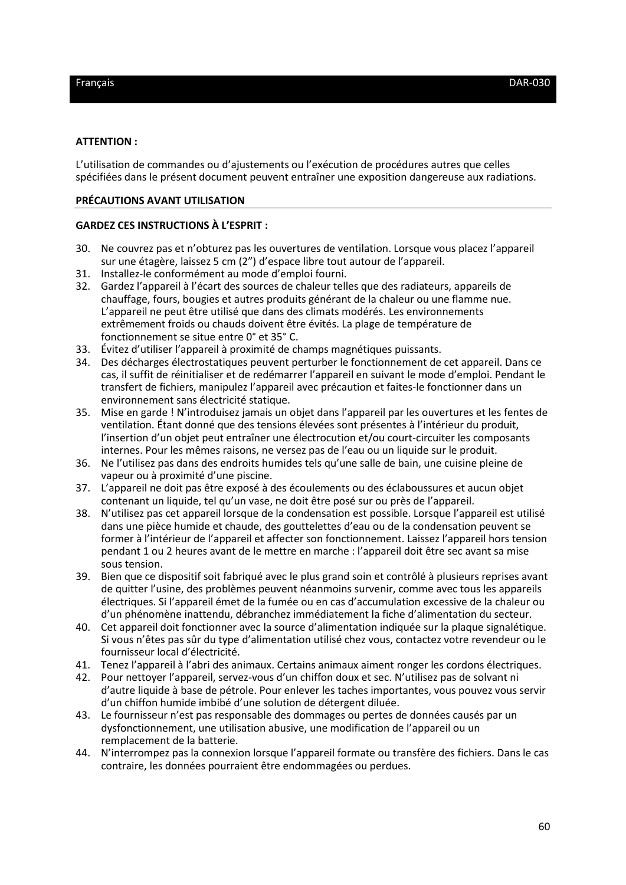**ATTENTION :**

L'utilisation de commandes ou d'ajustements ou l'exécution de procédures autres que celles spécifiées dans le présent document peuvent entraîner une exposition dangereuse aux radiations.

## PRÉCAUTIONS AVANT UTILISATION

**GARDEZ CES INSTRUCTIONS À L'ESPRIT :**

30. Ne couvrez pas et n'obturez pas les ouvertures de ventilation. Lorsque vous placez l'appareil sur une étagère, laissez 5 cm (2") d'espace libre tout autour de l'appareil.
31. Installez-le conformément au mode d'emploi fourni.
32. Gardez l'appareil à l'écart des sources de chaleur telles que des radiateurs, appareils de chauffage, fours, bougies et autres produits générant de la chaleur ou une flamme nue. L'appareil ne peut être utilisé que dans des climats modérés. Les environnements extrêmement froids ou chauds doivent être évités. La plage de température de fonctionnement se situe entre 0° et 35° C.
33. Évitez d'utiliser l'appareil à proximité de champs magnétiques puissants.
34. Des décharges électrostatiques peuvent perturber le fonctionnement de cet appareil. Dans ce cas, il suffit de réinitialiser et de redémarrer l'appareil en suivant le mode d'emploi. Pendant le transfert de fichiers, manipulez l'appareil avec précaution et faites-le fonctionner dans un environnement sans électricité statique.
35. Mise en garde ! N'introduisez jamais un objet dans l'appareil par les ouvertures et les fentes de ventilation. Étant donné que des tensions élevées sont présentes à l'intérieur du produit, l'insertion d'un objet peut entraîner une électrocution et/ou court-circuiter les composants internes. Pour les mêmes raisons, ne versez pas de l'eau ou un liquide sur le produit.
36. Ne l'utilisez pas dans des endroits humides tels qu'une salle de bain, une cuisine pleine de vapeur ou à proximité d'une piscine.
37. L'appareil ne doit pas être exposé à des écoulements ou des éclaboussures et aucun objet contenant un liquide, tel qu'un vase, ne doit être posé sur ou près de l'appareil.
38. N'utilisez pas cet appareil lorsque de la condensation est possible. Lorsque l'appareil est utilisé dans une pièce humide et chaude, des gouttelettes d'eau ou de la condensation peuvent se former à l'intérieur de l'appareil et affecter son fonctionnement. Laissez l'appareil hors tension pendant 1 ou 2 heures avant de le mettre en marche : l'appareil doit être sec avant sa mise sous tension.
39. Bien que ce dispositif soit fabriqué avec le plus grand soin et contrôlé à plusieurs reprises avant de quitter l'usine, des problèmes peuvent néanmoins survenir, comme avec tous les appareils électriques. Si l'appareil émet de la fumée ou en cas d'accumulation excessive de la chaleur ou d'un phénomène inattendu, débranchez immédiatement la fiche d'alimentation du secteur.
40. Cet appareil doit fonctionner avec la source d'alimentation indiquée sur la plaque signalétique. Si vous n'êtes pas sûr du type d'alimentation utilisé chez vous, contactez votre revendeur ou le fournisseur local d'électricité.
41. Tenez l'appareil à l'abri des animaux. Certains animaux aiment ronger les cordons électriques.
42. Pour nettoyer l'appareil, servez-vous d'un chiffon doux et sec. N'utilisez pas de solvant ni d'autre liquide à base de pétrole. Pour enlever les taches importantes, vous pouvez vous servir d'un chiffon humide imbibé d'une solution de détergent diluée.
43. Le fournisseur n'est pas responsable des dommages ou pertes de données causés par un dysfonctionnement, une utilisation abusive, une modification de l'appareil ou un remplacement de la batterie.
44. N'interrompez pas la connexion lorsque l'appareil formate ou transfère des fichiers. Dans le cas contraire, les données pourraient être endommagées ou perdues.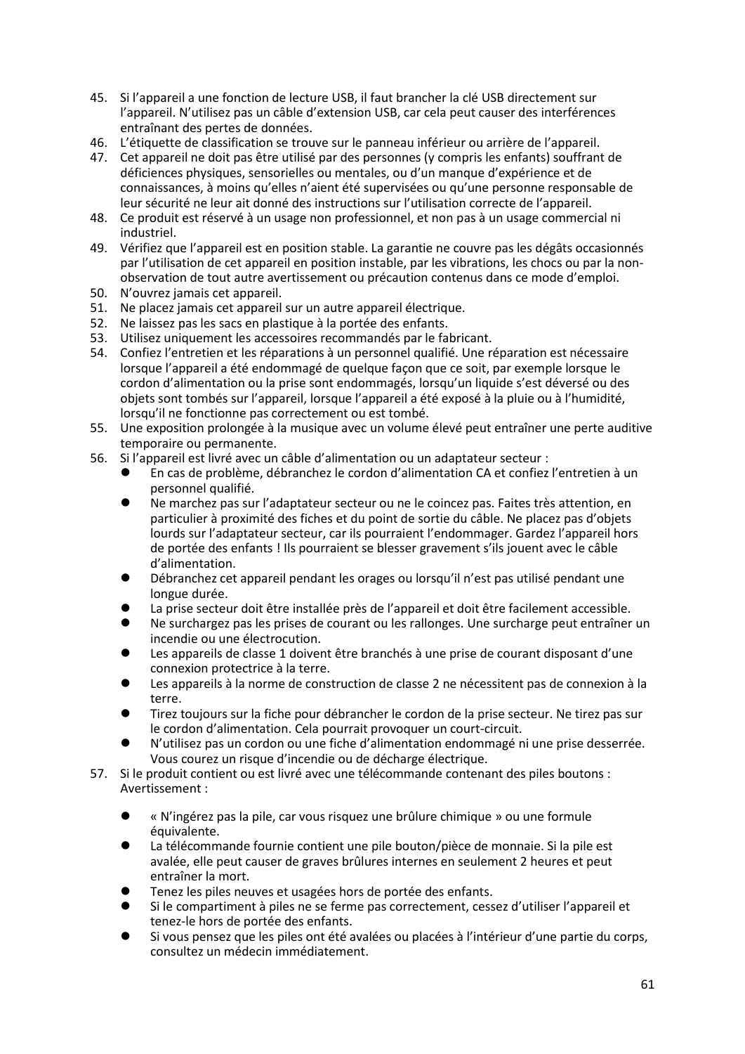45. Si l'appareil a une fonction de lecture USB, il faut brancher la clé USB directement sur l'appareil. N'utilisez pas un câble d'extension USB, car cela peut causer des interférences entraînant des pertes de données.
46. L'étiquette de classification se trouve sur le panneau inférieur ou arrière de l'appareil.
47. Cet appareil ne doit pas être utilisé par des personnes (y compris les enfants) souffrant de déficiences physiques, sensorielles ou mentales, ou d'un manque d'expérience et de connaissances, à moins qu'elles n'aient été supervisées ou qu'une personne responsable de leur sécurité ne leur ait donné des instructions sur l'utilisation correcte de l'appareil.
48. Ce produit est réservé à un usage non professionnel, et non pas à un usage commercial ni industriel.
49. Vérifiez que l'appareil est en position stable. La garantie ne couvre pas les dégâts occasionnés par l'utilisation de cet appareil en position instable, par les vibrations, les chocs ou par la non-observation de tout autre avertissement ou précaution contenus dans ce mode d'emploi.
50. N'ouvrez jamais cet appareil.
51. Ne placez jamais cet appareil sur un autre appareil électrique.
52. Ne laissez pas les sacs en plastique à la portée des enfants.
53. Utilisez uniquement les accessoires recommandés par le fabricant.
54. Confiez l'entretien et les réparations à un personnel qualifié. Une réparation est nécessaire lorsque l'appareil a été endommagé de quelque façon que ce soit, par exemple lorsque le cordon d'alimentation ou la prise sont endommagés, lorsqu'un liquide s'est déversé ou des objets sont tombés sur l'appareil, lorsque l'appareil a été exposé à la pluie ou à l'humidité, lorsqu'il ne fonctionne pas correctement ou est tombé.
55. Une exposition prolongée à la musique avec un volume élevé peut entraîner une perte auditive temporaire ou permanente.
56. Si l'appareil est livré avec un câble d'alimentation ou un adaptateur secteur :
    - En cas de problème, débranchez le cordon d'alimentation CA et confiez l'entretien à un personnel qualifié.
    - Ne marchez pas sur l'adaptateur secteur ou ne le coincez pas. Faites très attention, en particulier à proximité des fiches et du point de sortie du câble. Ne placez pas d'objets lourds sur l'adaptateur secteur, car ils pourraient l'endommager. Gardez l'appareil hors de portée des enfants ! Ils pourraient se blesser gravement s'ils jouent avec le câble d'alimentation.
    - Débranchez cet appareil pendant les orages ou lorsqu'il n'est pas utilisé pendant une longue durée.
    - La prise secteur doit être installée près de l'appareil et doit être facilement accessible.
    - Ne surchargez pas les prises de courant ou les rallonges. Une surcharge peut entraîner un incendie ou une électrocution.
    - Les appareils de classe 1 doivent être branchés à une prise de courant disposant d'une connexion protectrice à la terre.
    - Les appareils à la norme de construction de classe 2 ne nécessitent pas de connexion à la terre.
    - Tirez toujours sur la fiche pour débrancher le cordon de la prise secteur. Ne tirez pas sur le cordon d'alimentation. Cela pourrait provoquer un court-circuit.
    - N'utilisez pas un cordon ou une fiche d'alimentation endommagé ni une prise desserrée. Vous courez un risque d'incendie ou de décharge électrique.
57. Si le produit contient ou est livré avec une télécommande contenant des piles boutons : Avertissement :
    - « N'ingérez pas la pile, car vous risquez une brûlure chimique » ou une formule équivalente.
    - La télécommande fournie contient une pile bouton/pièce de monnaie. Si la pile est avalée, elle peut causer de graves brûlures internes en seulement 2 heures et peut entraîner la mort.
    - Tenez les piles neuves et usagées hors de portée des enfants.
    - Si le compartiment à piles ne se ferme pas correctement, cessez d'utiliser l'appareil et tenez-le hors de portée des enfants.
    - Si vous pensez que les piles ont été avalées ou placées à l'intérieur d'une partie du corps, consultez un médecin immédiatement.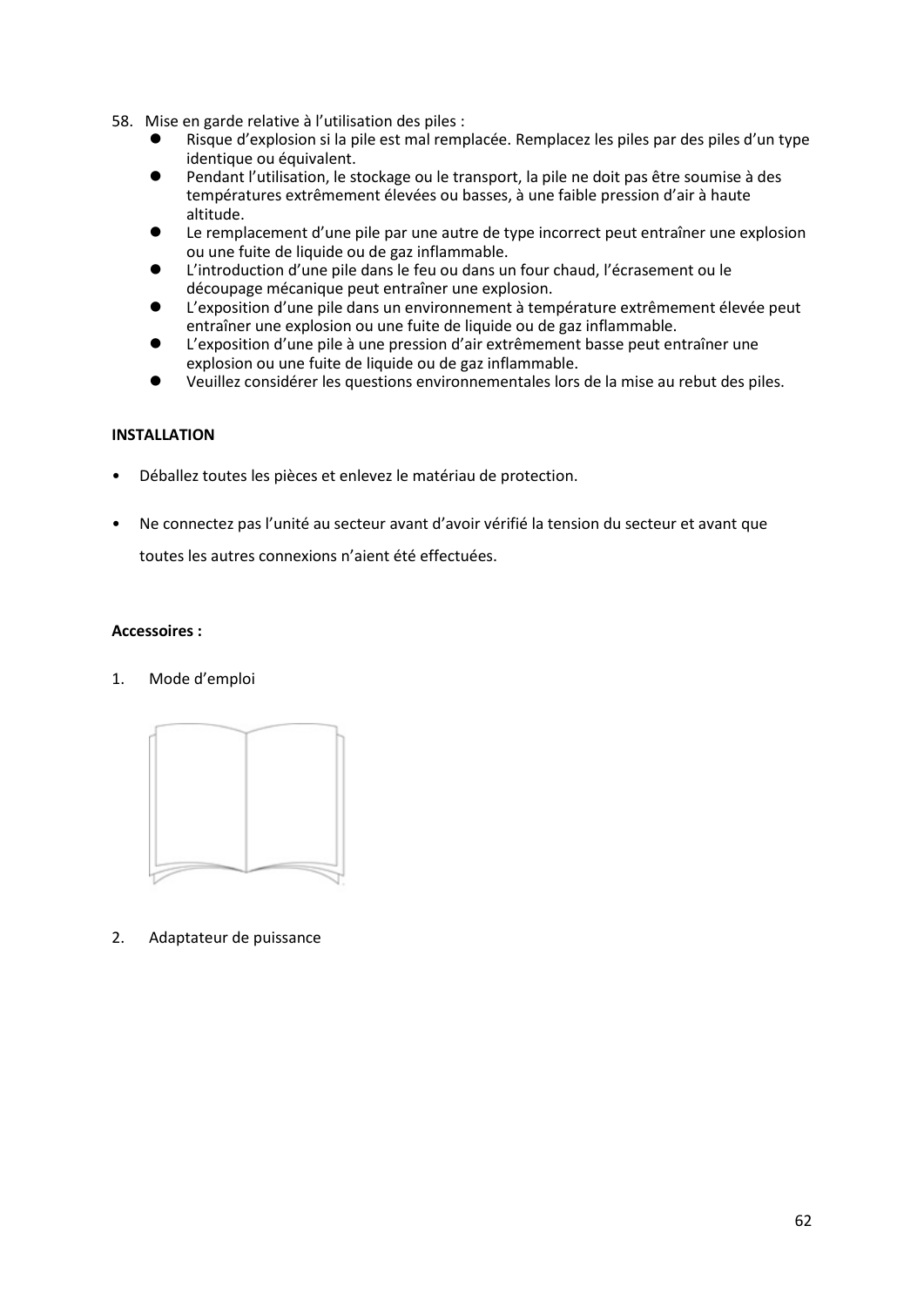58. Mise en garde relative à l'utilisation des piles :
    - Risque d'explosion si la pile est mal remplacée. Remplacez les piles par des piles d'un type identique ou équivalent.
    - Pendant l'utilisation, le stockage ou le transport, la pile ne doit pas être soumise à des températures extrêmement élevées ou basses, à une faible pression d'air à haute altitude.
    - Le remplacement d'une pile par une autre de type incorrect peut entraîner une explosion ou une fuite de liquide ou de gaz inflammable.
    - L'introduction d'une pile dans le feu ou dans un four chaud, l'écrasement ou le découpage mécanique peut entraîner une explosion.
    - L'exposition d'une pile dans un environnement à température extrêmement élevée peut entraîner une explosion ou une fuite de liquide ou de gaz inflammable.
    - L'exposition d'une pile à une pression d'air extrêmement basse peut entraîner une explosion ou une fuite de liquide ou de gaz inflammable.
    - Veuillez considérer les questions environnementales lors de la mise au rebut des piles.

**INSTALLATION**

- Déballez toutes les pièces et enlevez le matériau de protection.
- Ne connectez pas l'unité au secteur avant d'avoir vérifié la tension du secteur et avant que toutes les autres connexions n'aient été effectuées.

**Accessoires :**

1. Mode d'emploi

2. Adaptateur de puissance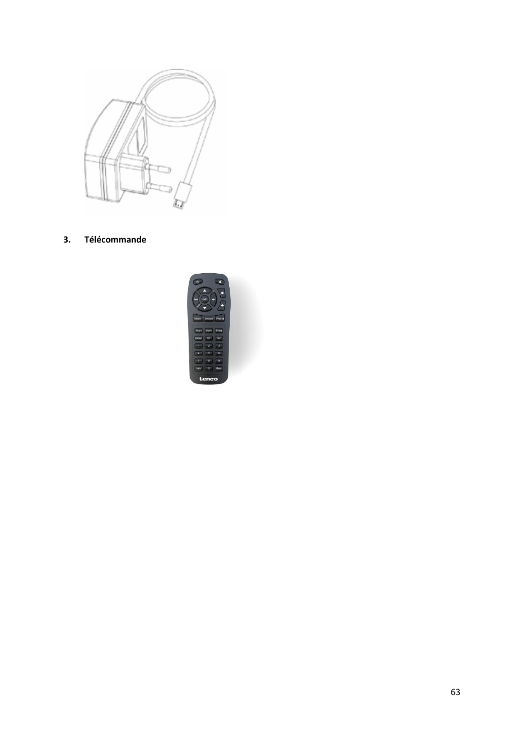3. **Télécommande**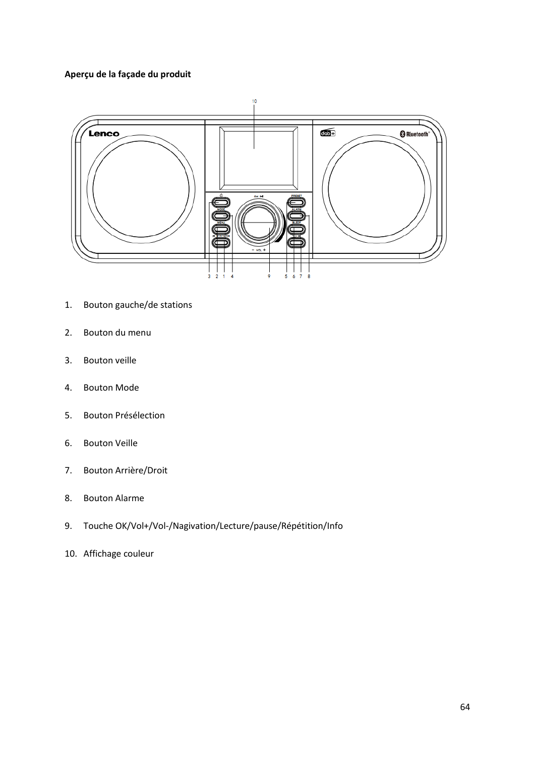**Aperçu de la façade du produit**

1. Bouton gauche/de stations
2. Bouton du menu
3. Bouton veille
4. Bouton Mode
5. Bouton Présélection
6. Bouton Veille
7. Bouton Arrière/Droit
8. Bouton Alarme
9. Touche OK/Vol+/Vol-/Nagivation/Lecture/pause/Répétition/Info
10. Affichage couleur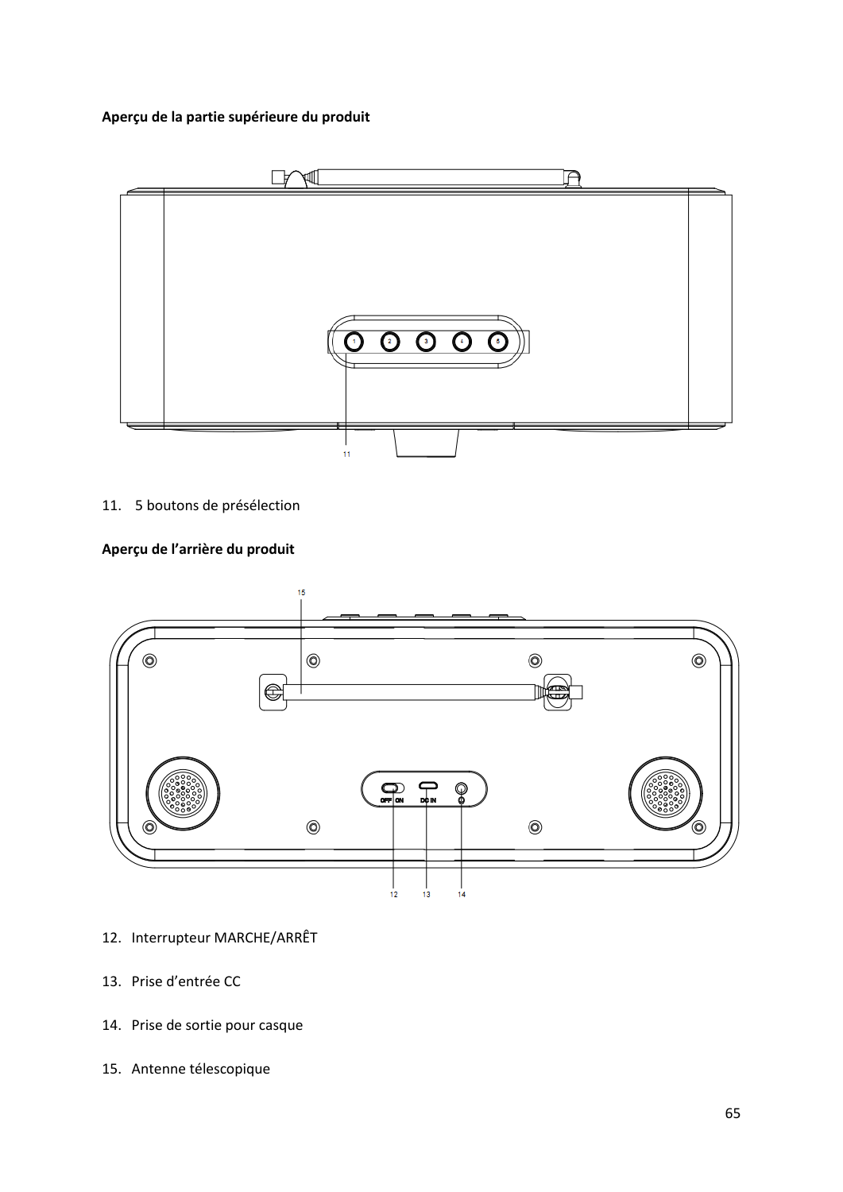**Aperçu de la partie supérieure du produit**

11. 5 boutons de présélection

**Aperçu de l'arrière du produit**

12. Interrupteur MARCHE/ARRÊT
13. Prise d'entrée CC
14. Prise de sortie pour casque
15. Antenne télescopique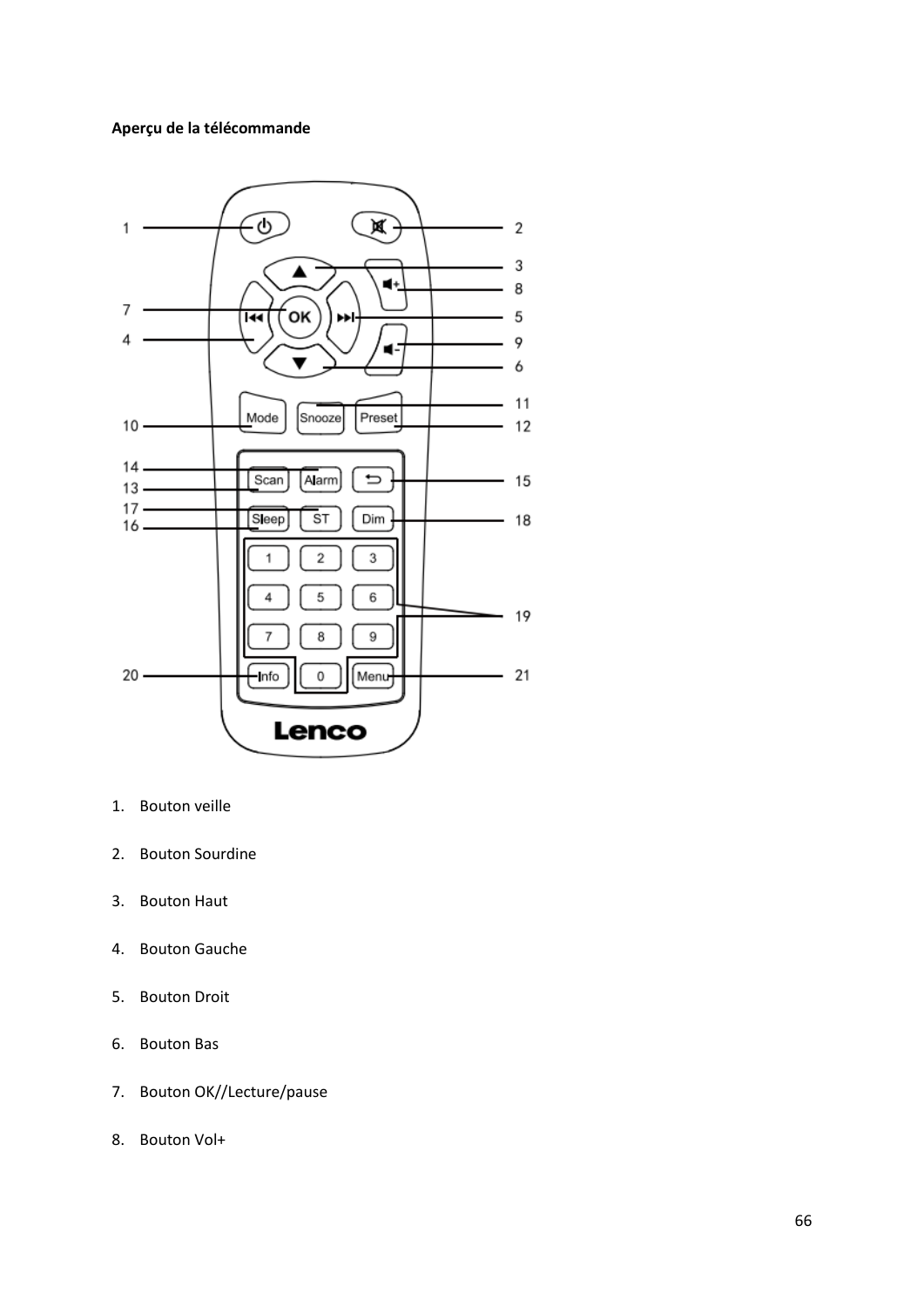**Aperçu de la télécommande**

1. Bouton veille
2. Bouton Sourdine
3. Bouton Haut
4. Bouton Gauche
5. Bouton Droit
6. Bouton Bas
7. Bouton OK//Lecture/pause
8. Bouton Vol+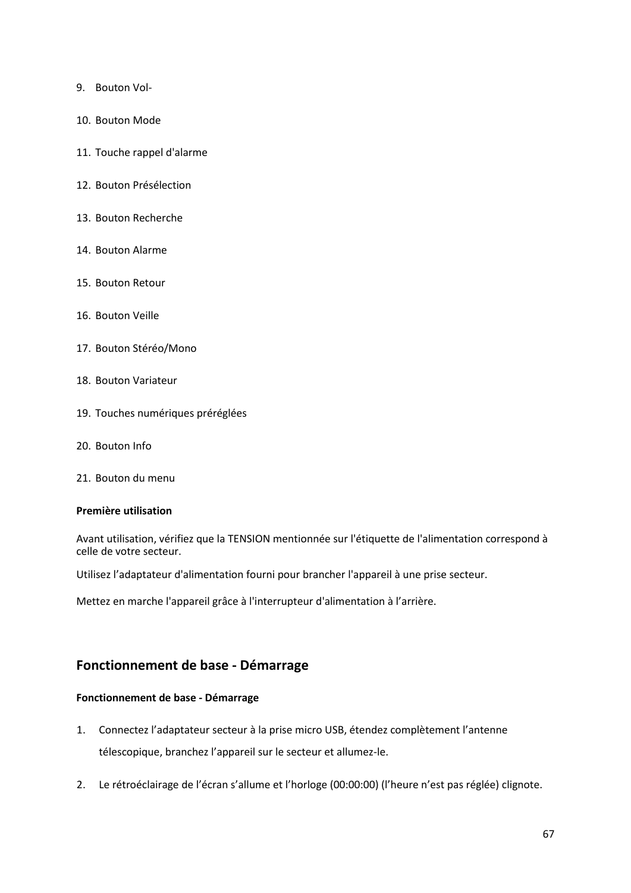9. Bouton Vol-

10. Bouton Mode

11. Touche rappel d'alarme

12. Bouton Présélection

13. Bouton Recherche

14. Bouton Alarme

15. Bouton Retour

16. Bouton Veille

17. Bouton Stéréo/Mono

18. Bouton Variateur

19. Touches numériques préréglées

20. Bouton Info

21. Bouton du menu

**Première utilisation**

Avant utilisation, vérifiez que la TENSION mentionnée sur l'étiquette de l'alimentation correspond à celle de votre secteur.

Utilisez l’adaptateur d'alimentation fourni pour brancher l'appareil à une prise secteur.

Mettez en marche l'appareil grâce à l'interrupteur d'alimentation à l’arrière.

## Fonctionnement de base - Démarrage

**Fonctionnement de base - Démarrage**

1. Connectez l’adaptateur secteur à la prise micro USB, étendez complètement l’antenne télescopique, branchez l’appareil sur le secteur et allumez-le.

2. Le rétroéclairage de l’écran s’allume et l’horloge (00:00:00) (l’heure n’est pas réglée) clignote.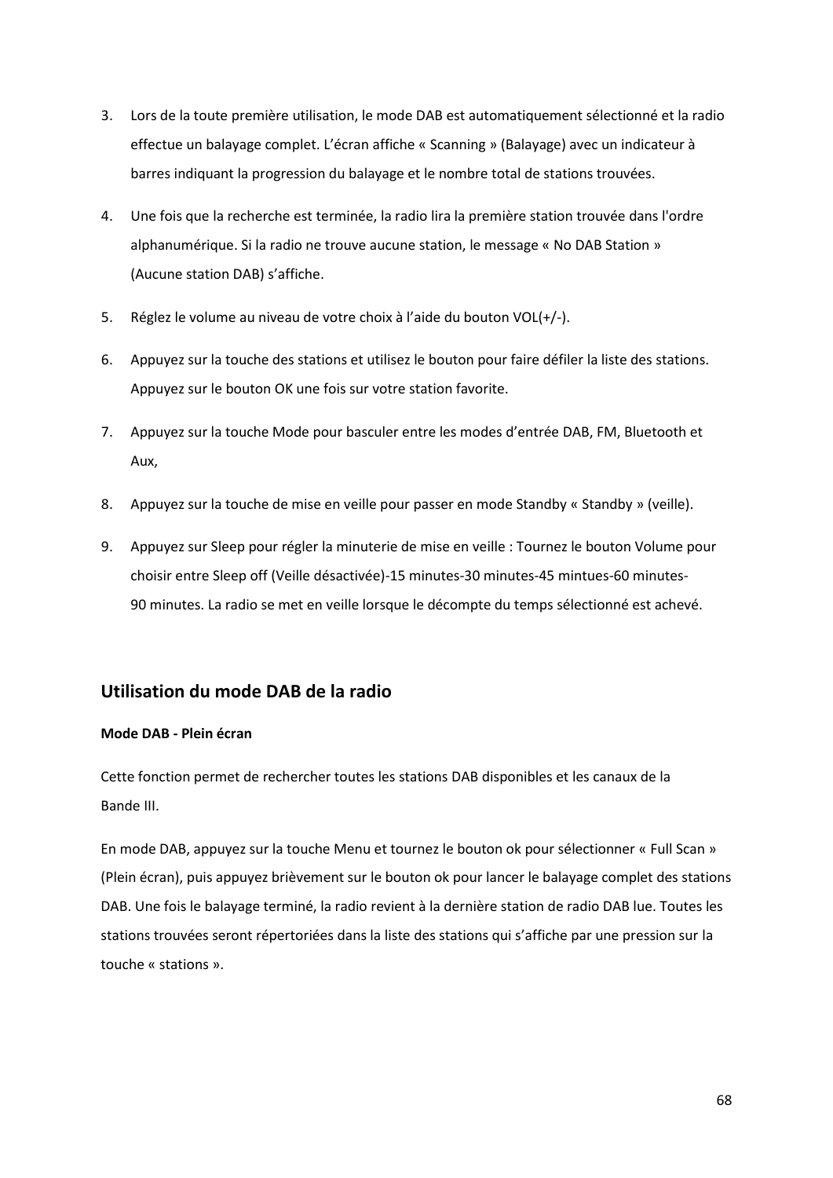3. Lors de la toute première utilisation, le mode DAB est automatiquement sélectionné et la radio effectue un balayage complet. L'écran affiche « Scanning » (Balayage) avec un indicateur à barres indiquant la progression du balayage et le nombre total de stations trouvées.

4. Une fois que la recherche est terminée, la radio lira la première station trouvée dans l'ordre alphanumérique. Si la radio ne trouve aucune station, le message « No DAB Station » (Aucune station DAB) s'affiche.

5. Réglez le volume au niveau de votre choix à l'aide du bouton VOL(+/-).

6. Appuyez sur la touche des stations et utilisez le bouton pour faire défiler la liste des stations. Appuyez sur le bouton OK une fois sur votre station favorite.

7. Appuyez sur la touche Mode pour basculer entre les modes d'entrée DAB, FM, Bluetooth et Aux,

8. Appuyez sur la touche de mise en veille pour passer en mode Standby « Standby » (veille).

9. Appuyez sur Sleep pour régler la minuterie de mise en veille : Tournez le bouton Volume pour choisir entre Sleep off (Veille désactivée)-15 minutes-30 minutes-45 mintues-60 minutes-90 minutes. La radio se met en veille lorsque le décompte du temps sélectionné est achevé.

## Utilisation du mode DAB de la radio

**Mode DAB - Plein écran**

Cette fonction permet de rechercher toutes les stations DAB disponibles et les canaux de la Bande III.

En mode DAB, appuyez sur la touche Menu et tournez le bouton ok pour sélectionner « Full Scan » (Plein écran), puis appuyez brièvement sur le bouton ok pour lancer le balayage complet des stations DAB. Une fois le balayage terminé, la radio revient à la dernière station de radio DAB lue. Toutes les stations trouvées seront répertoriées dans la liste des stations qui s'affiche par une pression sur la touche « stations ».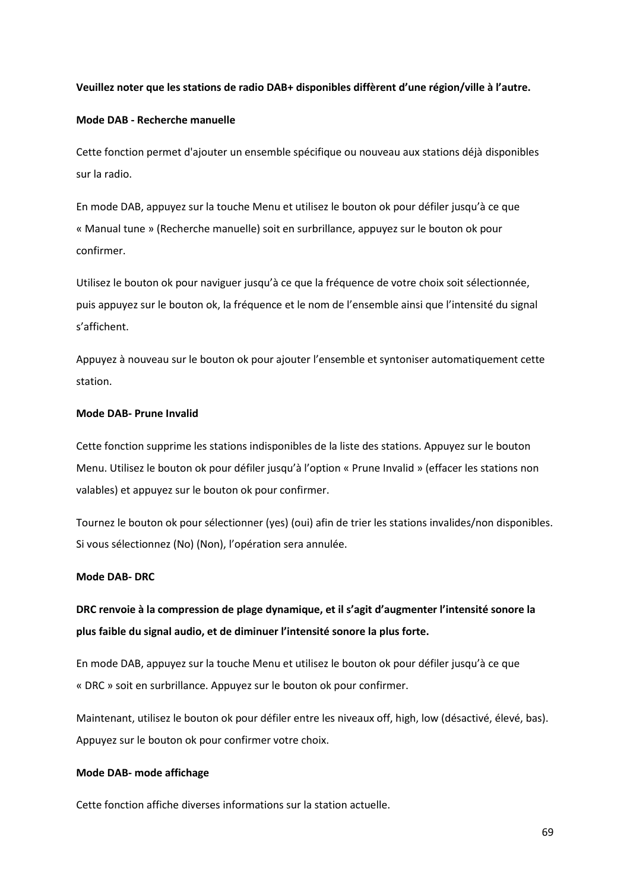**Veuillez noter que les stations de radio DAB+ disponibles diffèrent d'une région/ville à l'autre.**

**Mode DAB - Recherche manuelle**

Cette fonction permet d'ajouter un ensemble spécifique ou nouveau aux stations déjà disponibles sur la radio.

En mode DAB, appuyez sur la touche Menu et utilisez le bouton ok pour défiler jusqu'à ce que « Manual tune » (Recherche manuelle) soit en surbrillance, appuyez sur le bouton ok pour confirmer.

Utilisez le bouton ok pour naviguer jusqu'à ce que la fréquence de votre choix soit sélectionnée, puis appuyez sur le bouton ok, la fréquence et le nom de l'ensemble ainsi que l'intensité du signal s'affichent.

Appuyez à nouveau sur le bouton ok pour ajouter l'ensemble et syntoniser automatiquement cette station.

**Mode DAB- Prune Invalid**

Cette fonction supprime les stations indisponibles de la liste des stations. Appuyez sur le bouton Menu. Utilisez le bouton ok pour défiler jusqu'à l'option « Prune Invalid » (effacer les stations non valables) et appuyez sur le bouton ok pour confirmer.

Tournez le bouton ok pour sélectionner (yes) (oui) afin de trier les stations invalides/non disponibles. Si vous sélectionnez (No) (Non), l'opération sera annulée.

**Mode DAB- DRC**

**DRC renvoie à la compression de plage dynamique, et il s'agit d'augmenter l'intensité sonore la plus faible du signal audio, et de diminuer l'intensité sonore la plus forte.**

En mode DAB, appuyez sur la touche Menu et utilisez le bouton ok pour défiler jusqu'à ce que « DRC » soit en surbrillance. Appuyez sur le bouton ok pour confirmer.

Maintenant, utilisez le bouton ok pour défiler entre les niveaux off, high, low (désactivé, élevé, bas). Appuyez sur le bouton ok pour confirmer votre choix.

**Mode DAB- mode affichage**

Cette fonction affiche diverses informations sur la station actuelle.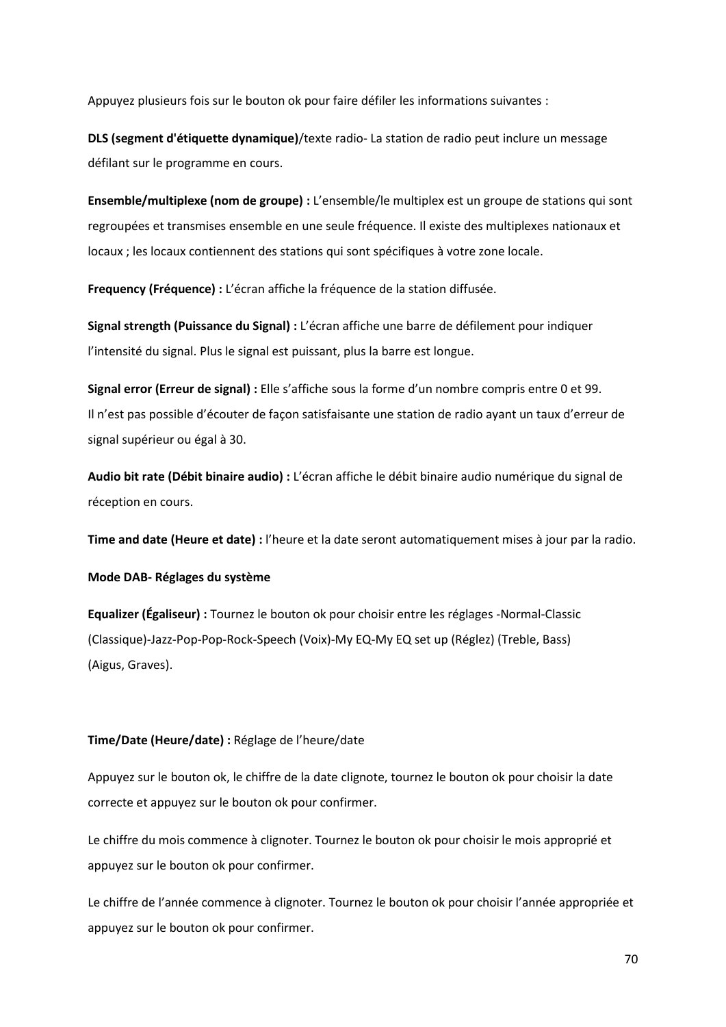Appuyez plusieurs fois sur le bouton ok pour faire défiler les informations suivantes :

**DLS (segment d'étiquette dynamique)**/texte radio- La station de radio peut inclure un message défilant sur le programme en cours.

**Ensemble/multiplexe (nom de groupe) :** L'ensemble/le multiplex est un groupe de stations qui sont regroupées et transmises ensemble en une seule fréquence. Il existe des multiplexes nationaux et locaux ; les locaux contiennent des stations qui sont spécifiques à votre zone locale.

**Frequency (Fréquence) :** L'écran affiche la fréquence de la station diffusée.

**Signal strength (Puissance du Signal) :** L'écran affiche une barre de défilement pour indiquer l'intensité du signal. Plus le signal est puissant, plus la barre est longue.

**Signal error (Erreur de signal) :** Elle s'affiche sous la forme d'un nombre compris entre 0 et 99. Il n'est pas possible d'écouter de façon satisfaisante une station de radio ayant un taux d'erreur de signal supérieur ou égal à 30.

**Audio bit rate (Débit binaire audio) :** L'écran affiche le débit binaire audio numérique du signal de réception en cours.

**Time and date (Heure et date) :** l'heure et la date seront automatiquement mises à jour par la radio.

**Mode DAB- Réglages du système**

**Equalizer (Égaliseur) :** Tournez le bouton ok pour choisir entre les réglages -Normal-Classic (Classique)-Jazz-Pop-Pop-Rock-Speech (Voix)-My EQ-My EQ set up (Réglez) (Treble, Bass) (Aigus, Graves).

**Time/Date (Heure/date) :** Réglage de l'heure/date

Appuyez sur le bouton ok, le chiffre de la date clignote, tournez le bouton ok pour choisir la date correcte et appuyez sur le bouton ok pour confirmer.

Le chiffre du mois commence à clignoter. Tournez le bouton ok pour choisir le mois approprié et appuyez sur le bouton ok pour confirmer.

Le chiffre de l'année commence à clignoter. Tournez le bouton ok pour choisir l'année appropriée et appuyez sur le bouton ok pour confirmer.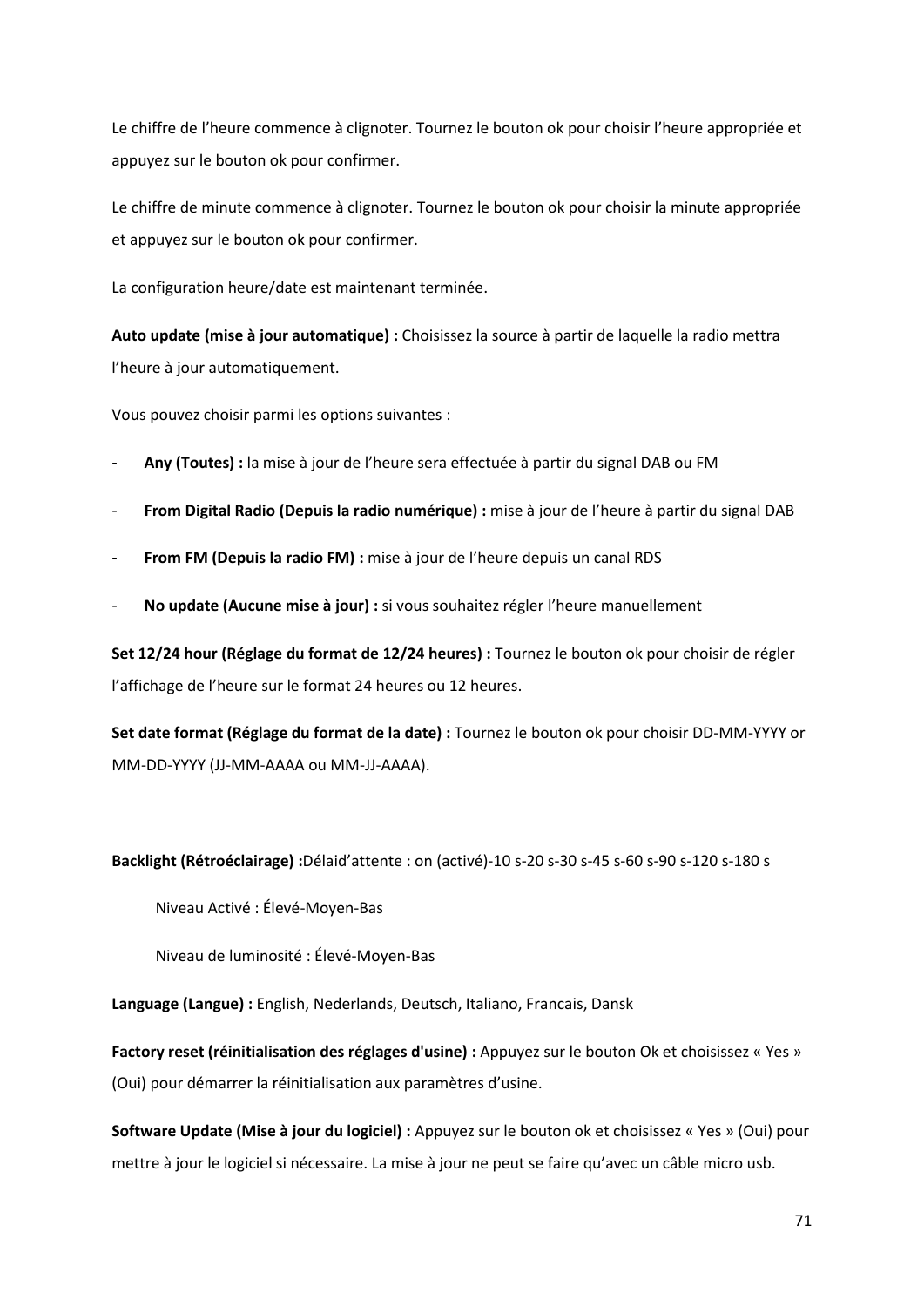Le chiffre de l'heure commence à clignoter. Tournez le bouton ok pour choisir l'heure appropriée et appuyez sur le bouton ok pour confirmer.

Le chiffre de minute commence à clignoter. Tournez le bouton ok pour choisir la minute appropriée et appuyez sur le bouton ok pour confirmer.

La configuration heure/date est maintenant terminée.

**Auto update (mise à jour automatique) :** Choisissez la source à partir de laquelle la radio mettra l'heure à jour automatiquement.

Vous pouvez choisir parmi les options suivantes :

- **Any (Toutes) :** la mise à jour de l'heure sera effectuée à partir du signal DAB ou FM
- **From Digital Radio (Depuis la radio numérique) :** mise à jour de l'heure à partir du signal DAB
- **From FM (Depuis la radio FM) :** mise à jour de l'heure depuis un canal RDS
- **No update (Aucune mise à jour) :** si vous souhaitez régler l'heure manuellement

**Set 12/24 hour (Réglage du format de 12/24 heures) :** Tournez le bouton ok pour choisir de régler l'affichage de l'heure sur le format 24 heures ou 12 heures.

**Set date format (Réglage du format de la date) :** Tournez le bouton ok pour choisir DD-MM-YYYY or MM-DD-YYYY (JJ-MM-AAAA ou MM-JJ-AAAA).

**Backlight (Rétroéclairage) :**Délaid'attente : on (activé)-10 s-20 s-30 s-45 s-60 s-90 s-120 s-180 s

Niveau Activé : Élevé-Moyen-Bas

Niveau de luminosité : Élevé-Moyen-Bas

**Language (Langue) :** English, Nederlands, Deutsch, Italiano, Francais, Dansk

**Factory reset (réinitialisation des réglages d'usine) :** Appuyez sur le bouton Ok et choisissez « Yes » (Oui) pour démarrer la réinitialisation aux paramètres d'usine.

**Software Update (Mise à jour du logiciel) :** Appuyez sur le bouton ok et choisissez « Yes » (Oui) pour mettre à jour le logiciel si nécessaire. La mise à jour ne peut se faire qu'avec un câble micro usb.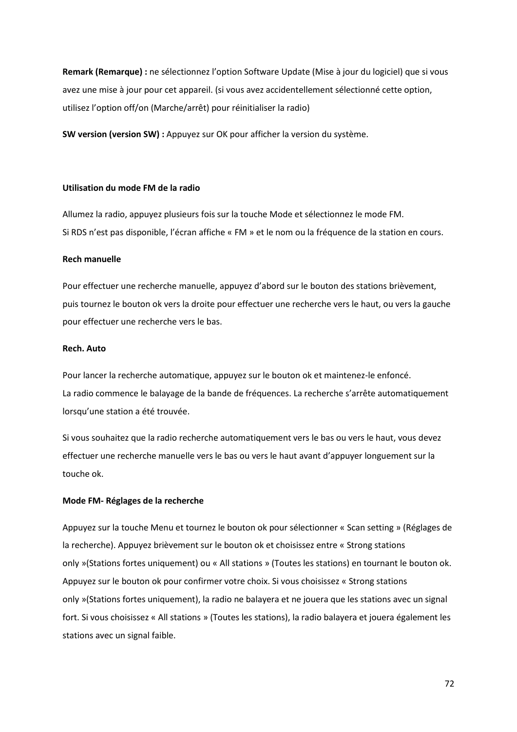**Remark (Remarque) :** ne sélectionnez l'option Software Update (Mise à jour du logiciel) que si vous avez une mise à jour pour cet appareil. (si vous avez accidentellement sélectionné cette option, utilisez l'option off/on (Marche/arrêt) pour réinitialiser la radio)

**SW version (version SW) :** Appuyez sur OK pour afficher la version du système.

**Utilisation du mode FM de la radio**

Allumez la radio, appuyez plusieurs fois sur la touche Mode et sélectionnez le mode FM.
Si RDS n'est pas disponible, l'écran affiche « FM » et le nom ou la fréquence de la station en cours.

**Rech manuelle**

Pour effectuer une recherche manuelle, appuyez d'abord sur le bouton des stations brièvement, puis tournez le bouton ok vers la droite pour effectuer une recherche vers le haut, ou vers la gauche pour effectuer une recherche vers le bas.

**Rech. Auto**

Pour lancer la recherche automatique, appuyez sur le bouton ok et maintenez-le enfoncé.
La radio commence le balayage de la bande de fréquences. La recherche s'arrête automatiquement lorsqu'une station a été trouvée.

Si vous souhaitez que la radio recherche automatiquement vers le bas ou vers le haut, vous devez effectuer une recherche manuelle vers le bas ou vers le haut avant d'appuyer longuement sur la touche ok.

**Mode FM- Réglages de la recherche**

Appuyez sur la touche Menu et tournez le bouton ok pour sélectionner « Scan setting » (Réglages de la recherche). Appuyez brièvement sur le bouton ok et choisissez entre « Strong stations only »(Stations fortes uniquement) ou « All stations » (Toutes les stations) en tournant le bouton ok. Appuyez sur le bouton ok pour confirmer votre choix. Si vous choisissez « Strong stations only »(Stations fortes uniquement), la radio ne balayera et ne jouera que les stations avec un signal fort. Si vous choisissez « All stations » (Toutes les stations), la radio balayera et jouera également les stations avec un signal faible.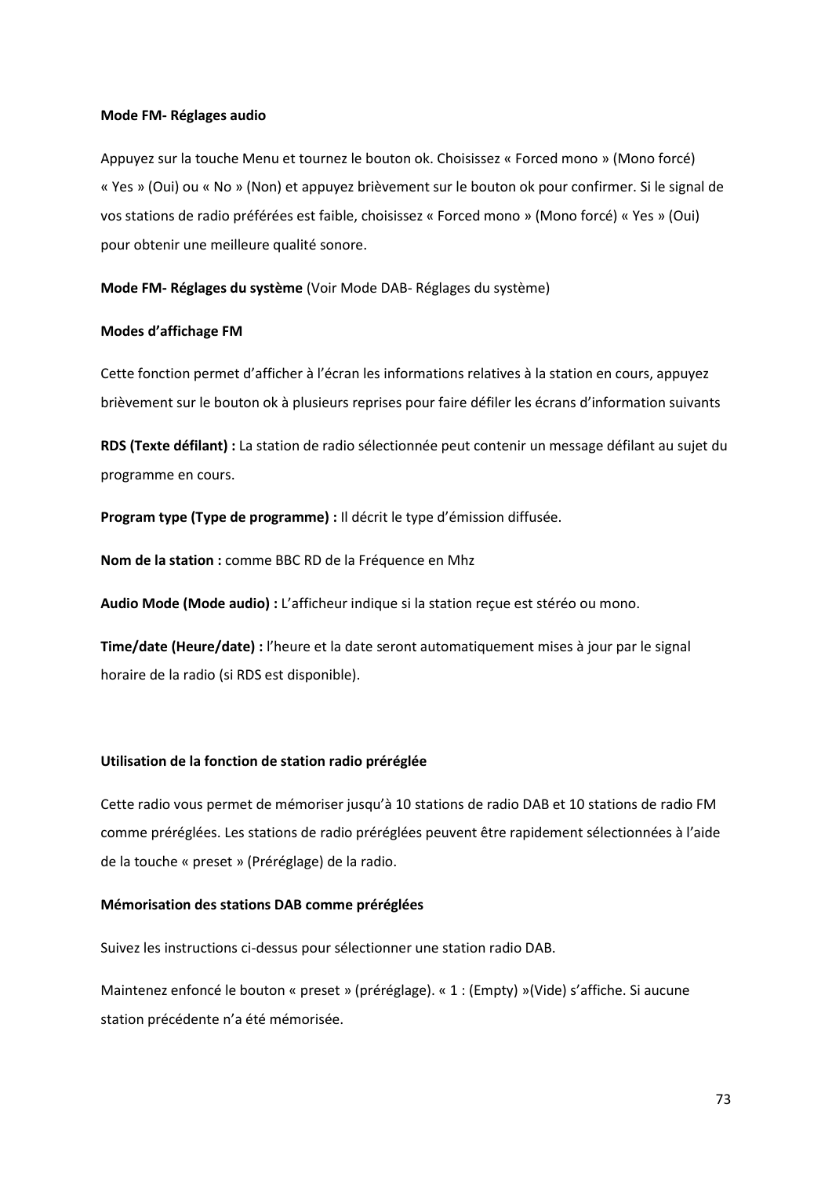**Mode FM- Réglages audio**

Appuyez sur la touche Menu et tournez le bouton ok. Choisissez « Forced mono » (Mono forcé) « Yes » (Oui) ou « No » (Non) et appuyez brièvement sur le bouton ok pour confirmer. Si le signal de vos stations de radio préférées est faible, choisissez « Forced mono » (Mono forcé) « Yes » (Oui) pour obtenir une meilleure qualité sonore.

**Mode FM- Réglages du système** (Voir Mode DAB- Réglages du système)

**Modes d'affichage FM**

Cette fonction permet d'afficher à l'écran les informations relatives à la station en cours, appuyez brièvement sur le bouton ok à plusieurs reprises pour faire défiler les écrans d'information suivants

**RDS (Texte défilant) :** La station de radio sélectionnée peut contenir un message défilant au sujet du programme en cours.

**Program type (Type de programme) :** Il décrit le type d'émission diffusée.

**Nom de la station :** comme BBC RD de la Fréquence en Mhz

**Audio Mode (Mode audio) :** L'afficheur indique si la station reçue est stéréo ou mono.

**Time/date (Heure/date) :** l'heure et la date seront automatiquement mises à jour par le signal horaire de la radio (si RDS est disponible).

**Utilisation de la fonction de station radio préréglée**

Cette radio vous permet de mémoriser jusqu'à 10 stations de radio DAB et 10 stations de radio FM comme préréglées. Les stations de radio préréglées peuvent être rapidement sélectionnées à l'aide de la touche « preset » (Préréglage) de la radio.

**Mémorisation des stations DAB comme préréglées**

Suivez les instructions ci-dessus pour sélectionner une station radio DAB.

Maintenez enfoncé le bouton « preset » (préréglage). « 1 : (Empty) »(Vide) s'affiche. Si aucune station précédente n'a été mémorisée.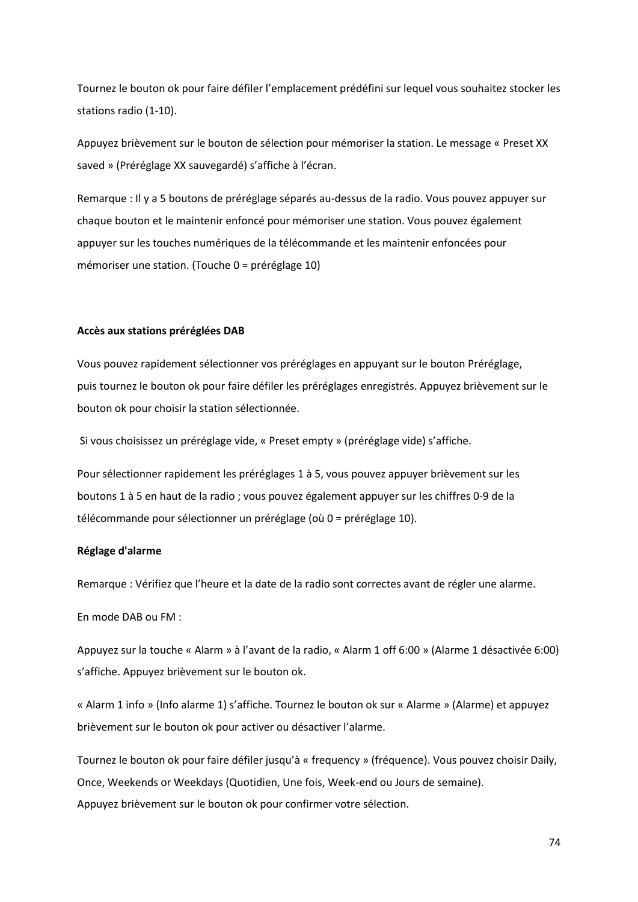Tournez le bouton ok pour faire défiler l’emplacement prédéfini sur lequel vous souhaitez stocker les stations radio (1-10).

Appuyez brièvement sur le bouton de sélection pour mémoriser la station. Le message « Preset XX saved » (Préréglage XX sauvegardé) s’affiche à l’écran.

Remarque : Il y a 5 boutons de préréglage séparés au-dessus de la radio. Vous pouvez appuyer sur chaque bouton et le maintenir enfoncé pour mémoriser une station. Vous pouvez également appuyer sur les touches numériques de la télécommande et les maintenir enfoncées pour mémoriser une station. (Touche 0 = préréglage 10)

**Accès aux stations préréglées DAB**

Vous pouvez rapidement sélectionner vos préréglages en appuyant sur le bouton Préréglage, puis tournez le bouton ok pour faire défiler les préréglages enregistrés. Appuyez brièvement sur le bouton ok pour choisir la station sélectionnée.

Si vous choisissez un préréglage vide, « Preset empty » (préréglage vide) s’affiche.

Pour sélectionner rapidement les préréglages 1 à 5, vous pouvez appuyer brièvement sur les boutons 1 à 5 en haut de la radio ; vous pouvez également appuyer sur les chiffres 0-9 de la télécommande pour sélectionner un préréglage (où 0 = préréglage 10).

**Réglage d'alarme**

Remarque : Vérifiez que l’heure et la date de la radio sont correctes avant de régler une alarme.

En mode DAB ou FM :

Appuyez sur la touche « Alarm » à l’avant de la radio, « Alarm 1 off 6:00 » (Alarme 1 désactivée 6:00) s’affiche. Appuyez brièvement sur le bouton ok.

« Alarm 1 info » (Info alarme 1) s’affiche. Tournez le bouton ok sur « Alarme » (Alarme) et appuyez brièvement sur le bouton ok pour activer ou désactiver l’alarme.

Tournez le bouton ok pour faire défiler jusqu’à « frequency » (fréquence). Vous pouvez choisir Daily, Once, Weekends or Weekdays (Quotidien, Une fois, Week-end ou Jours de semaine).
Appuyez brièvement sur le bouton ok pour confirmer votre sélection.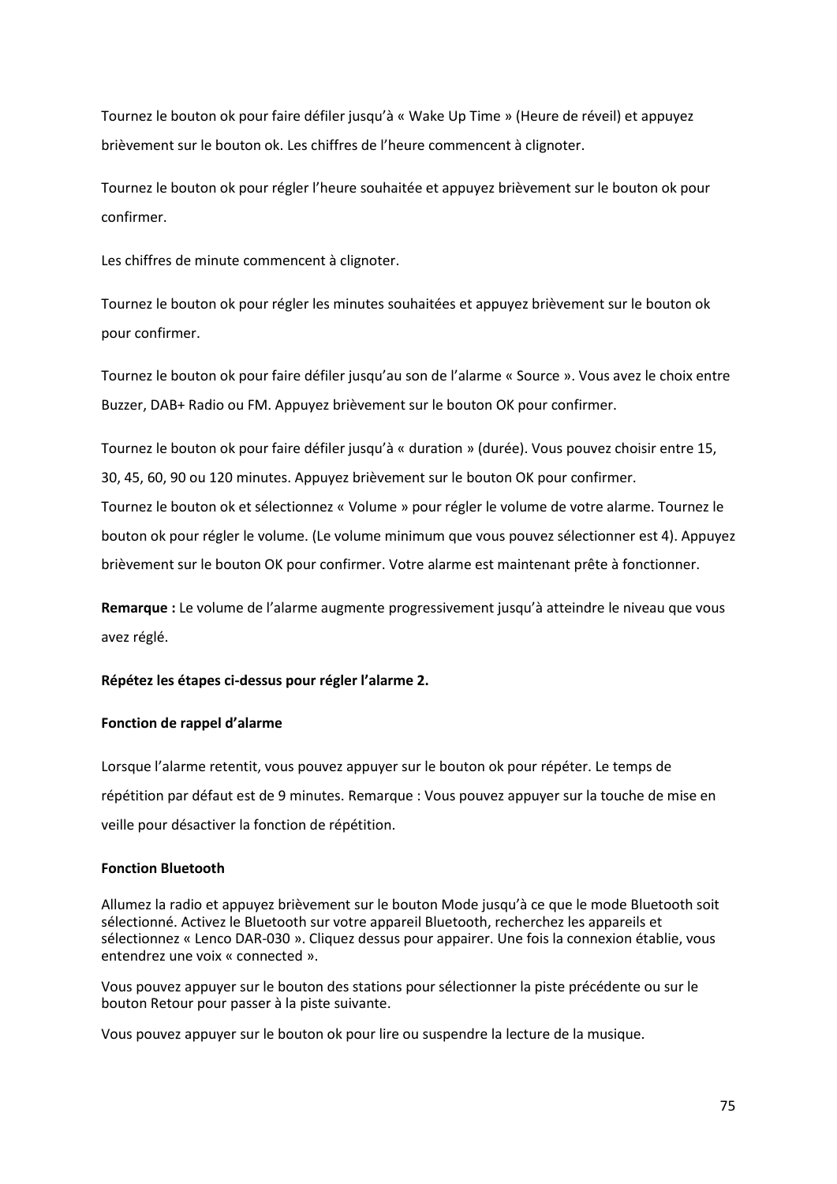Tournez le bouton ok pour faire défiler jusqu'à « Wake Up Time » (Heure de réveil) et appuyez brièvement sur le bouton ok. Les chiffres de l'heure commencent à clignoter.

Tournez le bouton ok pour régler l'heure souhaitée et appuyez brièvement sur le bouton ok pour confirmer.

Les chiffres de minute commencent à clignoter.

Tournez le bouton ok pour régler les minutes souhaitées et appuyez brièvement sur le bouton ok pour confirmer.

Tournez le bouton ok pour faire défiler jusqu'au son de l'alarme « Source ». Vous avez le choix entre Buzzer, DAB+ Radio ou FM. Appuyez brièvement sur le bouton OK pour confirmer.

Tournez le bouton ok pour faire défiler jusqu'à « duration » (durée). Vous pouvez choisir entre 15, 30, 45, 60, 90 ou 120 minutes. Appuyez brièvement sur le bouton OK pour confirmer.
Tournez le bouton ok et sélectionnez « Volume » pour régler le volume de votre alarme. Tournez le bouton ok pour régler le volume. (Le volume minimum que vous pouvez sélectionner est 4). Appuyez brièvement sur le bouton OK pour confirmer. Votre alarme est maintenant prête à fonctionner.

**Remarque :** Le volume de l'alarme augmente progressivement jusqu'à atteindre le niveau que vous avez réglé.

**Répétez les étapes ci-dessus pour régler l'alarme 2.**

**Fonction de rappel d'alarme**

Lorsque l'alarme retentit, vous pouvez appuyer sur le bouton ok pour répéter. Le temps de répétition par défaut est de 9 minutes. Remarque : Vous pouvez appuyer sur la touche de mise en veille pour désactiver la fonction de répétition.

**Fonction Bluetooth**

Allumez la radio et appuyez brièvement sur le bouton Mode jusqu'à ce que le mode Bluetooth soit sélectionné. Activez le Bluetooth sur votre appareil Bluetooth, recherchez les appareils et sélectionnez « Lenco DAR-030 ». Cliquez dessus pour appairer. Une fois la connexion établie, vous entendrez une voix « connected ».

Vous pouvez appuyer sur le bouton des stations pour sélectionner la piste précédente ou sur le bouton Retour pour passer à la piste suivante.

Vous pouvez appuyer sur le bouton ok pour lire ou suspendre la lecture de la musique.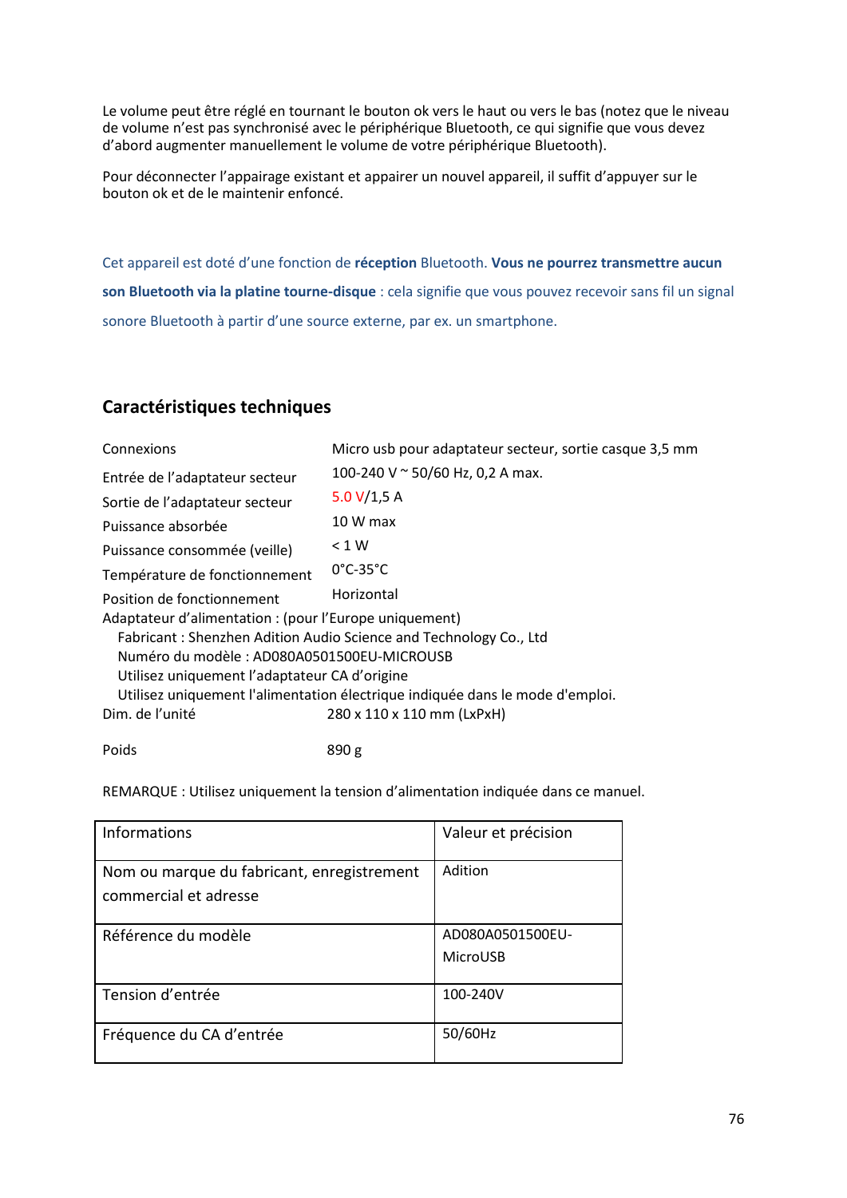Le volume peut être réglé en tournant le bouton ok vers le haut ou vers le bas (notez que le niveau de volume n'est pas synchronisé avec le périphérique Bluetooth, ce qui signifie que vous devez d'abord augmenter manuellement le volume de votre périphérique Bluetooth).

Pour déconnecter l'appairage existant et appairer un nouvel appareil, il suffit d'appuyer sur le bouton ok et de le maintenir enfoncé.

Cet appareil est doté d'une fonction de **réception** Bluetooth. **Vous ne pourrez transmettre aucun son Bluetooth via la platine tourne-disque** : cela signifie que vous pouvez recevoir sans fil un signal sonore Bluetooth à partir d'une source externe, par ex. un smartphone.

## Caractéristiques techniques

| | |
|---|---|
| Connexions | Micro usb pour adaptateur secteur, sortie casque 3,5 mm |
| Entrée de l'adaptateur secteur | 100-240 V ~ 50/60 Hz, 0,2 A max. |
| Sortie de l'adaptateur secteur | 5.0 V/1,5 A |
| Puissance absorbée | 10 W max |
| Puissance consommée (veille) | < 1 W |
| Température de fonctionnement | 0°C-35°C |
| Position de fonctionnement | Horizontal |

Adaptateur d'alimentation : (pour l'Europe uniquement)
- Fabricant : Shenzhen Adition Audio Science and Technology Co., Ltd
- Numéro du modèle : AD080A0501500EU-MICROUSB
- Utilisez uniquement l'adaptateur CA d'origine
- Utilisez uniquement l'alimentation électrique indiquée dans le mode d'emploi.

| | |
|---|---|
| Dim. de l'unité | 280 x 110 x 110 mm (LxPxH) |
| Poids | 890 g |

REMARQUE : Utilisez uniquement la tension d'alimentation indiquée dans ce manuel.

| Informations | Valeur et précision |
|---|---|
| Nom ou marque du fabricant, enregistrement commercial et adresse | Adition |
| Référence du modèle | AD080A0501500EU-MicroUSB |
| Tension d'entrée | 100-240V |
| Fréquence du CA d'entrée | 50/60Hz |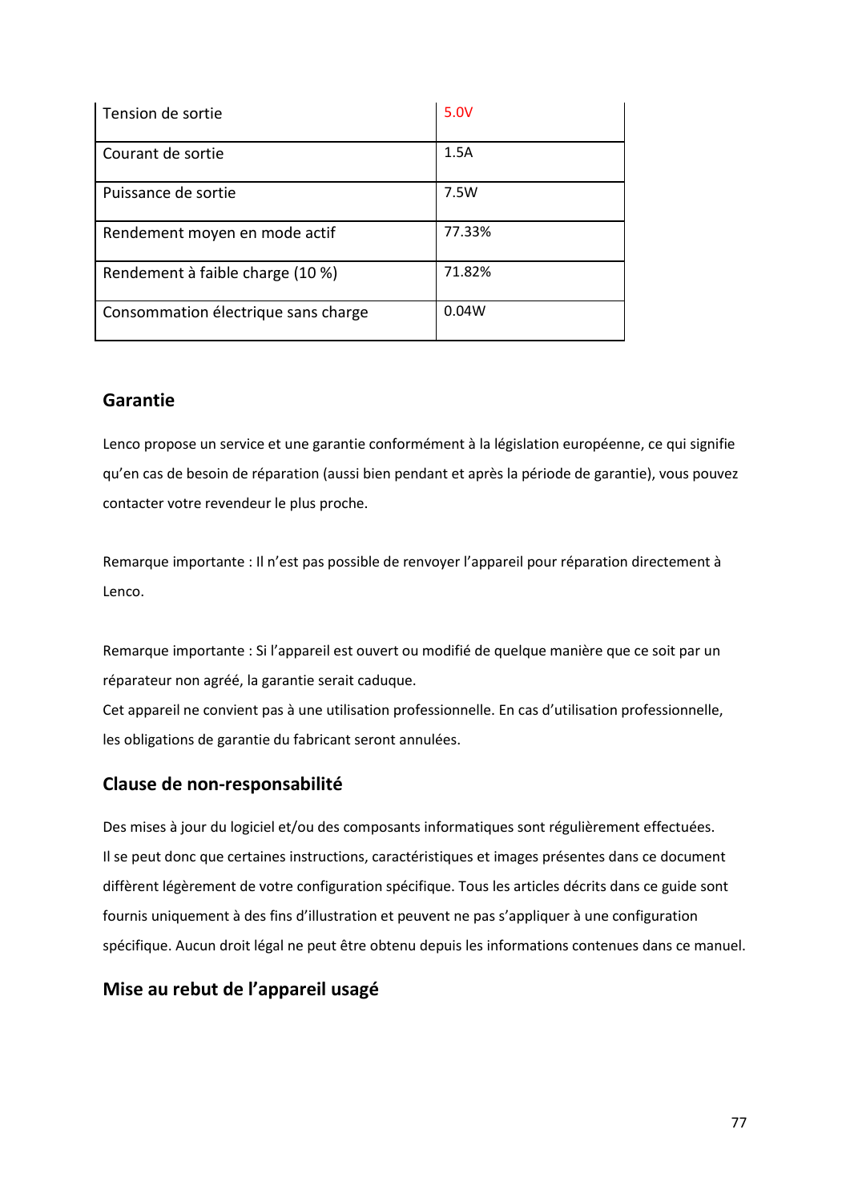| Tension de sortie | 5.0V |
|---|---|
| Courant de sortie | 1.5A |
| Puissance de sortie | 7.5W |
| Rendement moyen en mode actif | 77.33% |
| Rendement à faible charge (10 %) | 71.82% |
| Consommation électrique sans charge | 0.04W |

## Garantie

Lenco propose un service et une garantie conformément à la législation européenne, ce qui signifie qu'en cas de besoin de réparation (aussi bien pendant et après la période de garantie), vous pouvez contacter votre revendeur le plus proche.

Remarque importante : Il n'est pas possible de renvoyer l'appareil pour réparation directement à Lenco.

Remarque importante : Si l'appareil est ouvert ou modifié de quelque manière que ce soit par un réparateur non agréé, la garantie serait caduque.
Cet appareil ne convient pas à une utilisation professionnelle. En cas d'utilisation professionnelle, les obligations de garantie du fabricant seront annulées.

## Clause de non-responsabilité

Des mises à jour du logiciel et/ou des composants informatiques sont régulièrement effectuées. Il se peut donc que certaines instructions, caractéristiques et images présentes dans ce document diffèrent légèrement de votre configuration spécifique. Tous les articles décrits dans ce guide sont fournis uniquement à des fins d'illustration et peuvent ne pas s'appliquer à une configuration spécifique. Aucun droit légal ne peut être obtenu depuis les informations contenues dans ce manuel.

## Mise au rebut de l'appareil usagé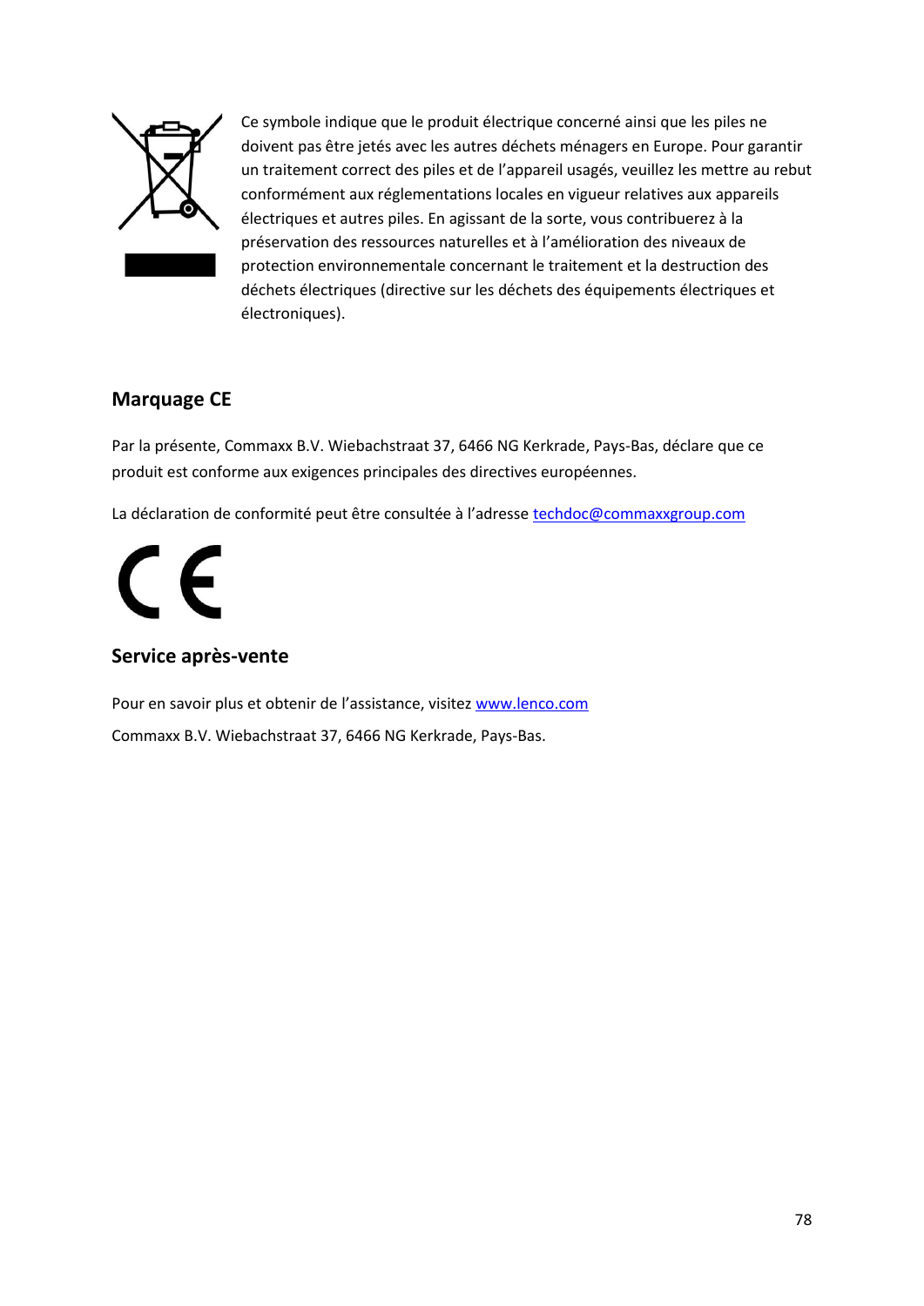Ce symbole indique que le produit électrique concerné ainsi que les piles ne doivent pas être jetés avec les autres déchets ménagers en Europe. Pour garantir un traitement correct des piles et de l'appareil usagés, veuillez les mettre au rebut conformément aux réglementations locales en vigueur relatives aux appareils électriques et autres piles. En agissant de la sorte, vous contribuerez à la préservation des ressources naturelles et à l'amélioration des niveaux de protection environnementale concernant le traitement et la destruction des déchets électriques (directive sur les déchets des équipements électriques et électroniques).

## Marquage CE

Par la présente, Commaxx B.V. Wiebachstraat 37, 6466 NG Kerkrade, Pays-Bas, déclare que ce produit est conforme aux exigences principales des directives européennes.

La déclaration de conformité peut être consultée à l'adresse techdoc@commaxxgroup.com

## Service après-vente

Pour en savoir plus et obtenir de l'assistance, visitez www.lenco.com

Commaxx B.V. Wiebachstraat 37, 6466 NG Kerkrade, Pays-Bas.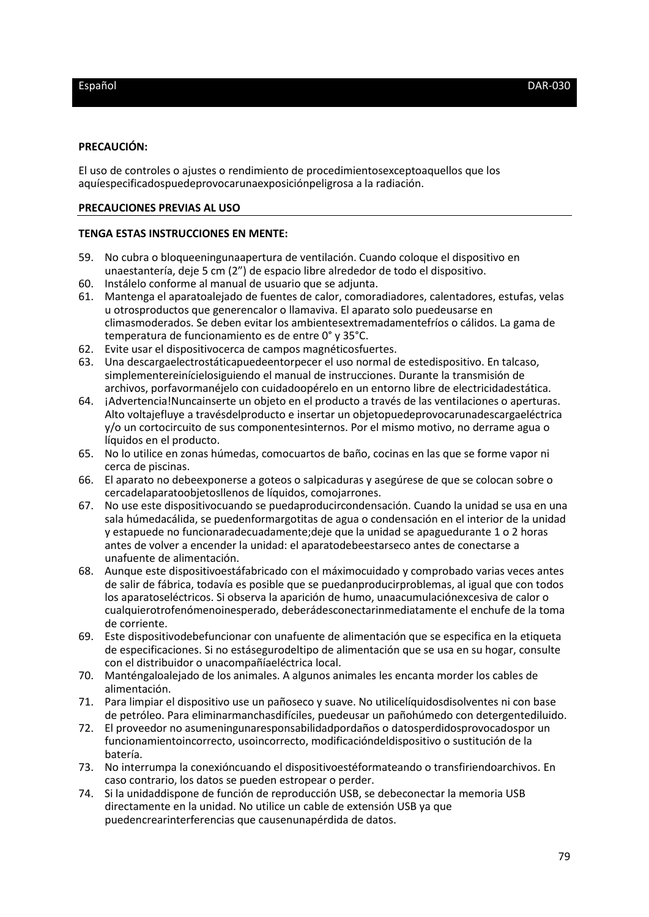**PRECAUCIÓN:**

El uso de controles o ajustes o rendimiento de procedimientosexceptoaquellos que los aquíespecificadospuedeprovocarunaexposiciónpeligrosa a la radiación.

**PRECAUCIONES PREVIAS AL USO**

**TENGA ESTAS INSTRUCCIONES EN MENTE:**

59. No cubra o bloqueeningunaapertura de ventilación. Cuando coloque el dispositivo en unaestantería, deje 5 cm (2") de espacio libre alrededor de todo el dispositivo.
60. Instálelo conforme al manual de usuario que se adjunta.
61. Mantenga el aparatoalejado de fuentes de calor, comoradiadores, calentadores, estufas, velas u otrosproductos que generencalor o llamaviva. El aparato solo puedeusarse en climasmoderados. Se deben evitar los ambientesextremadamentefríos o cálidos. La gama de temperatura de funcionamiento es de entre 0° y 35°C.
62. Evite usar el dispositivocerca de campos magnéticosfuertes.
63. Una descargaelectrostáticapuedeentorpecer el uso normal de estedispositivo. En talcaso, simplementereinícielosiguiendo el manual de instrucciones. Durante la transmisión de archivos, porfavormanéjelo con cuidadoopérelo en un entorno libre de electricidadestática.
64. ¡Advertencia!Nuncainserte un objeto en el producto a través de las ventilaciones o aperturas. Alto voltajefluye a travésdelproducto e insertar un objetopuedeprovocarunadescargaeléctrica y/o un cortocircuito de sus componentesinternos. Por el mismo motivo, no derrame agua o líquidos en el producto.
65. No lo utilice en zonas húmedas, comocuartos de baño, cocinas en las que se forme vapor ni cerca de piscinas.
66. El aparato no debeexponerse a goteos o salpicaduras y asegúrese de que se colocan sobre o cercadelaparatoobjetosllenos de líquidos, comojarrones.
67. No use este dispositivocuando se puedaproducircondensación. Cuando la unidad se usa en una sala húmedacálida, se puedenformargotitas de agua o condensación en el interior de la unidad y estapuede no funcionaradecuadamente;deje que la unidad se apaguedurante 1 o 2 horas antes de volver a encender la unidad: el aparatodebeestarseco antes de conectarse a unafuente de alimentación.
68. Aunque este dispositivoestáfabricado con el máximocuidado y comprobado varias veces antes de salir de fábrica, todavía es posible que se puedanproducirproblemas, al igual que con todos los aparatoseléctricos. Si observa la aparición de humo, unaacumulaciónexcesiva de calor o cualquierotrofenómenoinesperado, deberádesconectarinmediatamente el enchufe de la toma de corriente.
69. Este dispositivodebefuncionar con unafuente de alimentación que se especifica en la etiqueta de especificaciones. Si no estásegurodeltipo de alimentación que se usa en su hogar, consulte con el distribuidor o unacompañíaeléctrica local.
70. Manténgaloalejado de los animales. A algunos animales les encanta morder los cables de alimentación.
71. Para limpiar el dispositivo use un pañoseco y suave. No utilicelíquidosdisolventes ni con base de petróleo. Para eliminarmanchasdifíciles, puedeusar un pañohúmedo con detergentediluido.
72. El proveedor no asumeningunaresponsabilidadpordaños o datosperdidosprovocadospor un funcionamientoincorrecto, usoincorrecto, modificacióndeldispositivo o sustitución de la batería.
73. No interrumpa la conexióncuando el dispositivoestéformateando o transfiriendoarchivos. En caso contrario, los datos se pueden estropear o perder.
74. Si la unidaddispone de función de reproducción USB, se debeconectar la memoria USB directamente en la unidad. No utilice un cable de extensión USB ya que puedencrearinterferencias que causenunapérdida de datos.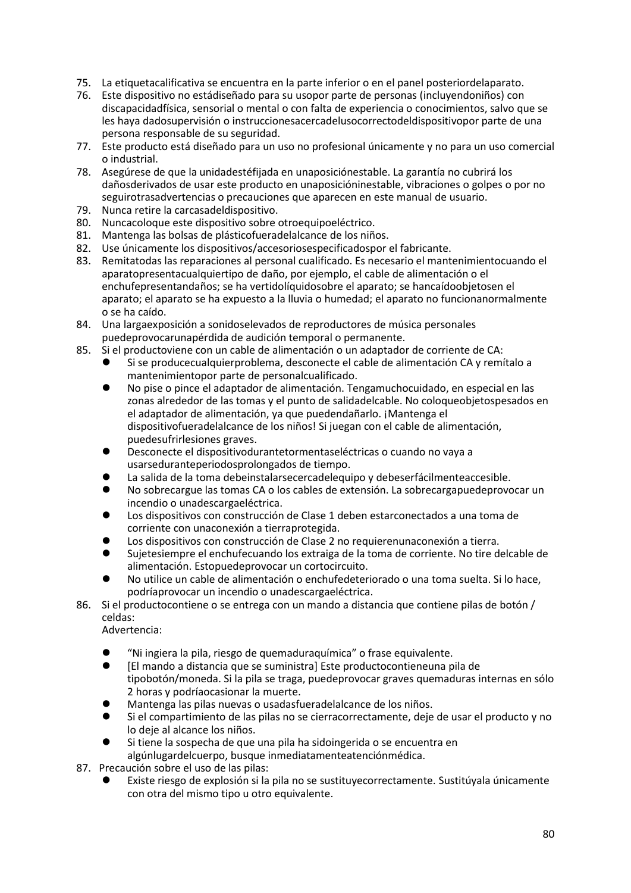75. La etiquetacalificativa se encuentra en la parte inferior o en el panel posteriordelaparato.
76. Este dispositivo no estádiseñado para su usopor parte de personas (incluyendoniños) con discapacidadfísica, sensorial o mental o con falta de experiencia o conocimientos, salvo que se les haya dadosupervisión o instruccionesacercadelusocorrectodeldispositivopor parte de una persona responsable de su seguridad.
77. Este producto está diseñado para un uso no profesional únicamente y no para un uso comercial o industrial.
78. Asegúrese de que la unidadestéfijada en unaposiciónestable. La garantía no cubrirá los dañosderivados de usar este producto en unaposicióninestable, vibraciones o golpes o por no seguirotrasadvertencias o precauciones que aparecen en este manual de usuario.
79. Nunca retire la carcasadeldispositivo.
80. Nuncacoloque este dispositivo sobre otroequipoeléctrico.
81. Mantenga las bolsas de plásticofueradelalcance de los niños.
82. Use únicamente los dispositivos/accesoriosespecificadospor el fabricante.
83. Remitatodas las reparaciones al personal cualificado. Es necesario el mantenimientocuando el aparatopresentacualquiertipo de daño, por ejemplo, el cable de alimentación o el enchufepresentandaños; se ha vertidolíquidosobre el aparato; se hancaídoobjetosen el aparato; el aparato se ha expuesto a la lluvia o humedad; el aparato no funcionanormalmente o se ha caído.
84. Una largaexposición a sonidoselevados de reproductores de música personales puedeprovocarunapérdida de audición temporal o permanente.
85. Si el productoviene con un cable de alimentación o un adaptador de corriente de CA:
    - Si se producecualquierproblema, desconecte el cable de alimentación CA y remítalo a mantenimientopor parte de personalcualificado.
    - No pise o pince el adaptador de alimentación. Tengamuchocuidado, en especial en las zonas alrededor de las tomas y el punto de salidadelcable. No coloqueobjetospesados en el adaptador de alimentación, ya que puedendañarlo. ¡Mantenga el dispositivofueradelalcance de los niños! Si juegan con el cable de alimentación, puedesufrirlesiones graves.
    - Desconecte el dispositivodurantetormentaseléctricas o cuando no vaya a usarseduranteperiodosprolongados de tiempo.
    - La salida de la toma debeinstalarsecercadelequipo y debeserfácilmenteaccesible.
    - No sobrecargue las tomas CA o los cables de extensión. La sobrecargapuedeprovocar un incendio o unadescargaeléctrica.
    - Los dispositivos con construcción de Clase 1 deben estarconectados a una toma de corriente con unaconexión a tierraprotegida.
    - Los dispositivos con construcción de Clase 2 no requierenunaconexión a tierra.
    - Sujetesiempre el enchufecuando los extraiga de la toma de corriente. No tire delcable de alimentación. Estopuedeprovocar un cortocircuito.
    - No utilice un cable de alimentación o enchufedeteriorado o una toma suelta. Si lo hace, podríaprovocar un incendio o unadescargaeléctrica.
86. Si el productocontiene o se entrega con un mando a distancia que contiene pilas de botón / celdas:
    Advertencia:
    - "Ni ingiera la pila, riesgo de quemaduraquímica" o frase equivalente.
    - [El mando a distancia que se suministra] Este productocontieneuna pila de tipobotón/moneda. Si la pila se traga, puedeprovocar graves quemaduras internas en sólo 2 horas y podríaocasionar la muerte.
    - Mantenga las pilas nuevas o usadasfueradelalcance de los niños.
    - Si el compartimiento de las pilas no se cierracorrectamente, deje de usar el producto y no lo deje al alcance los niños.
    - Si tiene la sospecha de que una pila ha sidoingerida o se encuentra en algúnlugardelcuerpo, busque inmediatamenteatenciónmédica.
87. Precaución sobre el uso de las pilas:
    - Existe riesgo de explosión si la pila no se sustituyecorrectamente. Sustitúyala únicamente con otra del mismo tipo u otro equivalente.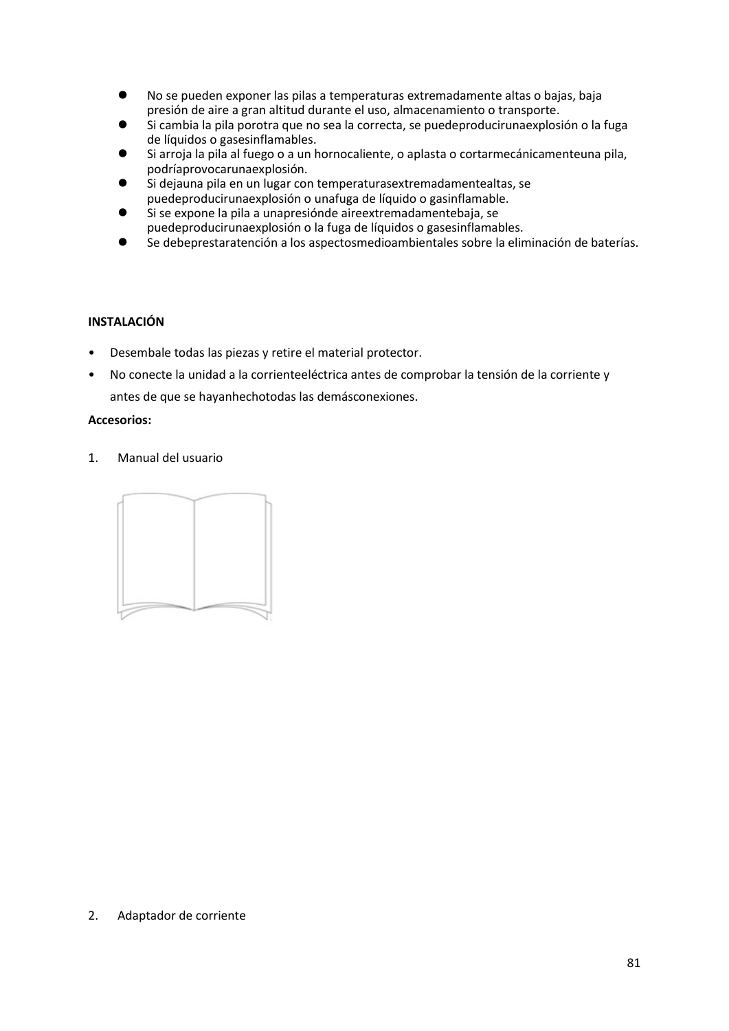- No se pueden exponer las pilas a temperaturas extremadamente altas o bajas, baja presión de aire a gran altitud durante el uso, almacenamiento o transporte.
- Si cambia la pila porotra que no sea la correcta, se puedeproducirunaexplosión o la fuga de líquidos o gasesinflamables.
- Si arroja la pila al fuego o a un hornocaliente, o aplasta o cortarmecánicamenteuna pila, podríaprovocarunaexplosión.
- Si dejauna pila en un lugar con temperaturasextremadamentealtas, se puedeproducirunaexplosión o unafuga de líquido o gasinflamable.
- Si se expone la pila a unapresiónde aireextremadamentebaja, se puedeproducirunaexplosión o la fuga de líquidos o gasesinflamables.
- Se debeprestaratención a los aspectosmedioambientales sobre la eliminación de baterías.

**INSTALACIÓN**

- Desembale todas las piezas y retire el material protector.
- No conecte la unidad a la corrienteeléctrica antes de comprobar la tensión de la corriente y antes de que se hayanhechotodas las demásconexiones.

**Accesorios:**

1. Manual del usuario

2. Adaptador de corriente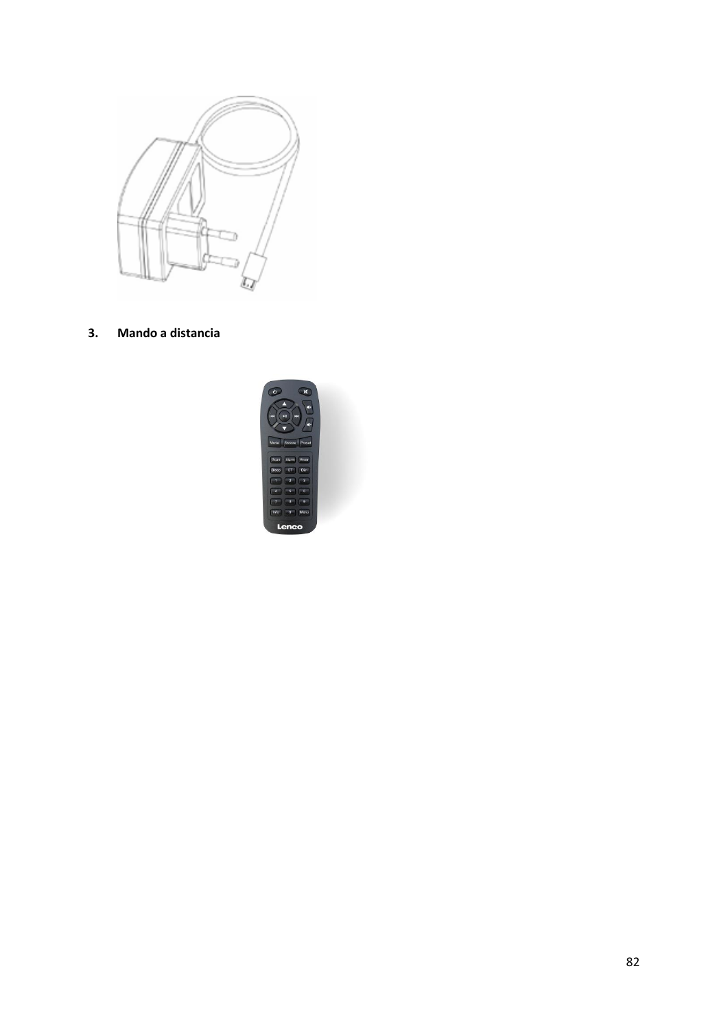3. **Mando a distancia**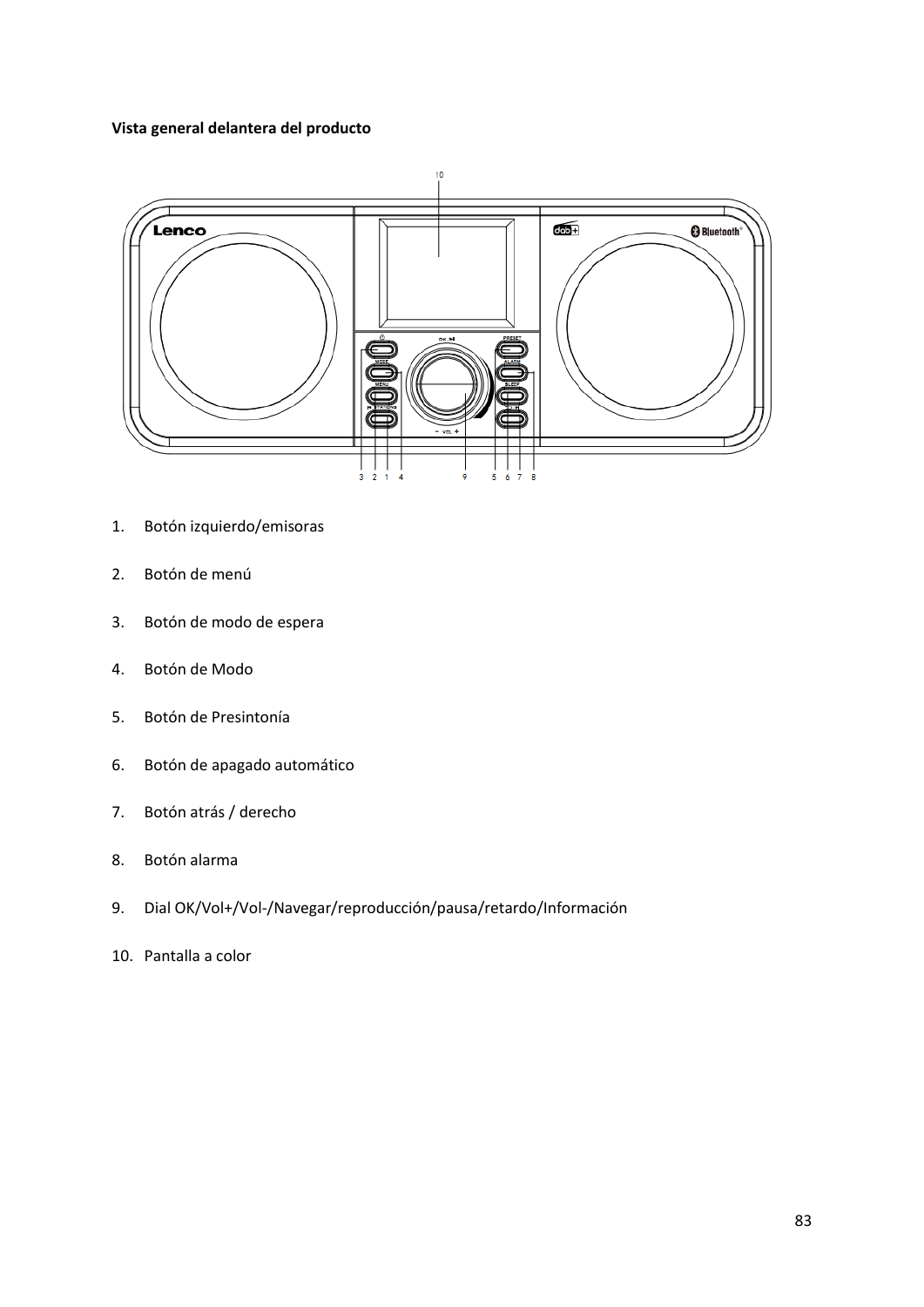**Vista general delantera del producto**

1. Botón izquierdo/emisoras
2. Botón de menú
3. Botón de modo de espera
4. Botón de Modo
5. Botón de Presintonía
6. Botón de apagado automático
7. Botón atrás / derecho
8. Botón alarma
9. Dial OK/Vol+/Vol-/Navegar/reproducción/pausa/retardo/Información
10. Pantalla a color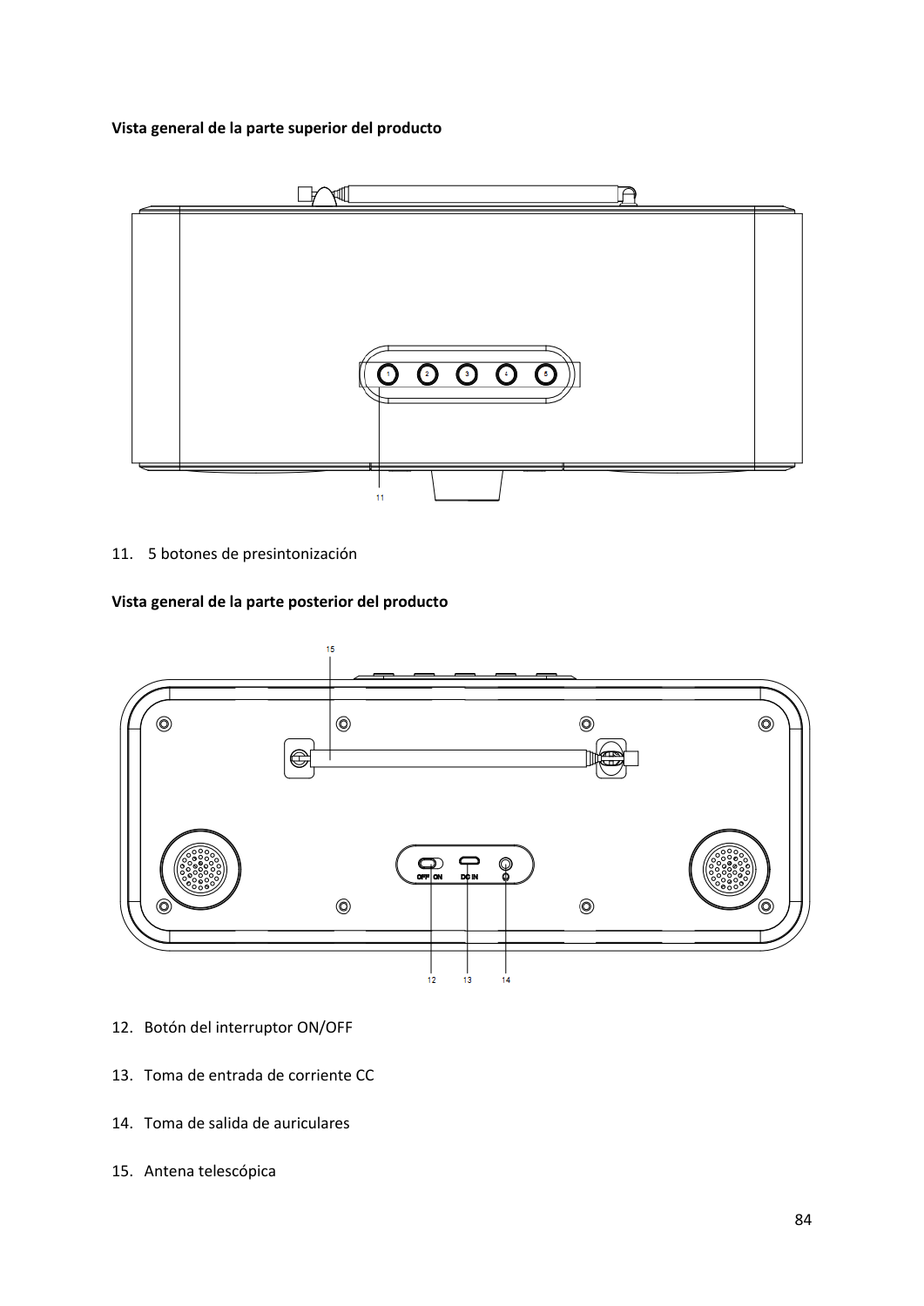**Vista general de la parte superior del producto**

11. 5 botones de presintonización

**Vista general de la parte posterior del producto**

12. Botón del interruptor ON/OFF
13. Toma de entrada de corriente CC
14. Toma de salida de auriculares
15. Antena telescópica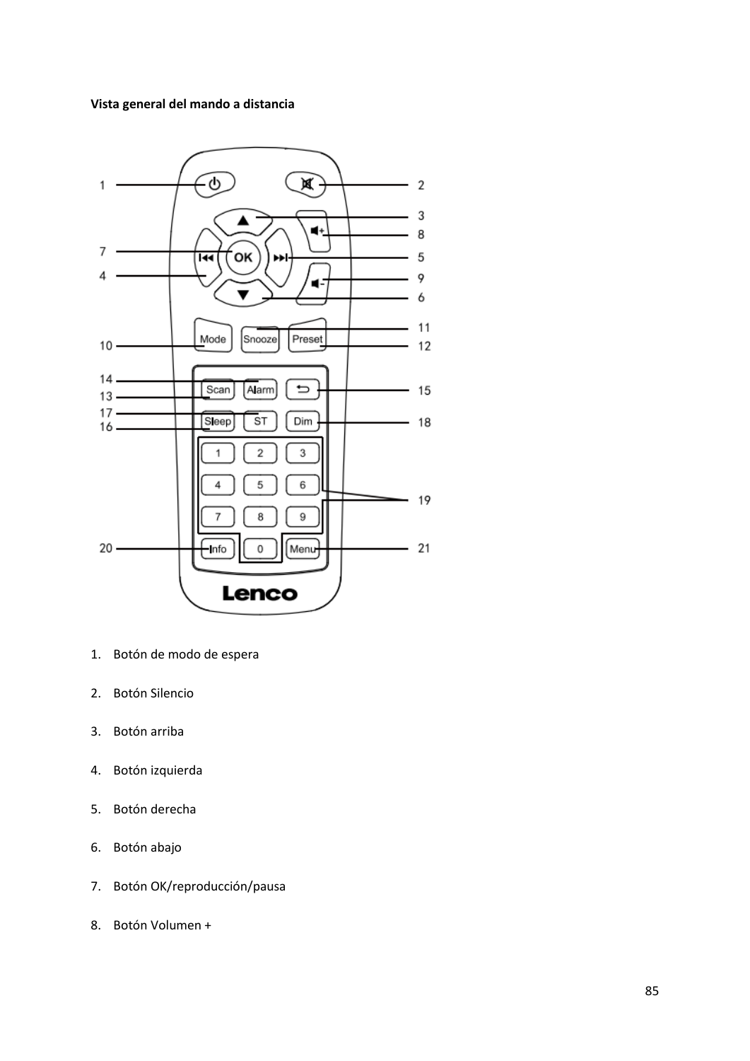**Vista general del mando a distancia**

1. Botón de modo de espera
2. Botón Silencio
3. Botón arriba
4. Botón izquierda
5. Botón derecha
6. Botón abajo
7. Botón OK/reproducción/pausa
8. Botón Volumen +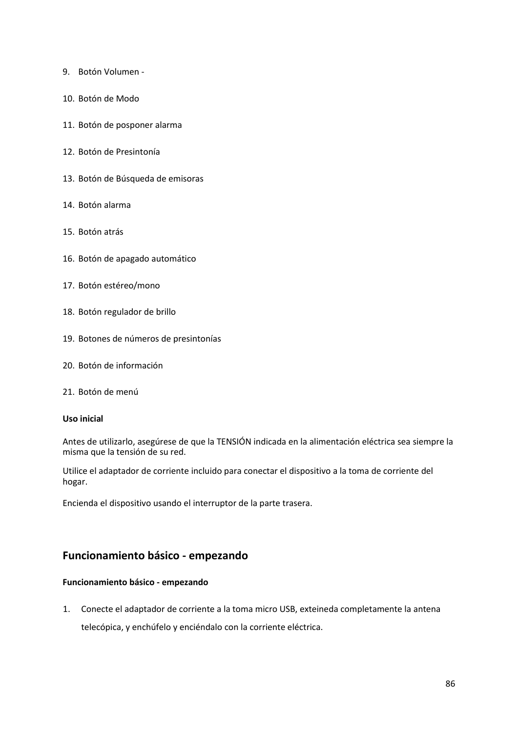9. Botón Volumen -

10. Botón de Modo

11. Botón de posponer alarma

12. Botón de Presintonía

13. Botón de Búsqueda de emisoras

14. Botón alarma

15. Botón atrás

16. Botón de apagado automático

17. Botón estéreo/mono

18. Botón regulador de brillo

19. Botones de números de presintonías

20. Botón de información

21. Botón de menú

**Uso inicial**

Antes de utilizarlo, asegúrese de que la TENSIÓN indicada en la alimentación eléctrica sea siempre la misma que la tensión de su red.

Utilice el adaptador de corriente incluido para conectar el dispositivo a la toma de corriente del hogar.

Encienda el dispositivo usando el interruptor de la parte trasera.

## Funcionamiento básico - empezando

**Funcionamiento básico - empezando**

1. Conecte el adaptador de corriente a la toma micro USB, exteineda completamente la antena telecópica, y enchúfelo y enciéndalo con la corriente eléctrica.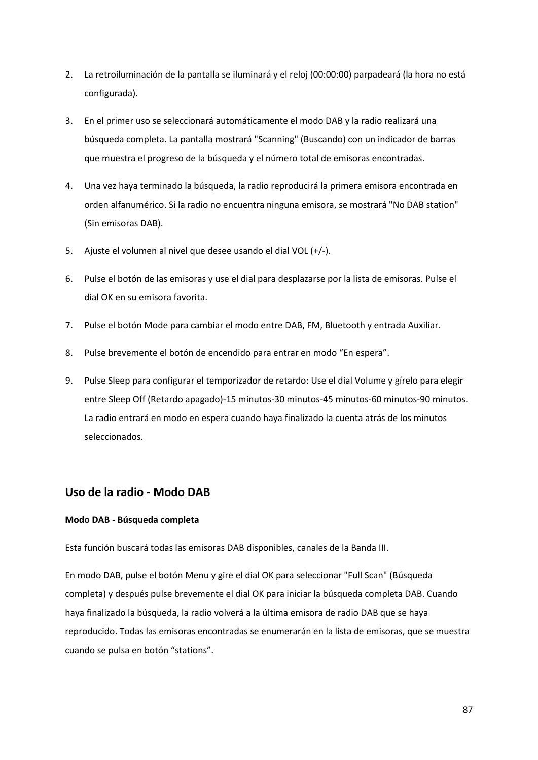2. La retroiluminación de la pantalla se iluminará y el reloj (00:00:00) parpadeará (la hora no está configurada).

3. En el primer uso se seleccionará automáticamente el modo DAB y la radio realizará una búsqueda completa. La pantalla mostrará "Scanning" (Buscando) con un indicador de barras que muestra el progreso de la búsqueda y el número total de emisoras encontradas.

4. Una vez haya terminado la búsqueda, la radio reproducirá la primera emisora encontrada en orden alfanumérico. Si la radio no encuentra ninguna emisora, se mostrará "No DAB station" (Sin emisoras DAB).

5. Ajuste el volumen al nivel que desee usando el dial VOL (+/-).

6. Pulse el botón de las emisoras y use el dial para desplazarse por la lista de emisoras. Pulse el dial OK en su emisora favorita.

7. Pulse el botón Mode para cambiar el modo entre DAB, FM, Bluetooth y entrada Auxiliar.

8. Pulse brevemente el botón de encendido para entrar en modo “En espera”.

9. Pulse Sleep para configurar el temporizador de retardo: Use el dial Volume y gírelo para elegir entre Sleep Off (Retardo apagado)-15 minutos-30 minutos-45 minutos-60 minutos-90 minutos. La radio entrará en modo en espera cuando haya finalizado la cuenta atrás de los minutos seleccionados.

## Uso de la radio - Modo DAB

#### Modo DAB - Búsqueda completa

Esta función buscará todas las emisoras DAB disponibles, canales de la Banda III.

En modo DAB, pulse el botón Menu y gire el dial OK para seleccionar "Full Scan" (Búsqueda completa) y después pulse brevemente el dial OK para iniciar la búsqueda completa DAB. Cuando haya finalizado la búsqueda, la radio volverá a la última emisora de radio DAB que se haya reproducido. Todas las emisoras encontradas se enumerarán en la lista de emisoras, que se muestra cuando se pulsa en botón “stations”.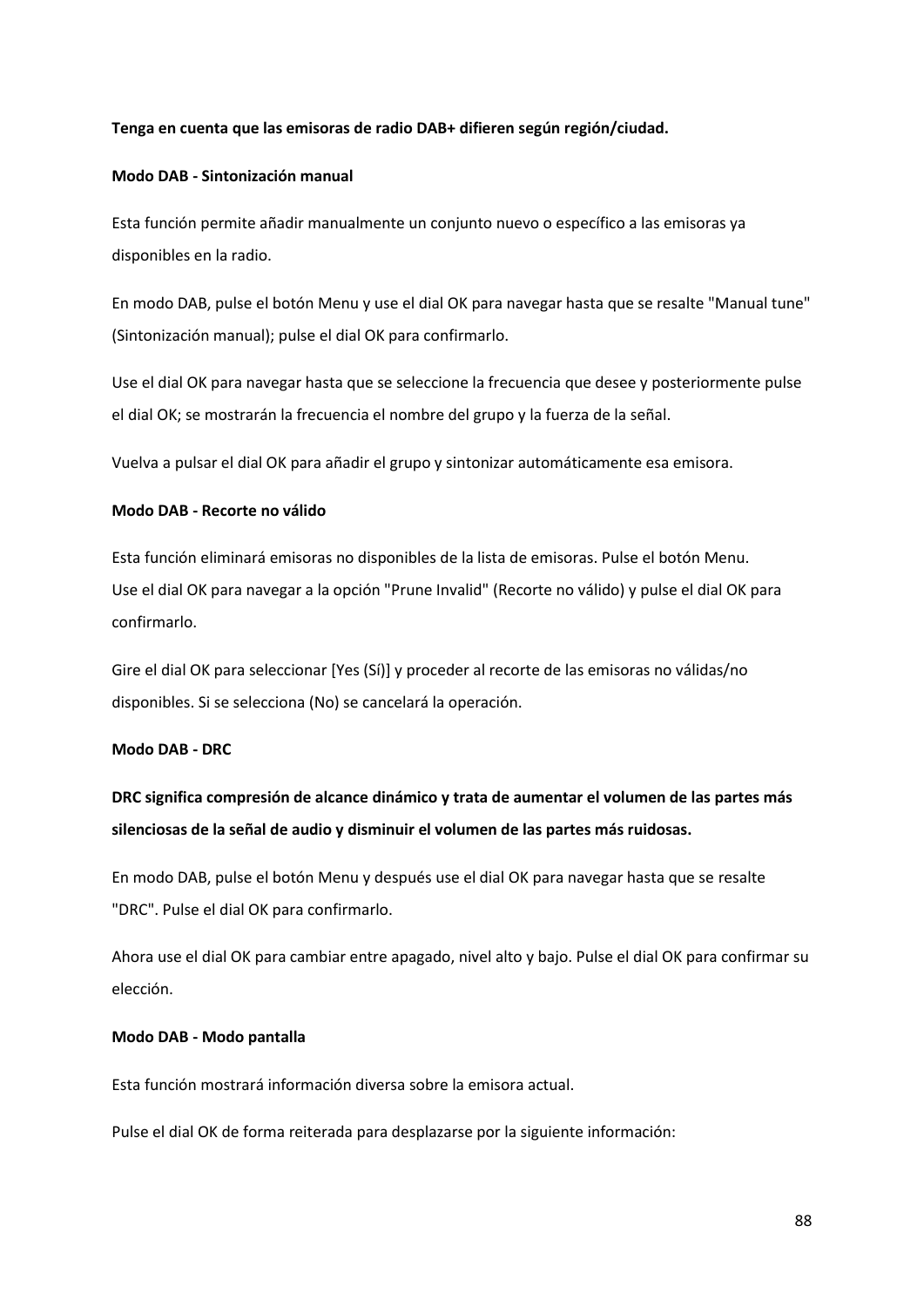**Tenga en cuenta que las emisoras de radio DAB+ difieren según región/ciudad.**

**Modo DAB - Sintonización manual**

Esta función permite añadir manualmente un conjunto nuevo o específico a las emisoras ya disponibles en la radio.

En modo DAB, pulse el botón Menu y use el dial OK para navegar hasta que se resalte "Manual tune" (Sintonización manual); pulse el dial OK para confirmarlo.

Use el dial OK para navegar hasta que se seleccione la frecuencia que desee y posteriormente pulse el dial OK; se mostrarán la frecuencia el nombre del grupo y la fuerza de la señal.

Vuelva a pulsar el dial OK para añadir el grupo y sintonizar automáticamente esa emisora.

**Modo DAB - Recorte no válido**

Esta función eliminará emisoras no disponibles de la lista de emisoras. Pulse el botón Menu.
Use el dial OK para navegar a la opción "Prune Invalid" (Recorte no válido) y pulse el dial OK para confirmarlo.

Gire el dial OK para seleccionar [Yes (Sí)] y proceder al recorte de las emisoras no válidas/no disponibles. Si se selecciona (No) se cancelará la operación.

**Modo DAB - DRC**

**DRC significa compresión de alcance dinámico y trata de aumentar el volumen de las partes más silenciosas de la señal de audio y disminuir el volumen de las partes más ruidosas.**

En modo DAB, pulse el botón Menu y después use el dial OK para navegar hasta que se resalte "DRC". Pulse el dial OK para confirmarlo.

Ahora use el dial OK para cambiar entre apagado, nivel alto y bajo. Pulse el dial OK para confirmar su elección.

**Modo DAB - Modo pantalla**

Esta función mostrará información diversa sobre la emisora actual.

Pulse el dial OK de forma reiterada para desplazarse por la siguiente información: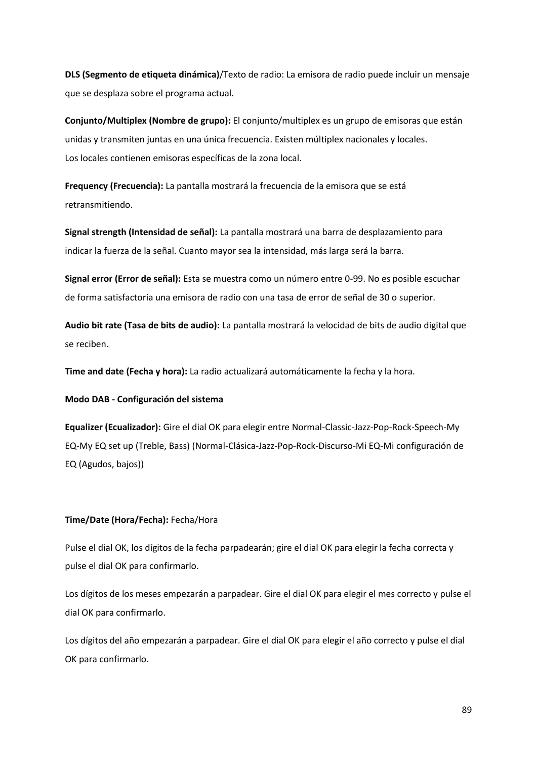**DLS (Segmento de etiqueta dinámica)**/Texto de radio: La emisora de radio puede incluir un mensaje que se desplaza sobre el programa actual.

**Conjunto/Multiplex (Nombre de grupo):** El conjunto/multiplex es un grupo de emisoras que están unidas y transmiten juntas en una única frecuencia. Existen múltiplex nacionales y locales. Los locales contienen emisoras específicas de la zona local.

**Frequency (Frecuencia):** La pantalla mostrará la frecuencia de la emisora que se está retransmitiendo.

**Signal strength (Intensidad de señal):** La pantalla mostrará una barra de desplazamiento para indicar la fuerza de la señal. Cuanto mayor sea la intensidad, más larga será la barra.

**Signal error (Error de señal):** Esta se muestra como un número entre 0-99. No es posible escuchar de forma satisfactoria una emisora de radio con una tasa de error de señal de 30 o superior.

**Audio bit rate (Tasa de bits de audio):** La pantalla mostrará la velocidad de bits de audio digital que se reciben.

**Time and date (Fecha y hora):** La radio actualizará automáticamente la fecha y la hora.

**Modo DAB - Configuración del sistema**

**Equalizer (Ecualizador):** Gire el dial OK para elegir entre Normal-Classic-Jazz-Pop-Rock-Speech-My EQ-My EQ set up (Treble, Bass) (Normal-Clásica-Jazz-Pop-Rock-Discurso-Mi EQ-Mi configuración de EQ (Agudos, bajos))

**Time/Date (Hora/Fecha):** Fecha/Hora

Pulse el dial OK, los dígitos de la fecha parpadearán; gire el dial OK para elegir la fecha correcta y pulse el dial OK para confirmarlo.

Los dígitos de los meses empezarán a parpadear. Gire el dial OK para elegir el mes correcto y pulse el dial OK para confirmarlo.

Los dígitos del año empezarán a parpadear. Gire el dial OK para elegir el año correcto y pulse el dial OK para confirmarlo.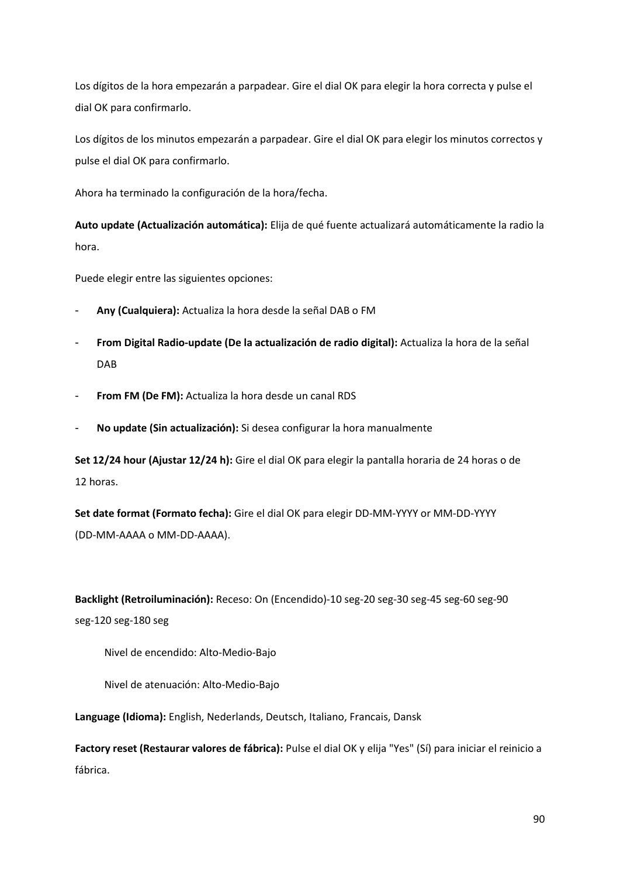Los dígitos de la hora empezarán a parpadear. Gire el dial OK para elegir la hora correcta y pulse el dial OK para confirmarlo.

Los dígitos de los minutos empezarán a parpadear. Gire el dial OK para elegir los minutos correctos y pulse el dial OK para confirmarlo.

Ahora ha terminado la configuración de la hora/fecha.

**Auto update (Actualización automática):** Elija de qué fuente actualizará automáticamente la radio la hora.

Puede elegir entre las siguientes opciones:

- **Any (Cualquiera):** Actualiza la hora desde la señal DAB o FM
- **From Digital Radio-update (De la actualización de radio digital):** Actualiza la hora de la señal DAB
- **From FM (De FM):** Actualiza la hora desde un canal RDS
- **No update (Sin actualización):** Si desea configurar la hora manualmente

**Set 12/24 hour (Ajustar 12/24 h):** Gire el dial OK para elegir la pantalla horaria de 24 horas o de 12 horas.

**Set date format (Formato fecha):** Gire el dial OK para elegir DD-MM-YYYY or MM-DD-YYYY (DD-MM-AAAA o MM-DD-AAAA).

**Backlight (Retroiluminación):** Receso: On (Encendido)-10 seg-20 seg-30 seg-45 seg-60 seg-90 seg-120 seg-180 seg

Nivel de encendido: Alto-Medio-Bajo

Nivel de atenuación: Alto-Medio-Bajo

**Language (Idioma):** English, Nederlands, Deutsch, Italiano, Francais, Dansk

**Factory reset (Restaurar valores de fábrica):** Pulse el dial OK y elija "Yes" (Sí) para iniciar el reinicio a fábrica.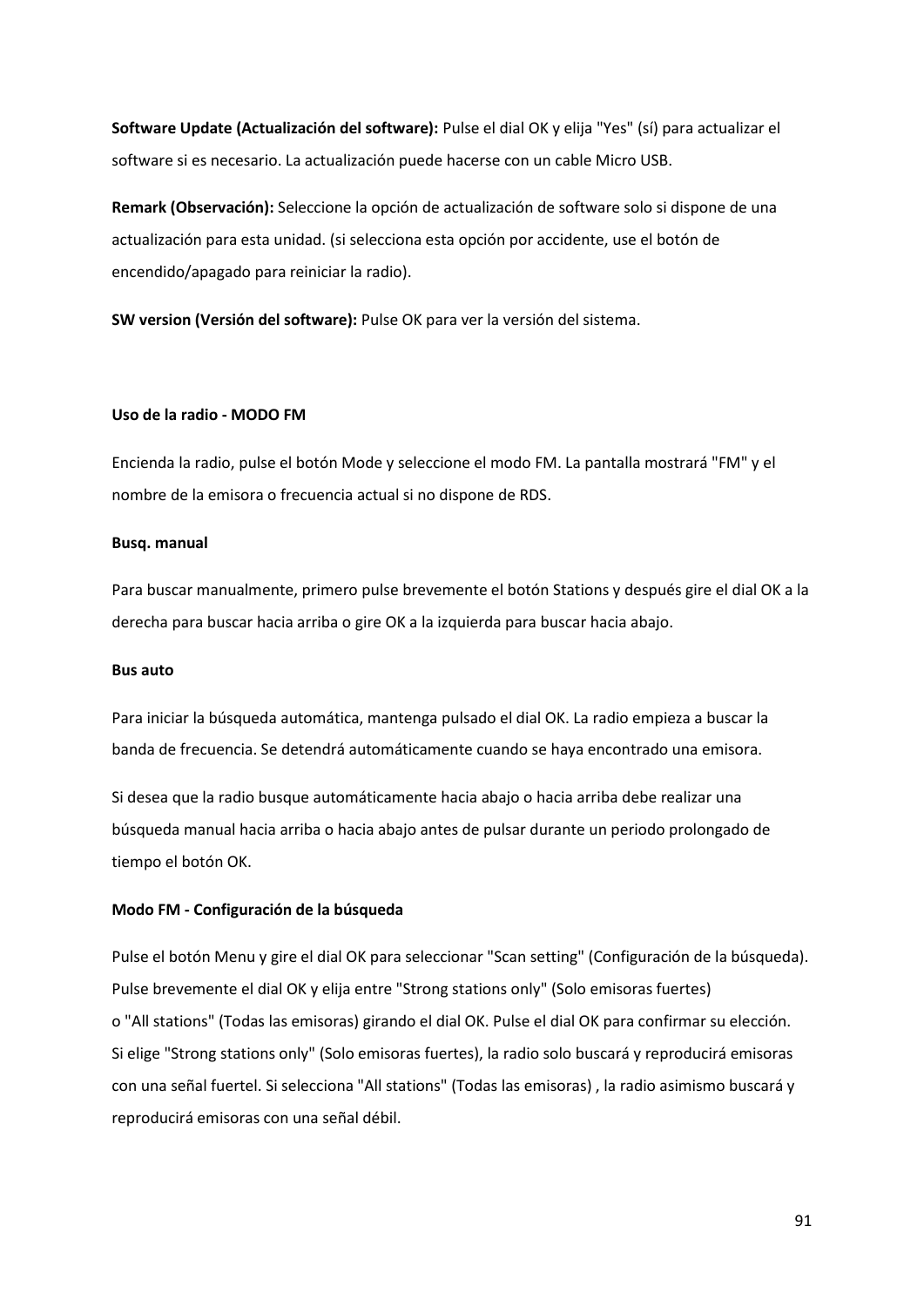**Software Update (Actualización del software):** Pulse el dial OK y elija "Yes" (sí) para actualizar el software si es necesario. La actualización puede hacerse con un cable Micro USB.

**Remark (Observación):** Seleccione la opción de actualización de software solo si dispone de una actualización para esta unidad. (si selecciona esta opción por accidente, use el botón de encendido/apagado para reiniciar la radio).

**SW version (Versión del software):** Pulse OK para ver la versión del sistema.

### Uso de la radio - MODO FM

Encienda la radio, pulse el botón Mode y seleccione el modo FM. La pantalla mostrará "FM" y el nombre de la emisora o frecuencia actual si no dispone de RDS.

**Busq. manual**

Para buscar manualmente, primero pulse brevemente el botón Stations y después gire el dial OK a la derecha para buscar hacia arriba o gire OK a la izquierda para buscar hacia abajo.

**Bus auto**

Para iniciar la búsqueda automática, mantenga pulsado el dial OK. La radio empieza a buscar la banda de frecuencia. Se detendrá automáticamente cuando se haya encontrado una emisora.

Si desea que la radio busque automáticamente hacia abajo o hacia arriba debe realizar una búsqueda manual hacia arriba o hacia abajo antes de pulsar durante un periodo prolongado de tiempo el botón OK.

**Modo FM - Configuración de la búsqueda**

Pulse el botón Menu y gire el dial OK para seleccionar "Scan setting" (Configuración de la búsqueda). Pulse brevemente el dial OK y elija entre "Strong stations only" (Solo emisoras fuertes) o "All stations" (Todas las emisoras) girando el dial OK. Pulse el dial OK para confirmar su elección. Si elige "Strong stations only" (Solo emisoras fuertes), la radio solo buscará y reproducirá emisoras con una señal fuertel. Si selecciona "All stations" (Todas las emisoras) , la radio asimismo buscará y reproducirá emisoras con una señal débil.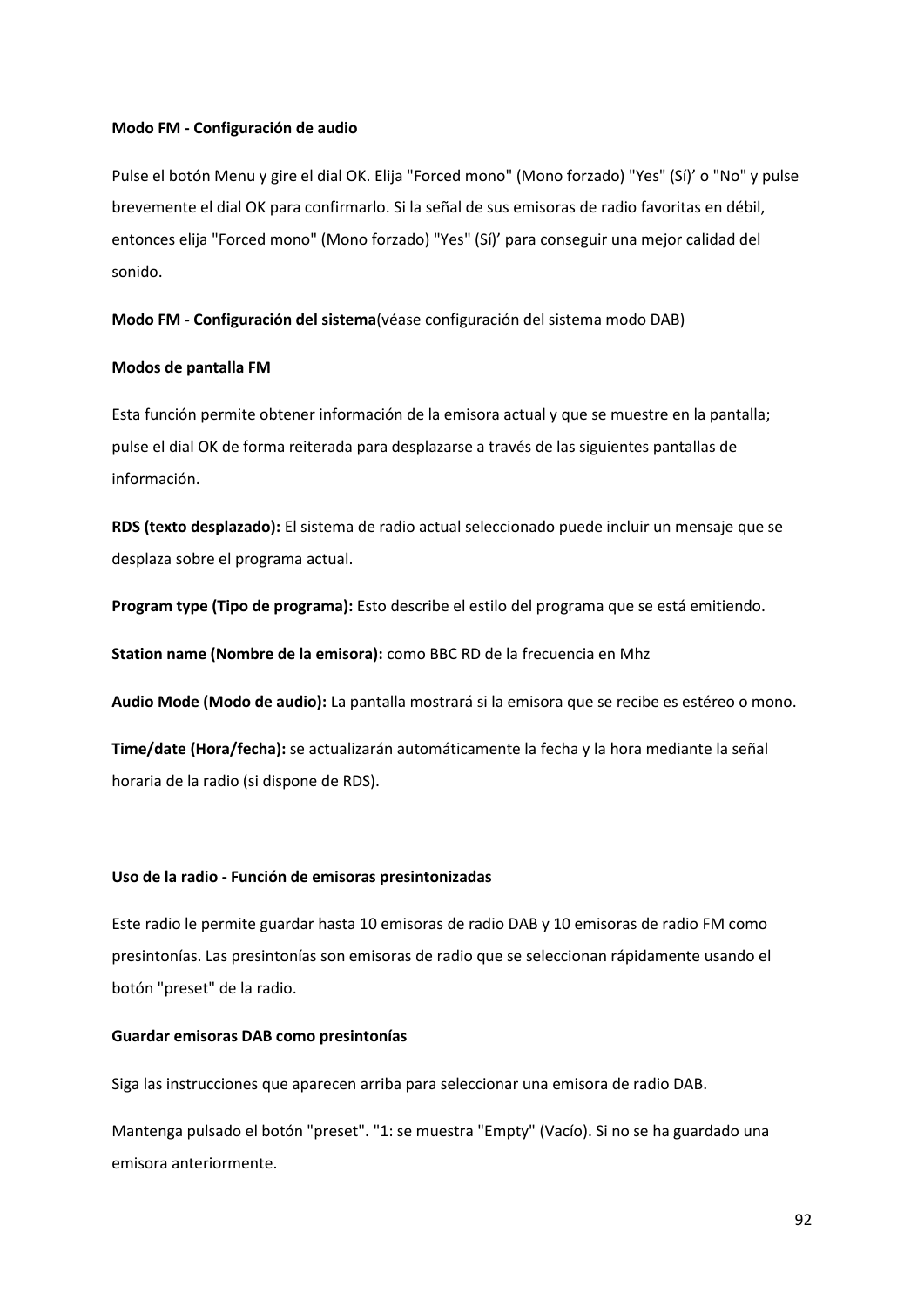**Modo FM - Configuración de audio**

Pulse el botón Menu y gire el dial OK. Elija "Forced mono" (Mono forzado) "Yes" (Sí)' o "No" y pulse brevemente el dial OK para confirmarlo. Si la señal de sus emisoras de radio favoritas en débil, entonces elija "Forced mono" (Mono forzado) "Yes" (Sí)' para conseguir una mejor calidad del sonido.

**Modo FM - Configuración del sistema**(véase configuración del sistema modo DAB)

**Modos de pantalla FM**

Esta función permite obtener información de la emisora actual y que se muestre en la pantalla; pulse el dial OK de forma reiterada para desplazarse a través de las siguientes pantallas de información.

**RDS (texto desplazado):** El sistema de radio actual seleccionado puede incluir un mensaje que se desplaza sobre el programa actual.

**Program type (Tipo de programa):** Esto describe el estilo del programa que se está emitiendo.

**Station name (Nombre de la emisora):** como BBC RD de la frecuencia en Mhz

**Audio Mode (Modo de audio):** La pantalla mostrará si la emisora que se recibe es estéreo o mono.

**Time/date (Hora/fecha):** se actualizarán automáticamente la fecha y la hora mediante la señal horaria de la radio (si dispone de RDS).

**Uso de la radio - Función de emisoras presintonizadas**

Este radio le permite guardar hasta 10 emisoras de radio DAB y 10 emisoras de radio FM como presintonías. Las presintonías son emisoras de radio que se seleccionan rápidamente usando el botón "preset" de la radio.

**Guardar emisoras DAB como presintonías**

Siga las instrucciones que aparecen arriba para seleccionar una emisora de radio DAB.

Mantenga pulsado el botón "preset". "1: se muestra "Empty" (Vacío). Si no se ha guardado una emisora anteriormente.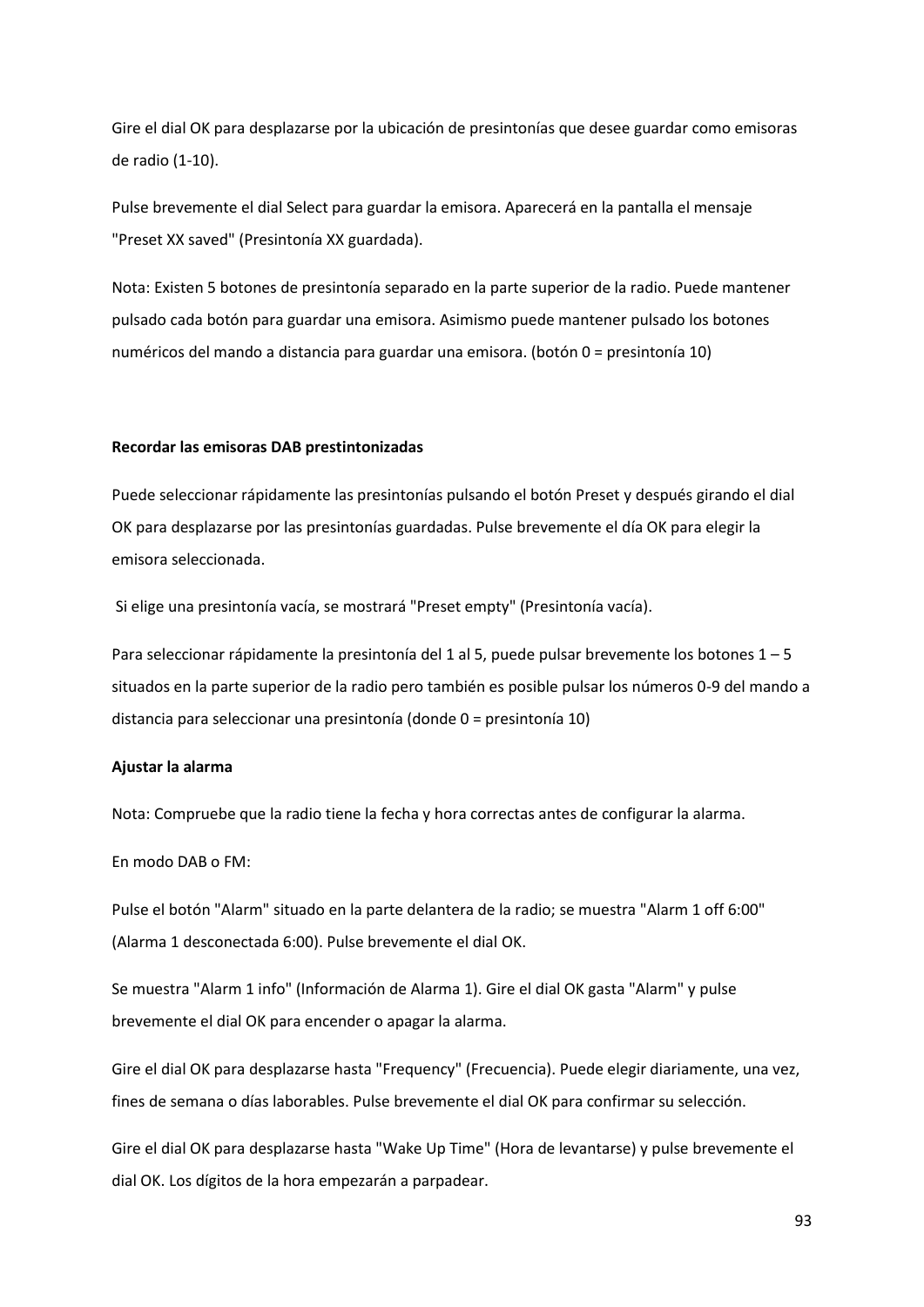Gire el dial OK para desplazarse por la ubicación de presintonías que desee guardar como emisoras de radio (1-10).

Pulse brevemente el dial Select para guardar la emisora. Aparecerá en la pantalla el mensaje "Preset XX saved" (Presintonía XX guardada).

Nota: Existen 5 botones de presintonía separado en la parte superior de la radio. Puede mantener pulsado cada botón para guardar una emisora. Asimismo puede mantener pulsado los botones numéricos del mando a distancia para guardar una emisora. (botón 0 = presintonía 10)

**Recordar las emisoras DAB prestintonizadas**

Puede seleccionar rápidamente las presintonías pulsando el botón Preset y después girando el dial OK para desplazarse por las presintonías guardadas. Pulse brevemente el día OK para elegir la emisora seleccionada.

Si elige una presintonía vacía, se mostrará "Preset empty" (Presintonía vacía).

Para seleccionar rápidamente la presintonía del 1 al 5, puede pulsar brevemente los botones 1 – 5 situados en la parte superior de la radio pero también es posible pulsar los números 0-9 del mando a distancia para seleccionar una presintonía (donde 0 = presintonía 10)

**Ajustar la alarma**

Nota: Compruebe que la radio tiene la fecha y hora correctas antes de configurar la alarma.

En modo DAB o FM:

Pulse el botón "Alarm" situado en la parte delantera de la radio; se muestra "Alarm 1 off 6:00" (Alarma 1 desconectada 6:00). Pulse brevemente el dial OK.

Se muestra "Alarm 1 info" (Información de Alarma 1). Gire el dial OK gasta "Alarm" y pulse brevemente el dial OK para encender o apagar la alarma.

Gire el dial OK para desplazarse hasta "Frequency" (Frecuencia). Puede elegir diariamente, una vez, fines de semana o días laborables. Pulse brevemente el dial OK para confirmar su selección.

Gire el dial OK para desplazarse hasta "Wake Up Time" (Hora de levantarse) y pulse brevemente el dial OK. Los dígitos de la hora empezarán a parpadear.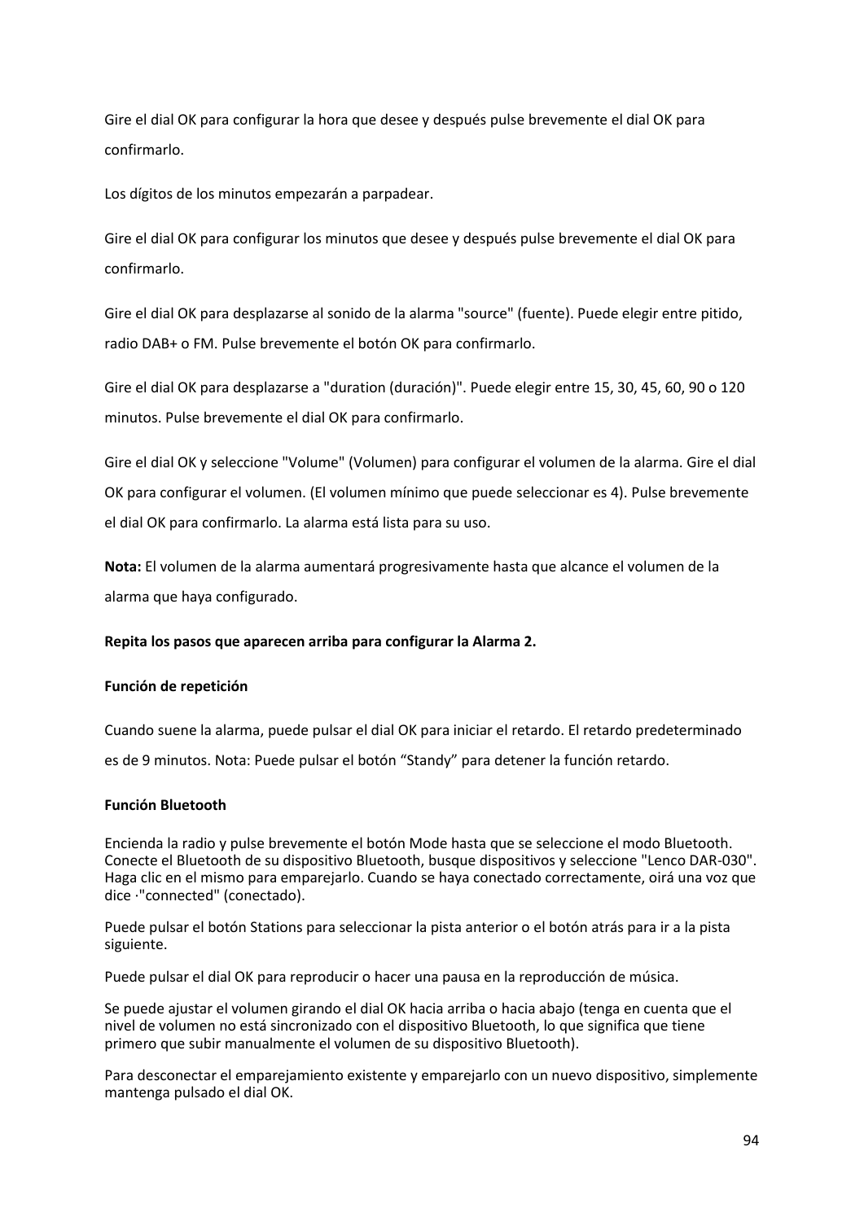Gire el dial OK para configurar la hora que desee y después pulse brevemente el dial OK para confirmarlo.

Los dígitos de los minutos empezarán a parpadear.

Gire el dial OK para configurar los minutos que desee y después pulse brevemente el dial OK para confirmarlo.

Gire el dial OK para desplazarse al sonido de la alarma "source" (fuente). Puede elegir entre pitido, radio DAB+ o FM. Pulse brevemente el botón OK para confirmarlo.

Gire el dial OK para desplazarse a "duration (duración)". Puede elegir entre 15, 30, 45, 60, 90 o 120 minutos. Pulse brevemente el dial OK para confirmarlo.

Gire el dial OK y seleccione "Volume" (Volumen) para configurar el volumen de la alarma. Gire el dial OK para configurar el volumen. (El volumen mínimo que puede seleccionar es 4). Pulse brevemente el dial OK para confirmarlo. La alarma está lista para su uso.

**Nota:** El volumen de la alarma aumentará progresivamente hasta que alcance el volumen de la alarma que haya configurado.

**Repita los pasos que aparecen arriba para configurar la Alarma 2.**

**Función de repetición**

Cuando suene la alarma, puede pulsar el dial OK para iniciar el retardo. El retardo predeterminado es de 9 minutos. Nota: Puede pulsar el botón “Standy” para detener la función retardo.

**Función Bluetooth**

Encienda la radio y pulse brevemente el botón Mode hasta que se seleccione el modo Bluetooth. Conecte el Bluetooth de su dispositivo Bluetooth, busque dispositivos y seleccione "Lenco DAR-030". Haga clic en el mismo para emparejarlo. Cuando se haya conectado correctamente, oirá una voz que dice ·"connected" (conectado).

Puede pulsar el botón Stations para seleccionar la pista anterior o el botón atrás para ir a la pista siguiente.

Puede pulsar el dial OK para reproducir o hacer una pausa en la reproducción de música.

Se puede ajustar el volumen girando el dial OK hacia arriba o hacia abajo (tenga en cuenta que el nivel de volumen no está sincronizado con el dispositivo Bluetooth, lo que significa que tiene primero que subir manualmente el volumen de su dispositivo Bluetooth).

Para desconectar el emparejamiento existente y emparejarlo con un nuevo dispositivo, simplemente mantenga pulsado el dial OK.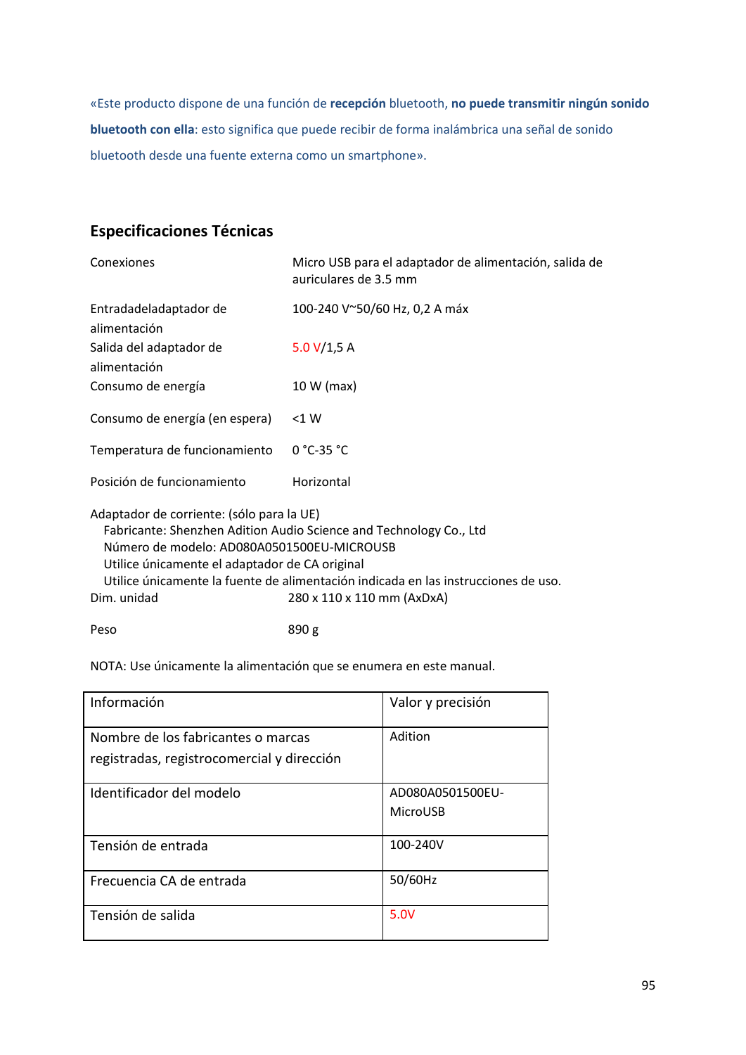«Este producto dispone de una función de **recepción** bluetooth, **no puede transmitir ningún sonido bluetooth con ella**: esto significa que puede recibir de forma inalámbrica una señal de sonido bluetooth desde una fuente externa como un smartphone».

## Especificaciones Técnicas

| | |
|---|---|
| Conexiones | Micro USB para el adaptador de alimentación, salida de auriculares de 3.5 mm |
| Entradadeladaptador de alimentación | 100-240 V~50/60 Hz, 0,2 A máx |
| Salida del adaptador de alimentación | 5.0 V/1,5 A |
| Consumo de energía | 10 W (max) |
| Consumo de energía (en espera) | <1 W |
| Temperatura de funcionamiento | 0 °C-35 °C |
| Posición de funcionamiento | Horizontal |

Adaptador de corriente: (sólo para la UE)
Fabricante: Shenzhen Adition Audio Science and Technology Co., Ltd
Número de modelo: AD080A0501500EU-MICROUSB
Utilice únicamente el adaptador de CA original
Utilice únicamente la fuente de alimentación indicada en las instrucciones de uso.

| | |
|---|---|
| Dim. unidad | 280 x 110 x 110 mm (AxDxA) |
| Peso | 890 g |

NOTA: Use únicamente la alimentación que se enumera en este manual.

| Información | Valor y precisión |
|---|---|
| Nombre de los fabricantes o marcas registradas, registrocomercial y dirección | Adition |
| Identificador del modelo | AD080A0501500EU-MicroUSB |
| Tensión de entrada | 100-240V |
| Frecuencia CA de entrada | 50/60Hz |
| Tensión de salida | 5.0V |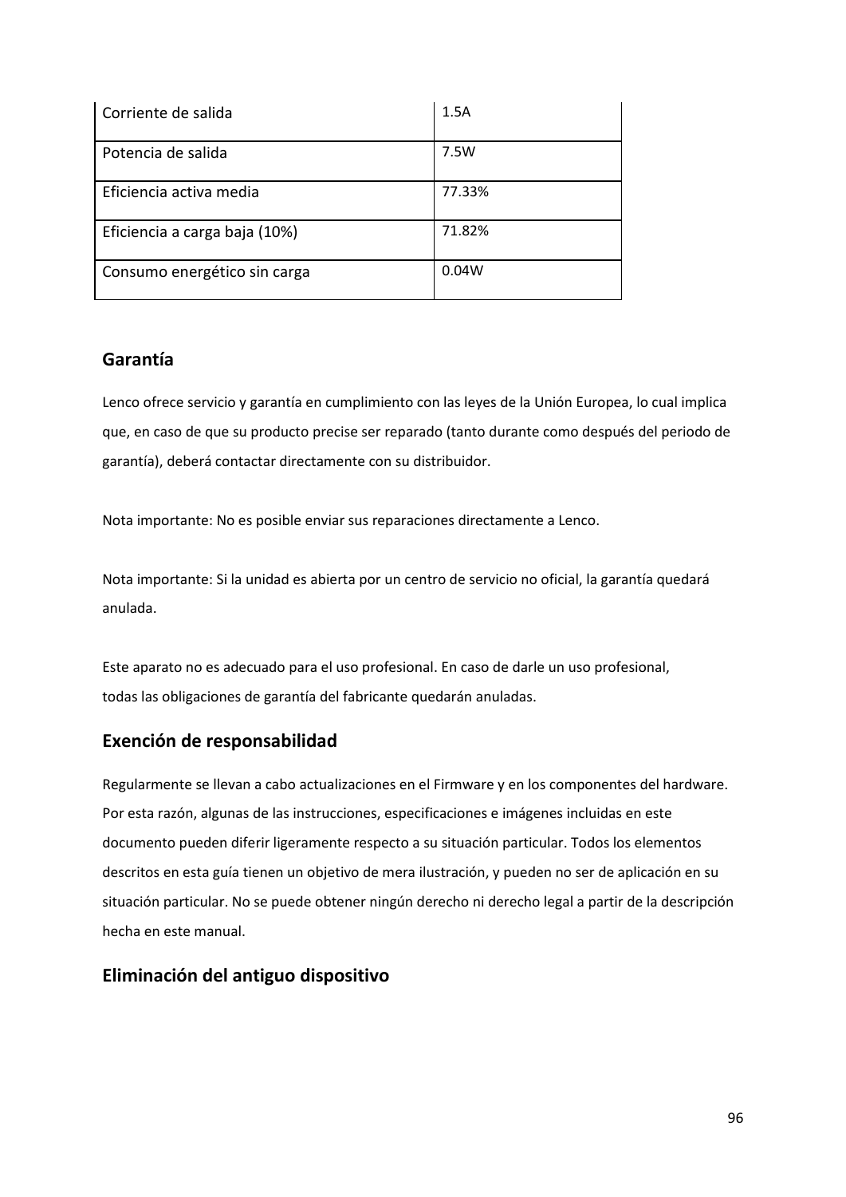| | |
|---|---|
| Corriente de salida | 1.5A |
| Potencia de salida | 7.5W |
| Eficiencia activa media | 77.33% |
| Eficiencia a carga baja (10%) | 71.82% |
| Consumo energético sin carga | 0.04W |

## Garantía

Lenco ofrece servicio y garantía en cumplimiento con las leyes de la Unión Europea, lo cual implica que, en caso de que su producto precise ser reparado (tanto durante como después del periodo de garantía), deberá contactar directamente con su distribuidor.

Nota importante: No es posible enviar sus reparaciones directamente a Lenco.

Nota importante: Si la unidad es abierta por un centro de servicio no oficial, la garantía quedará anulada.

Este aparato no es adecuado para el uso profesional. En caso de darle un uso profesional, todas las obligaciones de garantía del fabricante quedarán anuladas.

## Exención de responsabilidad

Regularmente se llevan a cabo actualizaciones en el Firmware y en los componentes del hardware. Por esta razón, algunas de las instrucciones, especificaciones e imágenes incluidas en este documento pueden diferir ligeramente respecto a su situación particular. Todos los elementos descritos en esta guía tienen un objetivo de mera ilustración, y pueden no ser de aplicación en su situación particular. No se puede obtener ningún derecho ni derecho legal a partir de la descripción hecha en este manual.

## Eliminación del antiguo dispositivo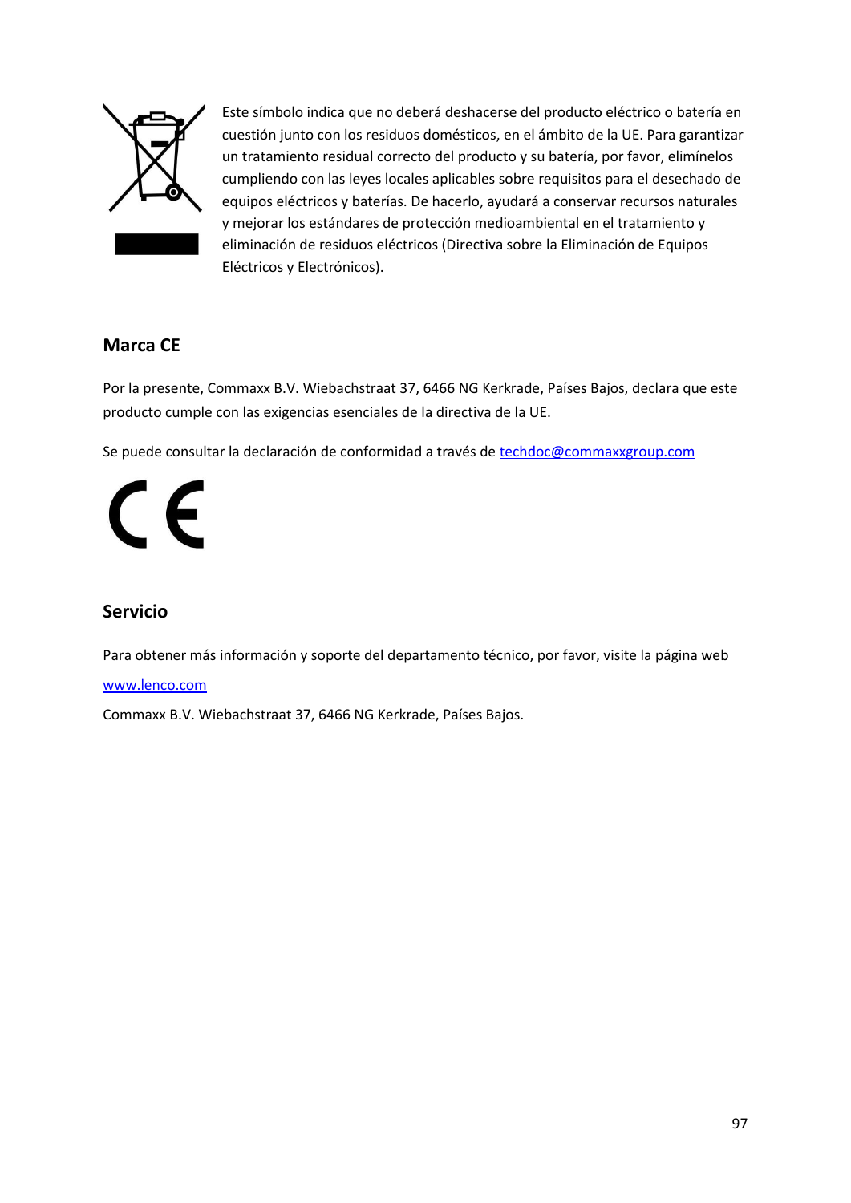Este símbolo indica que no deberá deshacerse del producto eléctrico o batería en cuestión junto con los residuos domésticos, en el ámbito de la UE. Para garantizar un tratamiento residual correcto del producto y su batería, por favor, elimínelos cumpliendo con las leyes locales aplicables sobre requisitos para el desechado de equipos eléctricos y baterías. De hacerlo, ayudará a conservar recursos naturales y mejorar los estándares de protección medioambiental en el tratamiento y eliminación de residuos eléctricos (Directiva sobre la Eliminación de Equipos Eléctricos y Electrónicos).

## Marca CE

Por la presente, Commaxx B.V. Wiebachstraat 37, 6466 NG Kerkrade, Países Bajos, declara que este producto cumple con las exigencias esenciales de la directiva de la UE.

Se puede consultar la declaración de conformidad a través de techdoc@commaxxgroup.com

## Servicio

Para obtener más información y soporte del departamento técnico, por favor, visite la página web www.lenco.com

Commaxx B.V. Wiebachstraat 37, 6466 NG Kerkrade, Países Bajos.